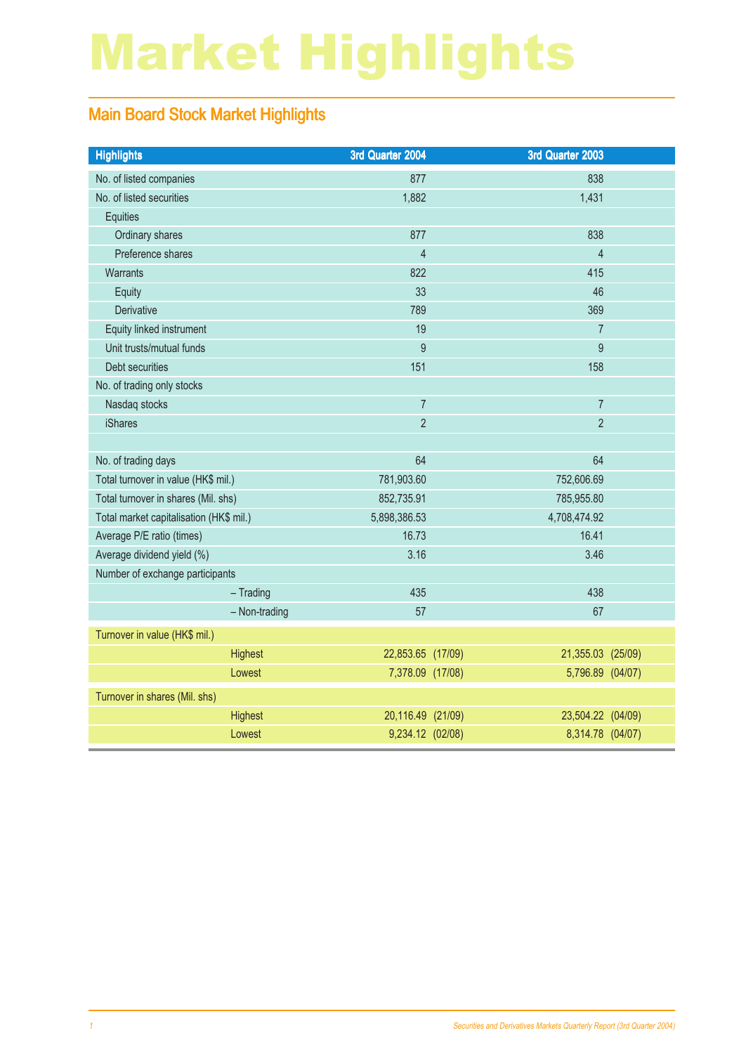# Market Highlights

## Main Board Stock Market Highlights

| Highlights | 3rd Quarter 2004 | 3rd Quarter 2003 |
|---|---|---|
| No. of listed companies | 877 | 838 |
| No. of listed securities | 1,882 | 1,431 |
| Equities | | |
| Ordinary shares | 877 | 838 |
| Preference shares | 4 | 4 |
| Warrants | 822 | 415 |
| Equity | 33 | 46 |
| Derivative | 789 | 369 |
| Equity linked instrument | 19 | 7 |
| Unit trusts/mutual funds | 9 | 9 |
| Debt securities | 151 | 158 |
| No. of trading only stocks | | |
| Nasdaq stocks | 7 | 7 |
| iShares | 2 | 2 |
| | | |
| No. of trading days | 64 | 64 |
| Total turnover in value (HK$ mil.) | 781,903.60 | 752,606.69 |
| Total turnover in shares (Mil. shs) | 852,735.91 | 785,955.80 |
| Total market capitalisation (HK$ mil.) | 5,898,386.53 | 4,708,474.92 |
| Average P/E ratio (times) | 16.73 | 16.41 |
| Average dividend yield (%) | 3.16 | 3.46 |
| Number of exchange participants | | |
| – Trading | 435 | 438 |
| – Non-trading | 57 | 67 |
| Turnover in value (HK$ mil.) | | |
| Highest | 22,853.65 (17/09) | 21,355.03 (25/09) |
| Lowest | 7,378.09 (17/08) | 5,796.89 (04/07) |
| Turnover in shares (Mil. shs) | | |
| Highest | 20,116.49 (21/09) | 23,504.22 (04/09) |
| Lowest | 9,234.12 (02/08) | 8,314.78 (04/07) |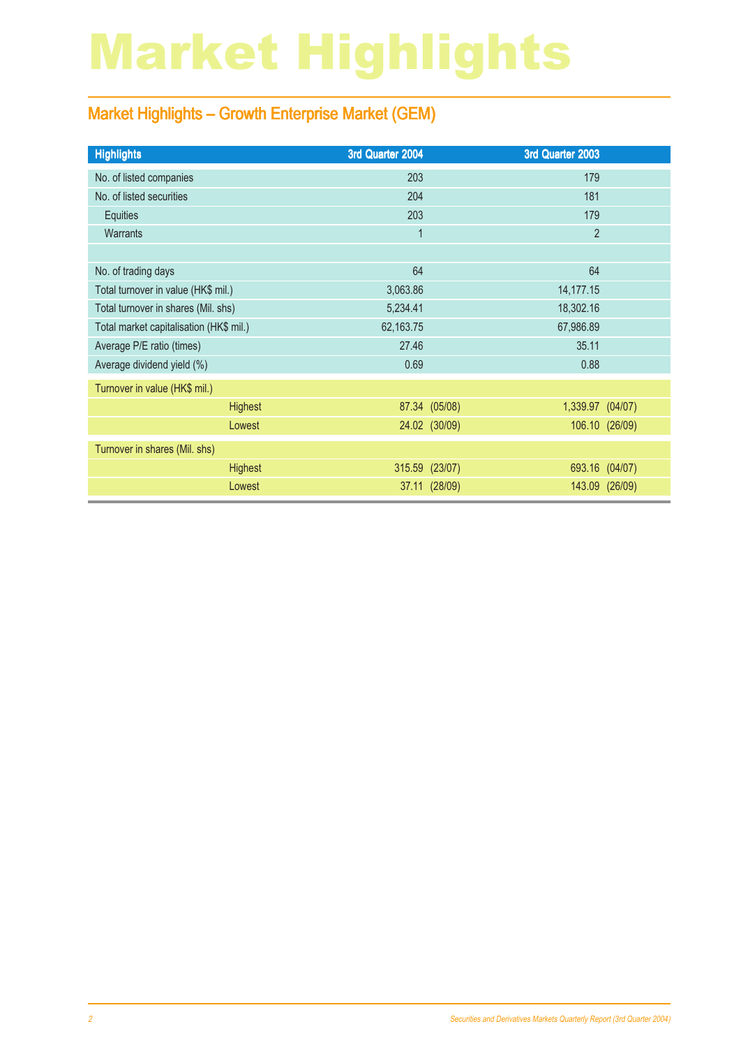# Market Highlights

## Market Highlights – Growth Enterprise Market (GEM)

| Highlights | 3rd Quarter 2004 | 3rd Quarter 2003 |
|---|---|---|
| No. of listed companies | 203 | 179 |
| No. of listed securities | 204 | 181 |
| Equities | 203 | 179 |
| Warrants | 1 | 2 |
| | | |
| No. of trading days | 64 | 64 |
| Total turnover in value (HK$ mil.) | 3,063.86 | 14,177.15 |
| Total turnover in shares (Mil. shs) | 5,234.41 | 18,302.16 |
| Total market capitalisation (HK$ mil.) | 62,163.75 | 67,986.89 |
| Average P/E ratio (times) | 27.46 | 35.11 |
| Average dividend yield (%) | 0.69 | 0.88 |
| Turnover in value (HK$ mil.) | | |
| Highest | 87.34 (05/08) | 1,339.97 (04/07) |
| Lowest | 24.02 (30/09) | 106.10 (26/09) |
| Turnover in shares (Mil. shs) | | |
| Highest | 315.59 (23/07) | 693.16 (04/07) |
| Lowest | 37.11 (28/09) | 143.09 (26/09) |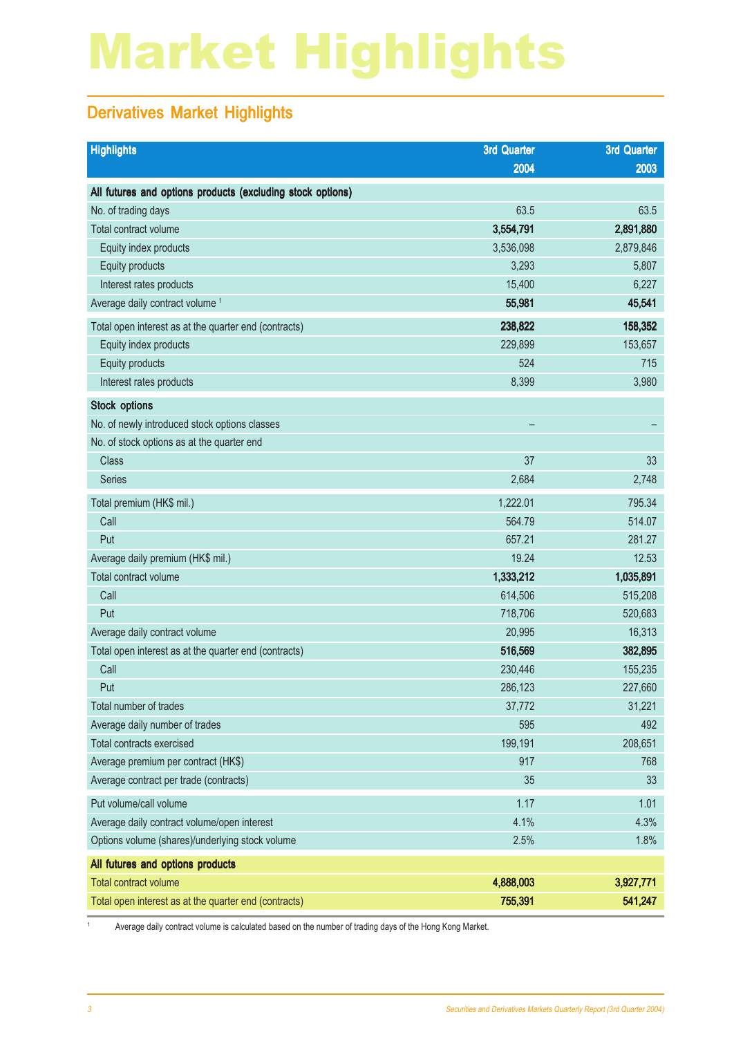# Market Highlights

## Derivatives Market Highlights

| Highlights | 3rd Quarter 2004 | 3rd Quarter 2003 |
|---|---|---|
| **All futures and options products (excluding stock options)** | | |
| No. of trading days | 63.5 | 63.5 |
| Total contract volume | **3,554,791** | **2,891,880** |
| Equity index products | 3,536,098 | 2,879,846 |
| Equity products | 3,293 | 5,807 |
| Interest rates products | 15,400 | 6,227 |
| Average daily contract volume [1] | **55,981** | **45,541** |
| Total open interest as at the quarter end (contracts) | **238,822** | **158,352** |
| Equity index products | 229,899 | 153,657 |
| Equity products | 524 | 715 |
| Interest rates products | 8,399 | 3,980 |
| **Stock options** | | |
| No. of newly introduced stock options classes | – | – |
| No. of stock options as at the quarter end | | |
| Class | 37 | 33 |
| Series | 2,684 | 2,748 |
| Total premium (HK$ mil.) | 1,222.01 | 795.34 |
| Call | 564.79 | 514.07 |
| Put | 657.21 | 281.27 |
| Average daily premium (HK$ mil.) | 19.24 | 12.53 |
| Total contract volume | **1,333,212** | **1,035,891** |
| Call | 614,506 | 515,208 |
| Put | 718,706 | 520,683 |
| Average daily contract volume | 20,995 | 16,313 |
| Total open interest as at the quarter end (contracts) | **516,569** | **382,895** |
| Call | 230,446 | 155,235 |
| Put | 286,123 | 227,660 |
| Total number of trades | 37,772 | 31,221 |
| Average daily number of trades | 595 | 492 |
| Total contracts exercised | 199,191 | 208,651 |
| Average premium per contract (HK$) | 917 | 768 |
| Average contract per trade (contracts) | 35 | 33 |
| Put volume/call volume | 1.17 | 1.01 |
| Average daily contract volume/open interest | 4.1% | 4.3% |
| Options volume (shares)/underlying stock volume | 2.5% | 1.8% |
| **All futures and options products** | | |
| Total contract volume | **4,888,003** | **3,927,771** |
| Total open interest as at the quarter end (contracts) | **755,391** | **541,247** |

[1] Average daily contract volume is calculated based on the number of trading days of the Hong Kong Market.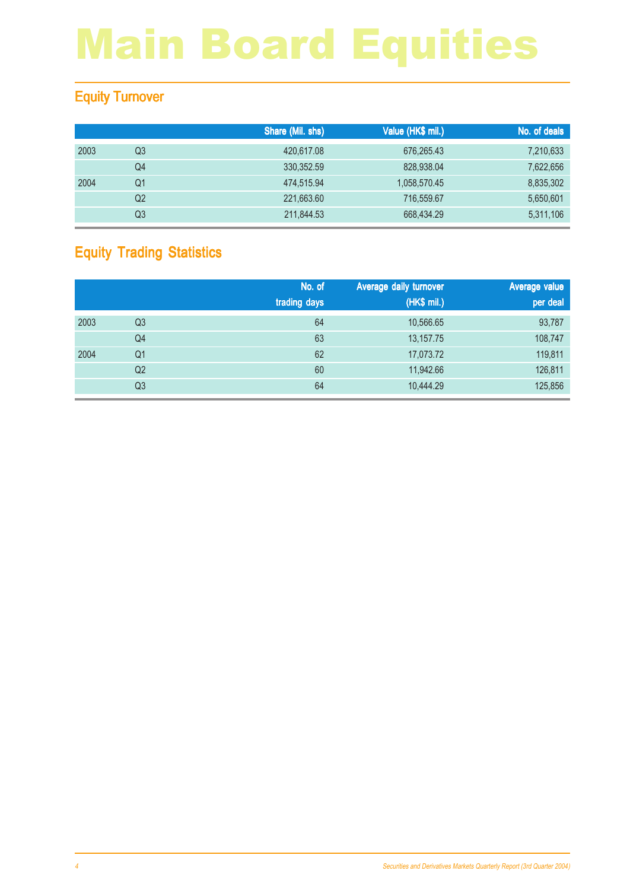# Main Board Equities

## Equity Turnover

| | | Share (Mil. shs) | Value (HK$ mil.) | No. of deals |
|---|---|---|---|---|
| 2003 | Q3 | 420,617.08 | 676,265.43 | 7,210,633 |
| | Q4 | 330,352.59 | 828,938.04 | 7,622,656 |
| 2004 | Q1 | 474,515.94 | 1,058,570.45 | 8,835,302 |
| | Q2 | 221,663.60 | 716,559.67 | 5,650,601 |
| | Q3 | 211,844.53 | 668,434.29 | 5,311,106 |

## Equity Trading Statistics

| | | No. of trading days | Average daily turnover (HK$ mil.) | Average value per deal |
|---|---|---|---|---|
| 2003 | Q3 | 64 | 10,566.65 | 93,787 |
| | Q4 | 63 | 13,157.75 | 108,747 |
| 2004 | Q1 | 62 | 17,073.72 | 119,811 |
| | Q2 | 60 | 11,942.66 | 126,811 |
| | Q3 | 64 | 10,444.29 | 125,856 |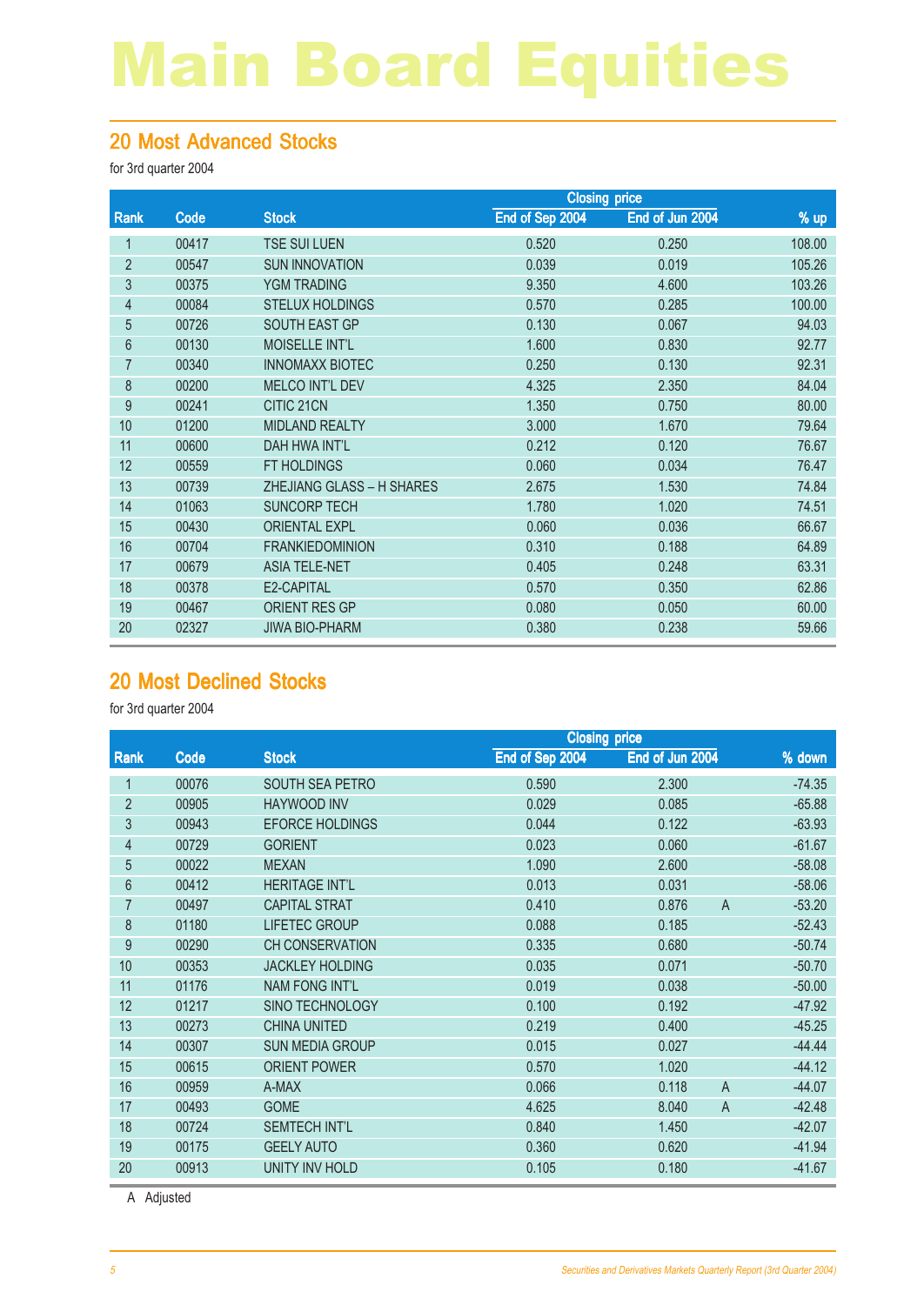# Main Board Equities

## 20 Most Advanced Stocks

for 3rd quarter 2004

| Rank | Code | Stock | Closing price | | % up |
|---|---|---|---|---|---|
| | | | End of Sep 2004 | End of Jun 2004 | |
| 1 | 00417 | TSE SUI LUEN | 0.520 | 0.250 | 108.00 |
| 2 | 00547 | SUN INNOVATION | 0.039 | 0.019 | 105.26 |
| 3 | 00375 | YGM TRADING | 9.350 | 4.600 | 103.26 |
| 4 | 00084 | STELUX HOLDINGS | 0.570 | 0.285 | 100.00 |
| 5 | 00726 | SOUTH EAST GP | 0.130 | 0.067 | 94.03 |
| 6 | 00130 | MOISELLE INT'L | 1.600 | 0.830 | 92.77 |
| 7 | 00340 | INNOMAXX BIOTEC | 0.250 | 0.130 | 92.31 |
| 8 | 00200 | MELCO INT'L DEV | 4.325 | 2.350 | 84.04 |
| 9 | 00241 | CITIC 21CN | 1.350 | 0.750 | 80.00 |
| 10 | 01200 | MIDLAND REALTY | 3.000 | 1.670 | 79.64 |
| 11 | 00600 | DAH HWA INT'L | 0.212 | 0.120 | 76.67 |
| 12 | 00559 | FT HOLDINGS | 0.060 | 0.034 | 76.47 |
| 13 | 00739 | ZHEJIANG GLASS – H SHARES | 2.675 | 1.530 | 74.84 |
| 14 | 01063 | SUNCORP TECH | 1.780 | 1.020 | 74.51 |
| 15 | 00430 | ORIENTAL EXPL | 0.060 | 0.036 | 66.67 |
| 16 | 00704 | FRANKIEDOMINION | 0.310 | 0.188 | 64.89 |
| 17 | 00679 | ASIA TELE-NET | 0.405 | 0.248 | 63.31 |
| 18 | 00378 | E2-CAPITAL | 0.570 | 0.350 | 62.86 |
| 19 | 00467 | ORIENT RES GP | 0.080 | 0.050 | 60.00 |
| 20 | 02327 | JIWA BIO-PHARM | 0.380 | 0.238 | 59.66 |

## 20 Most Declined Stocks

for 3rd quarter 2004

| Rank | Code | Stock | Closing price | | | % down |
|---|---|---|---|---|---|---|
| | | | End of Sep 2004 | End of Jun 2004 | | |
| 1 | 00076 | SOUTH SEA PETRO | 0.590 | 2.300 | | -74.35 |
| 2 | 00905 | HAYWOOD INV | 0.029 | 0.085 | | -65.88 |
| 3 | 00943 | EFORCE HOLDINGS | 0.044 | 0.122 | | -63.93 |
| 4 | 00729 | GORIENT | 0.023 | 0.060 | | -61.67 |
| 5 | 00022 | MEXAN | 1.090 | 2.600 | | -58.08 |
| 6 | 00412 | HERITAGE INT'L | 0.013 | 0.031 | | -58.06 |
| 7 | 00497 | CAPITAL STRAT | 0.410 | 0.876 | A | -53.20 |
| 8 | 01180 | LIFETEC GROUP | 0.088 | 0.185 | | -52.43 |
| 9 | 00290 | CH CONSERVATION | 0.335 | 0.680 | | -50.74 |
| 10 | 00353 | JACKLEY HOLDING | 0.035 | 0.071 | | -50.70 |
| 11 | 01176 | NAM FONG INT'L | 0.019 | 0.038 | | -50.00 |
| 12 | 01217 | SINO TECHNOLOGY | 0.100 | 0.192 | | -47.92 |
| 13 | 00273 | CHINA UNITED | 0.219 | 0.400 | | -45.25 |
| 14 | 00307 | SUN MEDIA GROUP | 0.015 | 0.027 | | -44.44 |
| 15 | 00615 | ORIENT POWER | 0.570 | 1.020 | | -44.12 |
| 16 | 00959 | A-MAX | 0.066 | 0.118 | A | -44.07 |
| 17 | 00493 | GOME | 4.625 | 8.040 | A | -42.48 |
| 18 | 00724 | SEMTECH INT'L | 0.840 | 1.450 | | -42.07 |
| 19 | 00175 | GEELY AUTO | 0.360 | 0.620 | | -41.94 |
| 20 | 00913 | UNITY INV HOLD | 0.105 | 0.180 | | -41.67 |

A Adjusted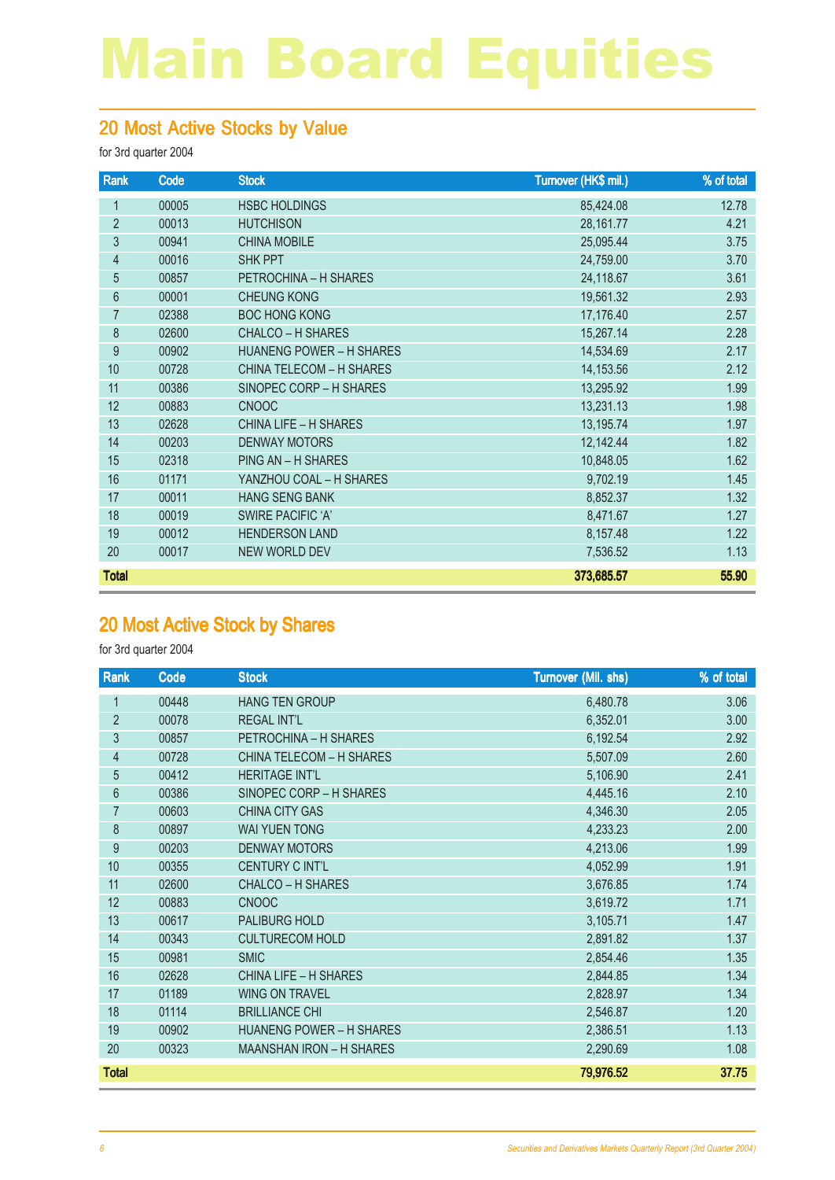# Main Board Equities

## 20 Most Active Stocks by Value

for 3rd quarter 2004

| Rank | Code | Stock | Turnover (HK$ mil.) | % of total |
|---|---|---|---|---|
| 1 | 00005 | HSBC HOLDINGS | 85,424.08 | 12.78 |
| 2 | 00013 | HUTCHISON | 28,161.77 | 4.21 |
| 3 | 00941 | CHINA MOBILE | 25,095.44 | 3.75 |
| 4 | 00016 | SHK PPT | 24,759.00 | 3.70 |
| 5 | 00857 | PETROCHINA – H SHARES | 24,118.67 | 3.61 |
| 6 | 00001 | CHEUNG KONG | 19,561.32 | 2.93 |
| 7 | 02388 | BOC HONG KONG | 17,176.40 | 2.57 |
| 8 | 02600 | CHALCO – H SHARES | 15,267.14 | 2.28 |
| 9 | 00902 | HUANENG POWER – H SHARES | 14,534.69 | 2.17 |
| 10 | 00728 | CHINA TELECOM – H SHARES | 14,153.56 | 2.12 |
| 11 | 00386 | SINOPEC CORP – H SHARES | 13,295.92 | 1.99 |
| 12 | 00883 | CNOOC | 13,231.13 | 1.98 |
| 13 | 02628 | CHINA LIFE – H SHARES | 13,195.74 | 1.97 |
| 14 | 00203 | DENWAY MOTORS | 12,142.44 | 1.82 |
| 15 | 02318 | PING AN – H SHARES | 10,848.05 | 1.62 |
| 16 | 01171 | YANZHOU COAL – H SHARES | 9,702.19 | 1.45 |
| 17 | 00011 | HANG SENG BANK | 8,852.37 | 1.32 |
| 18 | 00019 | SWIRE PACIFIC 'A' | 8,471.67 | 1.27 |
| 19 | 00012 | HENDERSON LAND | 8,157.48 | 1.22 |
| 20 | 00017 | NEW WORLD DEV | 7,536.52 | 1.13 |
| **Total** | | | **373,685.57** | **55.90** |

## 20 Most Active Stock by Shares

for 3rd quarter 2004

| Rank | Code | Stock | Turnover (Mil. shs) | % of total |
|---|---|---|---|---|
| 1 | 00448 | HANG TEN GROUP | 6,480.78 | 3.06 |
| 2 | 00078 | REGAL INT'L | 6,352.01 | 3.00 |
| 3 | 00857 | PETROCHINA – H SHARES | 6,192.54 | 2.92 |
| 4 | 00728 | CHINA TELECOM – H SHARES | 5,507.09 | 2.60 |
| 5 | 00412 | HERITAGE INT'L | 5,106.90 | 2.41 |
| 6 | 00386 | SINOPEC CORP – H SHARES | 4,445.16 | 2.10 |
| 7 | 00603 | CHINA CITY GAS | 4,346.30 | 2.05 |
| 8 | 00897 | WAI YUEN TONG | 4,233.23 | 2.00 |
| 9 | 00203 | DENWAY MOTORS | 4,213.06 | 1.99 |
| 10 | 00355 | CENTURY C INT'L | 4,052.99 | 1.91 |
| 11 | 02600 | CHALCO – H SHARES | 3,676.85 | 1.74 |
| 12 | 00883 | CNOOC | 3,619.72 | 1.71 |
| 13 | 00617 | PALIBURG HOLD | 3,105.71 | 1.47 |
| 14 | 00343 | CULTURECOM HOLD | 2,891.82 | 1.37 |
| 15 | 00981 | SMIC | 2,854.46 | 1.35 |
| 16 | 02628 | CHINA LIFE – H SHARES | 2,844.85 | 1.34 |
| 17 | 01189 | WING ON TRAVEL | 2,828.97 | 1.34 |
| 18 | 01114 | BRILLIANCE CHI | 2,546.87 | 1.20 |
| 19 | 00902 | HUANENG POWER – H SHARES | 2,386.51 | 1.13 |
| 20 | 00323 | MAANSHAN IRON – H SHARES | 2,290.69 | 1.08 |
| **Total** | | | **79,976.52** | **37.75** |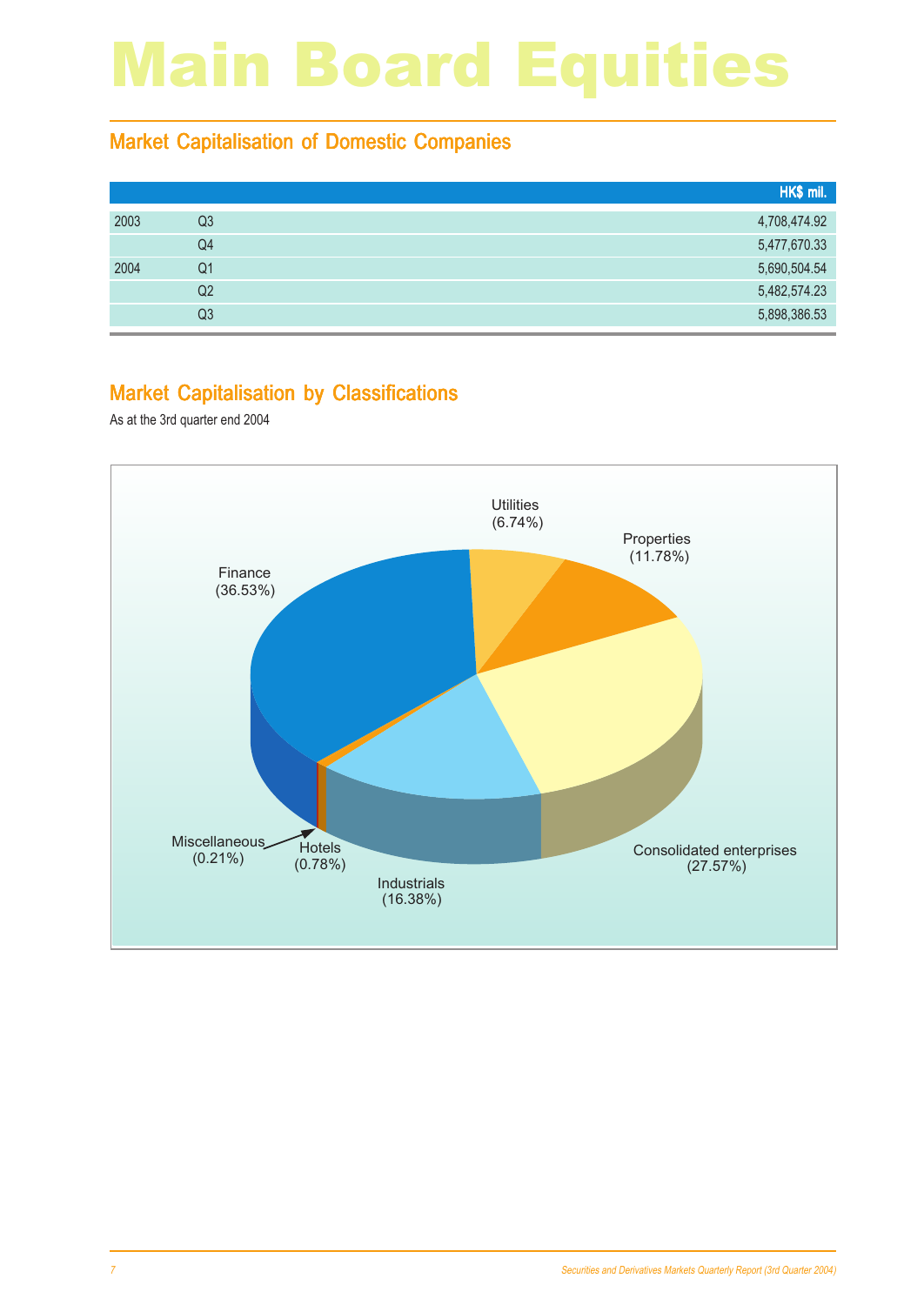# Main Board Equities

## Market Capitalisation of Domestic Companies

| | | HK$ mil. |
|---|---|---|
| 2003 | Q3 | 4,708,474.92 |
| | Q4 | 5,477,670.33 |
| 2004 | Q1 | 5,690,504.54 |
| | Q2 | 5,482,574.23 |
| | Q3 | 5,898,386.53 |

## Market Capitalisation by Classifications

As at the 3rd quarter end 2004

Utilities (6.74%)
Properties (11.78%)
Finance (36.53%)
Consolidated enterprises (27.57%)
Industrials (16.38%)
Hotels (0.78%)
Miscellaneous (0.21%)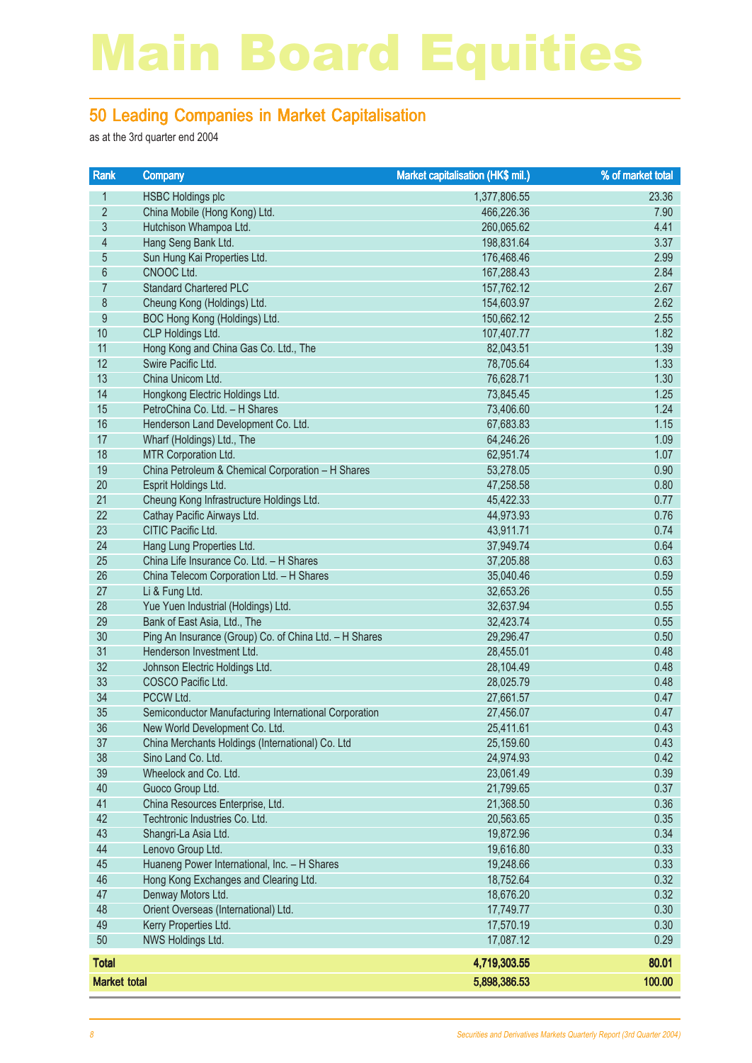# Main Board Equities

## 50 Leading Companies in Market Capitalisation

as at the 3rd quarter end 2004

| Rank | Company | Market capitalisation (HK$ mil.) | % of market total |
|---|---|---|---|
| 1 | HSBC Holdings plc | 1,377,806.55 | 23.36 |
| 2 | China Mobile (Hong Kong) Ltd. | 466,226.36 | 7.90 |
| 3 | Hutchison Whampoa Ltd. | 260,065.62 | 4.41 |
| 4 | Hang Seng Bank Ltd. | 198,831.64 | 3.37 |
| 5 | Sun Hung Kai Properties Ltd. | 176,468.46 | 2.99 |
| 6 | CNOOC Ltd. | 167,288.43 | 2.84 |
| 7 | Standard Chartered PLC | 157,762.12 | 2.67 |
| 8 | Cheung Kong (Holdings) Ltd. | 154,603.97 | 2.62 |
| 9 | BOC Hong Kong (Holdings) Ltd. | 150,662.12 | 2.55 |
| 10 | CLP Holdings Ltd. | 107,407.77 | 1.82 |
| 11 | Hong Kong and China Gas Co. Ltd., The | 82,043.51 | 1.39 |
| 12 | Swire Pacific Ltd. | 78,705.64 | 1.33 |
| 13 | China Unicom Ltd. | 76,628.71 | 1.30 |
| 14 | Hongkong Electric Holdings Ltd. | 73,845.45 | 1.25 |
| 15 | PetroChina Co. Ltd. – H Shares | 73,406.60 | 1.24 |
| 16 | Henderson Land Development Co. Ltd. | 67,683.83 | 1.15 |
| 17 | Wharf (Holdings) Ltd., The | 64,246.26 | 1.09 |
| 18 | MTR Corporation Ltd. | 62,951.74 | 1.07 |
| 19 | China Petroleum & Chemical Corporation – H Shares | 53,278.05 | 0.90 |
| 20 | Esprit Holdings Ltd. | 47,258.58 | 0.80 |
| 21 | Cheung Kong Infrastructure Holdings Ltd. | 45,422.33 | 0.77 |
| 22 | Cathay Pacific Airways Ltd. | 44,973.93 | 0.76 |
| 23 | CITIC Pacific Ltd. | 43,911.71 | 0.74 |
| 24 | Hang Lung Properties Ltd. | 37,949.74 | 0.64 |
| 25 | China Life Insurance Co. Ltd. – H Shares | 37,205.88 | 0.63 |
| 26 | China Telecom Corporation Ltd. – H Shares | 35,040.46 | 0.59 |
| 27 | Li & Fung Ltd. | 32,653.26 | 0.55 |
| 28 | Yue Yuen Industrial (Holdings) Ltd. | 32,637.94 | 0.55 |
| 29 | Bank of East Asia, Ltd., The | 32,423.74 | 0.55 |
| 30 | Ping An Insurance (Group) Co. of China Ltd. – H Shares | 29,296.47 | 0.50 |
| 31 | Henderson Investment Ltd. | 28,455.01 | 0.48 |
| 32 | Johnson Electric Holdings Ltd. | 28,104.49 | 0.48 |
| 33 | COSCO Pacific Ltd. | 28,025.79 | 0.48 |
| 34 | PCCW Ltd. | 27,661.57 | 0.47 |
| 35 | Semiconductor Manufacturing International Corporation | 27,456.07 | 0.47 |
| 36 | New World Development Co. Ltd. | 25,411.61 | 0.43 |
| 37 | China Merchants Holdings (International) Co. Ltd | 25,159.60 | 0.43 |
| 38 | Sino Land Co. Ltd. | 24,974.93 | 0.42 |
| 39 | Wheelock and Co. Ltd. | 23,061.49 | 0.39 |
| 40 | Guoco Group Ltd. | 21,799.65 | 0.37 |
| 41 | China Resources Enterprise, Ltd. | 21,368.50 | 0.36 |
| 42 | Techtronic Industries Co. Ltd. | 20,563.65 | 0.35 |
| 43 | Shangri-La Asia Ltd. | 19,872.96 | 0.34 |
| 44 | Lenovo Group Ltd. | 19,616.80 | 0.33 |
| 45 | Huaneng Power International, Inc. – H Shares | 19,248.66 | 0.33 |
| 46 | Hong Kong Exchanges and Clearing Ltd. | 18,752.64 | 0.32 |
| 47 | Denway Motors Ltd. | 18,676.20 | 0.32 |
| 48 | Orient Overseas (International) Ltd. | 17,749.77 | 0.30 |
| 49 | Kerry Properties Ltd. | 17,570.19 | 0.30 |
| 50 | NWS Holdings Ltd. | 17,087.12 | 0.29 |
| **Total** | | **4,719,303.55** | **80.01** |
| **Market total** | | **5,898,386.53** | **100.00** |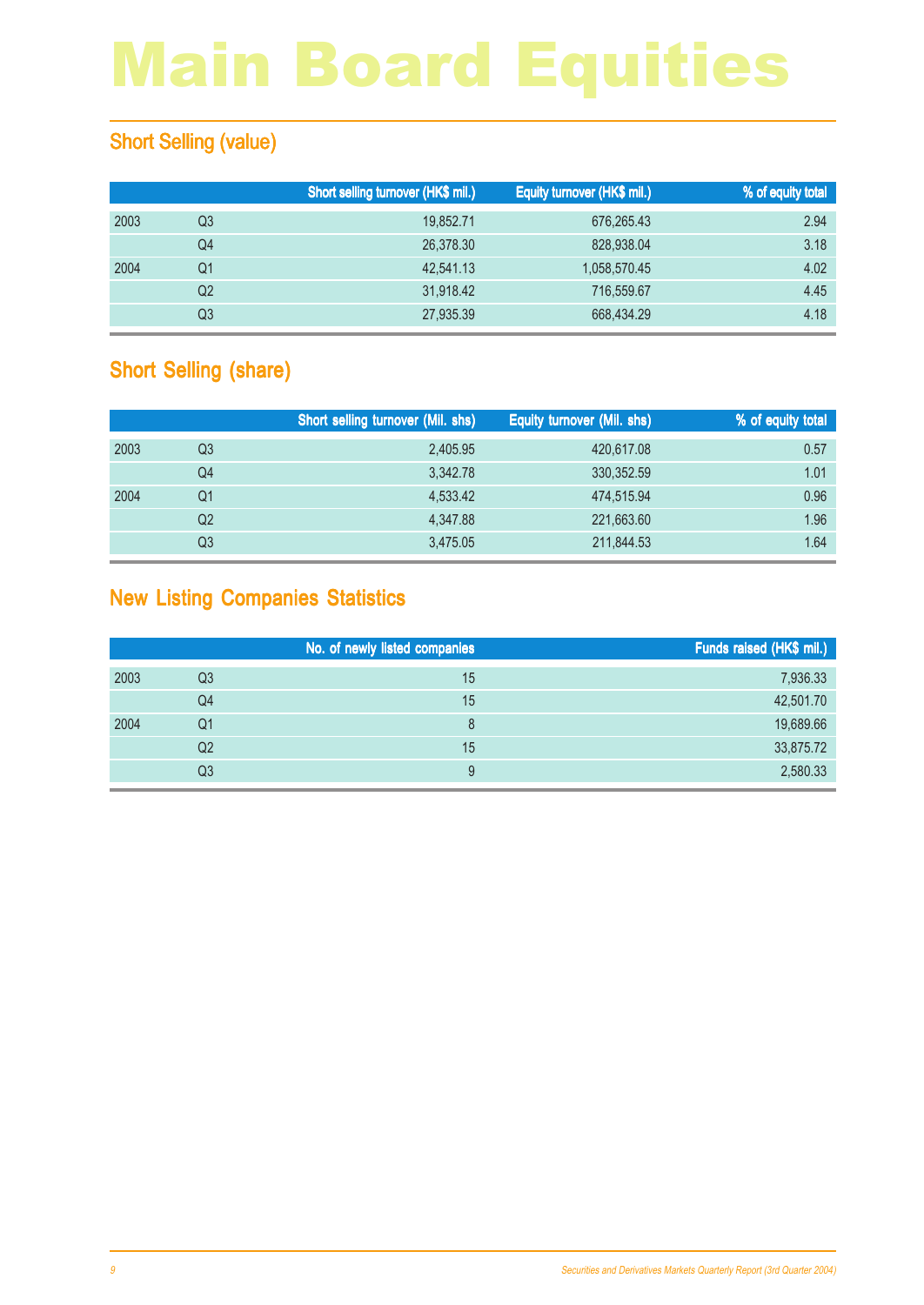# Main Board Equities

## Short Selling (value)

| | | Short selling turnover (HK$ mil.) | Equity turnover (HK$ mil.) | % of equity total |
|---|---|---|---|---|
| 2003 | Q3 | 19,852.71 | 676,265.43 | 2.94 |
| | Q4 | 26,378.30 | 828,938.04 | 3.18 |
| 2004 | Q1 | 42,541.13 | 1,058,570.45 | 4.02 |
| | Q2 | 31,918.42 | 716,559.67 | 4.45 |
| | Q3 | 27,935.39 | 668,434.29 | 4.18 |

## Short Selling (share)

| | | Short selling turnover (Mil. shs) | Equity turnover (Mil. shs) | % of equity total |
|---|---|---|---|---|
| 2003 | Q3 | 2,405.95 | 420,617.08 | 0.57 |
| | Q4 | 3,342.78 | 330,352.59 | 1.01 |
| 2004 | Q1 | 4,533.42 | 474,515.94 | 0.96 |
| | Q2 | 4,347.88 | 221,663.60 | 1.96 |
| | Q3 | 3,475.05 | 211,844.53 | 1.64 |

## New Listing Companies Statistics

| | | No. of newly listed companies | Funds raised (HK$ mil.) |
|---|---|---|---|
| 2003 | Q3 | 15 | 7,936.33 |
| | Q4 | 15 | 42,501.70 |
| 2004 | Q1 | 8 | 19,689.66 |
| | Q2 | 15 | 33,875.72 |
| | Q3 | 9 | 2,580.33 |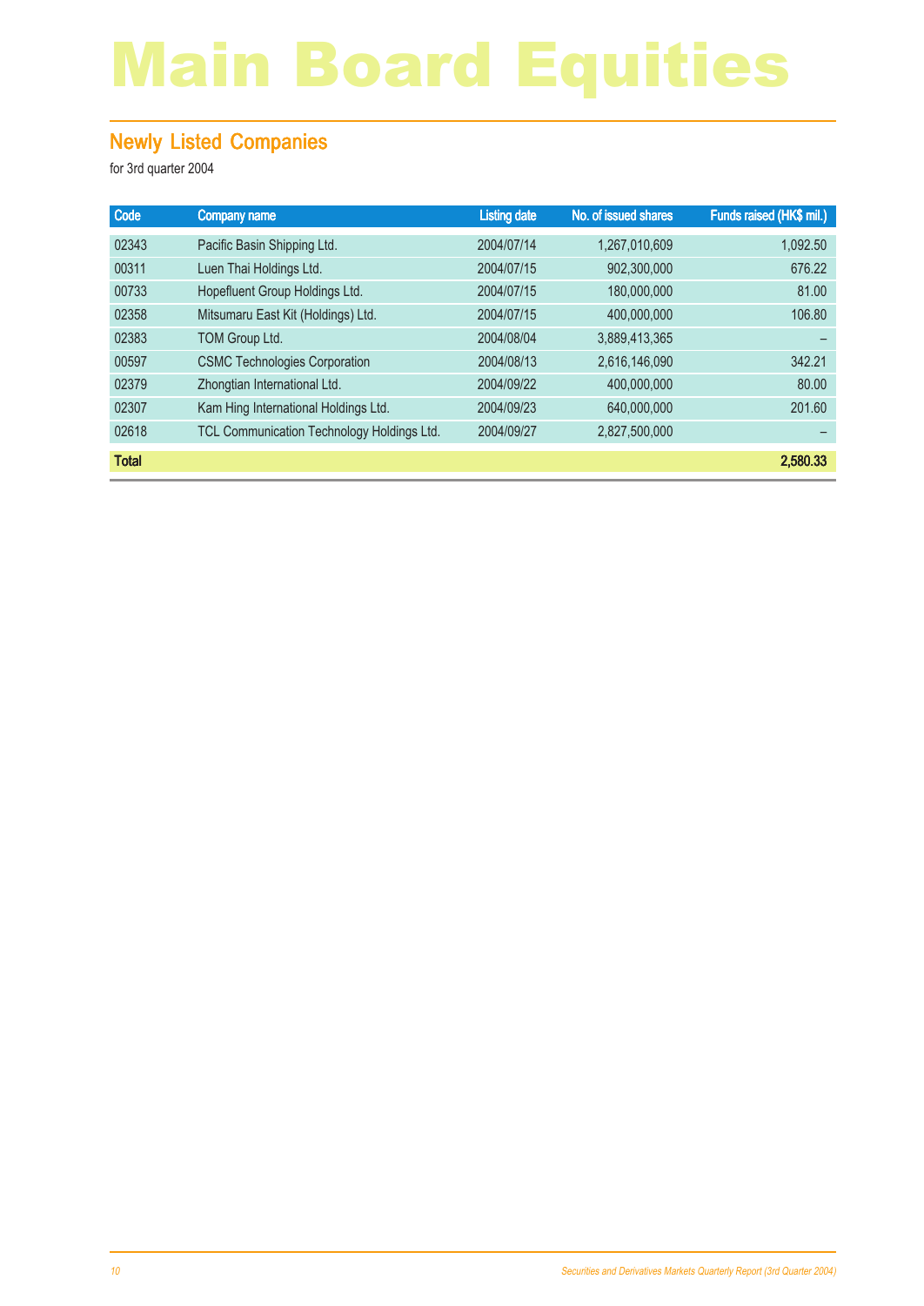# Main Board Equities

## Newly Listed Companies

for 3rd quarter 2004

| Code | Company name | Listing date | No. of issued shares | Funds raised (HK$ mil.) |
|---|---|---|---|---|
| 02343 | Pacific Basin Shipping Ltd. | 2004/07/14 | 1,267,010,609 | 1,092.50 |
| 00311 | Luen Thai Holdings Ltd. | 2004/07/15 | 902,300,000 | 676.22 |
| 00733 | Hopefluent Group Holdings Ltd. | 2004/07/15 | 180,000,000 | 81.00 |
| 02358 | Mitsumaru East Kit (Holdings) Ltd. | 2004/07/15 | 400,000,000 | 106.80 |
| 02383 | TOM Group Ltd. | 2004/08/04 | 3,889,413,365 | – |
| 00597 | CSMC Technologies Corporation | 2004/08/13 | 2,616,146,090 | 342.21 |
| 02379 | Zhongtian International Ltd. | 2004/09/22 | 400,000,000 | 80.00 |
| 02307 | Kam Hing International Holdings Ltd. | 2004/09/23 | 640,000,000 | 201.60 |
| 02618 | TCL Communication Technology Holdings Ltd. | 2004/09/27 | 2,827,500,000 | – |
| **Total** | | | | **2,580.33** |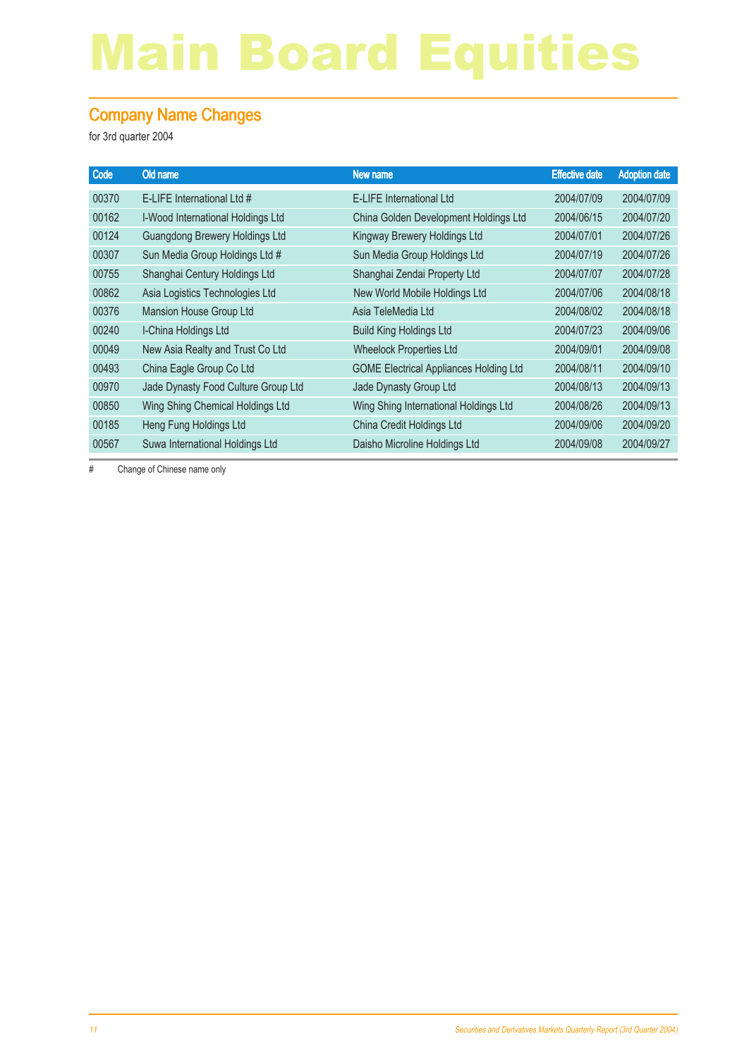# Main Board Equities

## Company Name Changes

for 3rd quarter 2004

| Code | Old name | New name | Effective date | Adoption date |
|---|---|---|---|---|
| 00370 | E-LIFE International Ltd # | E-LIFE International Ltd | 2004/07/09 | 2004/07/09 |
| 00162 | I-Wood International Holdings Ltd | China Golden Development Holdings Ltd | 2004/06/15 | 2004/07/20 |
| 00124 | Guangdong Brewery Holdings Ltd | Kingway Brewery Holdings Ltd | 2004/07/01 | 2004/07/26 |
| 00307 | Sun Media Group Holdings Ltd # | Sun Media Group Holdings Ltd | 2004/07/19 | 2004/07/26 |
| 00755 | Shanghai Century Holdings Ltd | Shanghai Zendai Property Ltd | 2004/07/07 | 2004/07/28 |
| 00862 | Asia Logistics Technologies Ltd | New World Mobile Holdings Ltd | 2004/07/06 | 2004/08/18 |
| 00376 | Mansion House Group Ltd | Asia TeleMedia Ltd | 2004/08/02 | 2004/08/18 |
| 00240 | I-China Holdings Ltd | Build King Holdings Ltd | 2004/07/23 | 2004/09/06 |
| 00049 | New Asia Realty and Trust Co Ltd | Wheelock Properties Ltd | 2004/09/01 | 2004/09/08 |
| 00493 | China Eagle Group Co Ltd | GOME Electrical Appliances Holding Ltd | 2004/08/11 | 2004/09/10 |
| 00970 | Jade Dynasty Food Culture Group Ltd | Jade Dynasty Group Ltd | 2004/08/13 | 2004/09/13 |
| 00850 | Wing Shing Chemical Holdings Ltd | Wing Shing International Holdings Ltd | 2004/08/26 | 2004/09/13 |
| 00185 | Heng Fung Holdings Ltd | China Credit Holdings Ltd | 2004/09/06 | 2004/09/20 |
| 00567 | Suwa International Holdings Ltd | Daisho Microline Holdings Ltd | 2004/09/08 | 2004/09/27 |

# Change of Chinese name only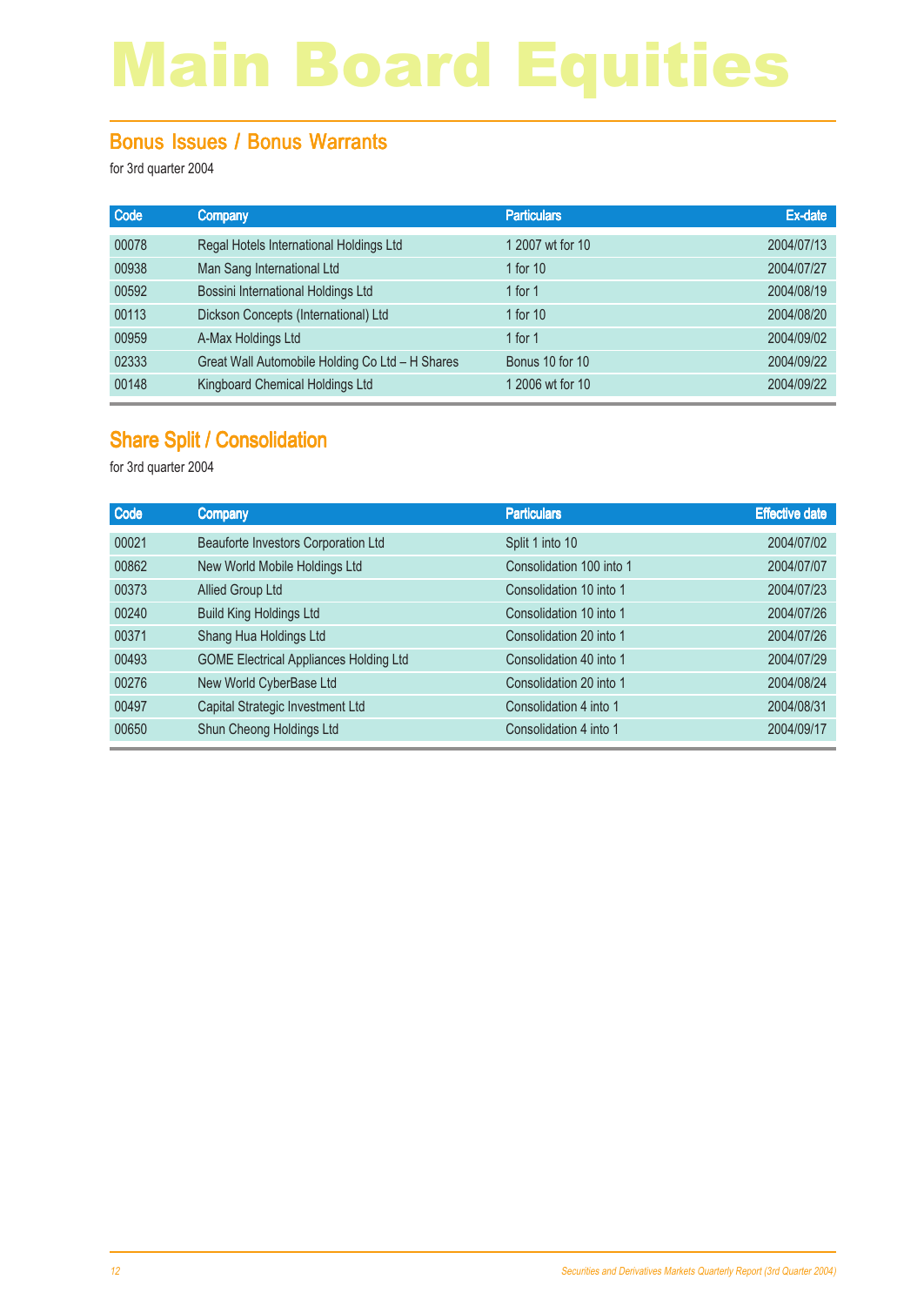# Main Board Equities

## Bonus Issues / Bonus Warrants

for 3rd quarter 2004

| Code | Company | Particulars | Ex-date |
|---|---|---|---|
| 00078 | Regal Hotels International Holdings Ltd | 1 2007 wt for 10 | 2004/07/13 |
| 00938 | Man Sang International Ltd | 1 for 10 | 2004/07/27 |
| 00592 | Bossini International Holdings Ltd | 1 for 1 | 2004/08/19 |
| 00113 | Dickson Concepts (International) Ltd | 1 for 10 | 2004/08/20 |
| 00959 | A-Max Holdings Ltd | 1 for 1 | 2004/09/02 |
| 02333 | Great Wall Automobile Holding Co Ltd – H Shares | Bonus 10 for 10 | 2004/09/22 |
| 00148 | Kingboard Chemical Holdings Ltd | 1 2006 wt for 10 | 2004/09/22 |

## Share Split / Consolidation

for 3rd quarter 2004

| Code | Company | Particulars | Effective date |
|---|---|---|---|
| 00021 | Beauforte Investors Corporation Ltd | Split 1 into 10 | 2004/07/02 |
| 00862 | New World Mobile Holdings Ltd | Consolidation 100 into 1 | 2004/07/07 |
| 00373 | Allied Group Ltd | Consolidation 10 into 1 | 2004/07/23 |
| 00240 | Build King Holdings Ltd | Consolidation 10 into 1 | 2004/07/26 |
| 00371 | Shang Hua Holdings Ltd | Consolidation 20 into 1 | 2004/07/26 |
| 00493 | GOME Electrical Appliances Holding Ltd | Consolidation 40 into 1 | 2004/07/29 |
| 00276 | New World CyberBase Ltd | Consolidation 20 into 1 | 2004/08/24 |
| 00497 | Capital Strategic Investment Ltd | Consolidation 4 into 1 | 2004/08/31 |
| 00650 | Shun Cheong Holdings Ltd | Consolidation 4 into 1 | 2004/09/17 |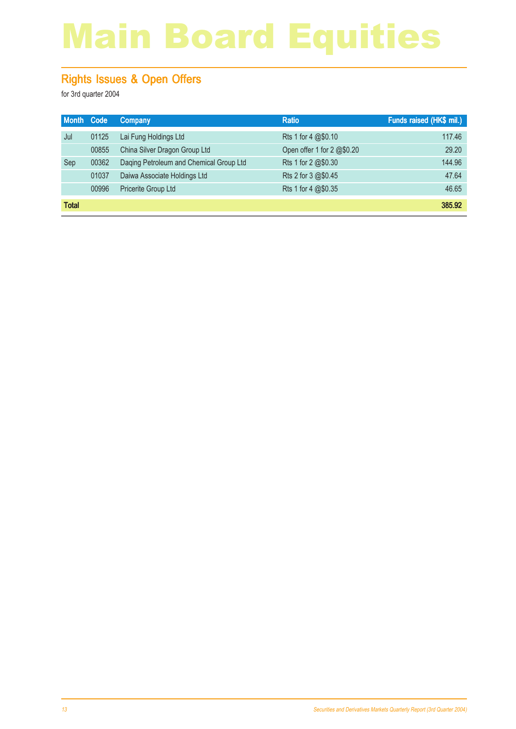# Main Board Equities

## Rights Issues & Open Offers

for 3rd quarter 2004

| Month | Code | Company | Ratio | Funds raised (HK$ mil.) |
|---|---|---|---|---|
| Jul | 01125 | Lai Fung Holdings Ltd | Rts 1 for 4 @$0.10 | 117.46 |
| | 00855 | China Silver Dragon Group Ltd | Open offer 1 for 2 @$0.20 | 29.20 |
| Sep | 00362 | Daqing Petroleum and Chemical Group Ltd | Rts 1 for 2 @$0.30 | 144.96 |
| | 01037 | Daiwa Associate Holdings Ltd | Rts 2 for 3 @$0.45 | 47.64 |
| | 00996 | Pricerite Group Ltd | Rts 1 for 4 @$0.35 | 46.65 |
| **Total** | | | | **385.92** |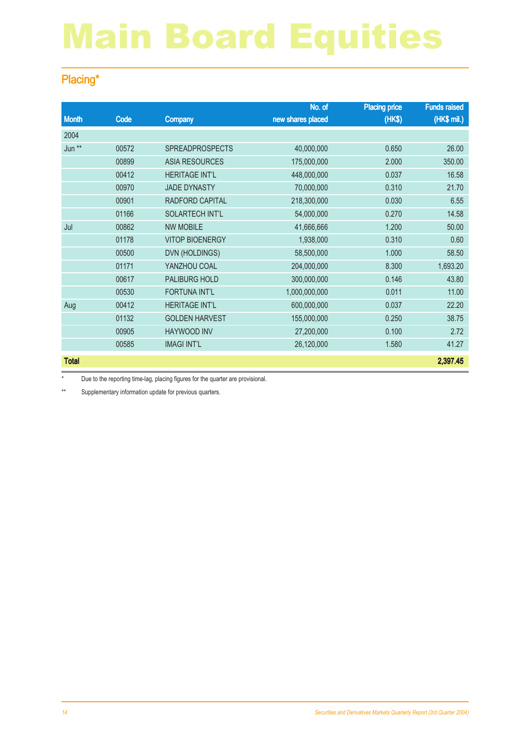# Main Board Equities

## Placing*

| Month | Code | Company | No. of new shares placed | Placing price (HK$) | Funds raised (HK$ mil.) |
|---|---|---|---|---|---|
| 2004 | | | | | |
| Jun ** | 00572 | SPREADPROSPECTS | 40,000,000 | 0.650 | 26.00 |
| | 00899 | ASIA RESOURCES | 175,000,000 | 2.000 | 350.00 |
| | 00412 | HERITAGE INT'L | 448,000,000 | 0.037 | 16.58 |
| | 00970 | JADE DYNASTY | 70,000,000 | 0.310 | 21.70 |
| | 00901 | RADFORD CAPITAL | 218,300,000 | 0.030 | 6.55 |
| | 01166 | SOLARTECH INT'L | 54,000,000 | 0.270 | 14.58 |
| Jul | 00862 | NW MOBILE | 41,666,666 | 1.200 | 50.00 |
| | 01178 | VITOP BIOENERGY | 1,938,000 | 0.310 | 0.60 |
| | 00500 | DVN (HOLDINGS) | 58,500,000 | 1.000 | 58.50 |
| | 01171 | YANZHOU COAL | 204,000,000 | 8.300 | 1,693.20 |
| | 00617 | PALIBURG HOLD | 300,000,000 | 0.146 | 43.80 |
| | 00530 | FORTUNA INT'L | 1,000,000,000 | 0.011 | 11.00 |
| Aug | 00412 | HERITAGE INT'L | 600,000,000 | 0.037 | 22.20 |
| | 01132 | GOLDEN HARVEST | 155,000,000 | 0.250 | 38.75 |
| | 00905 | HAYWOOD INV | 27,200,000 | 0.100 | 2.72 |
| | 00585 | IMAGI INT'L | 26,120,000 | 1.580 | 41.27 |
| **Total** | | | | | **2,397.45** |

\* Due to the reporting time-lag, placing figures for the quarter are provisional.

\*\* Supplementary information update for previous quarters.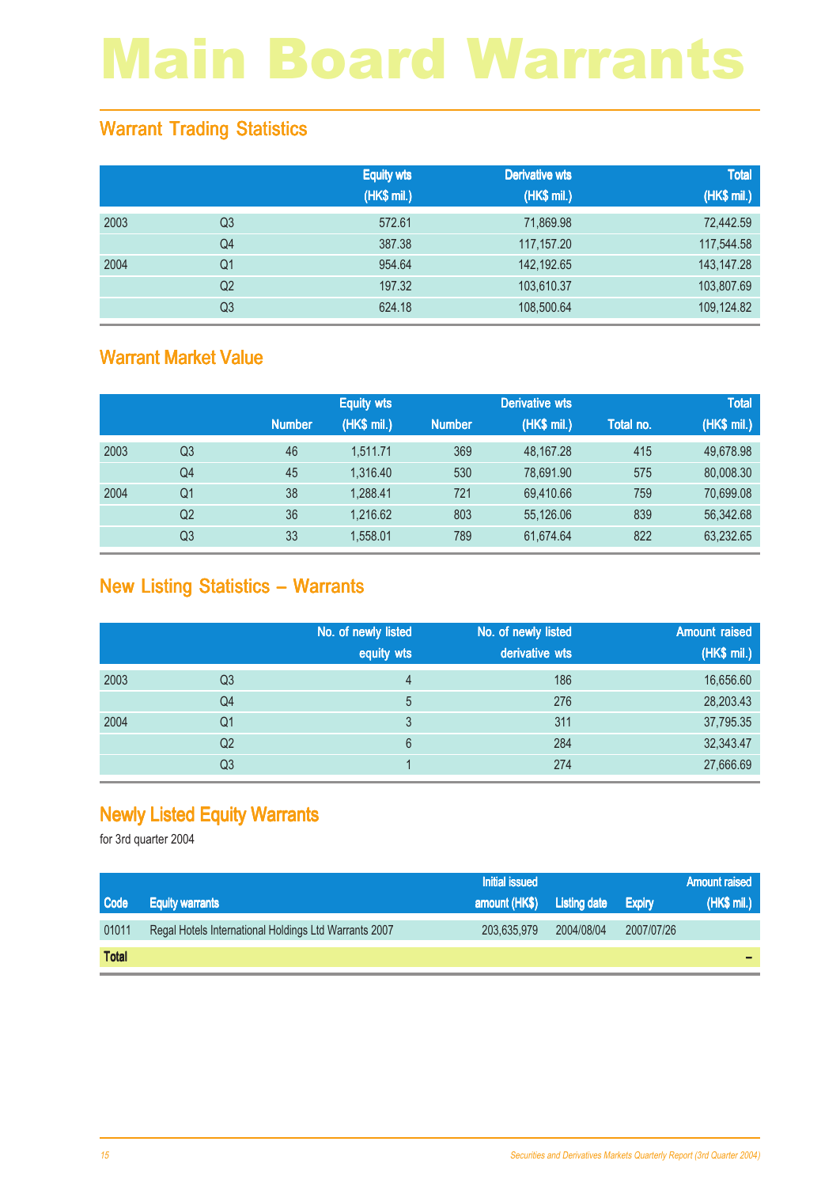# Main Board Warrants

## Warrant Trading Statistics

| | | Equity wts (HK$ mil.) | Derivative wts (HK$ mil.) | Total (HK$ mil.) |
|---|---|---|---|---|
| 2003 | Q3 | 572.61 | 71,869.98 | 72,442.59 |
| | Q4 | 387.38 | 117,157.20 | 117,544.58 |
| 2004 | Q1 | 954.64 | 142,192.65 | 143,147.28 |
| | Q2 | 197.32 | 103,610.37 | 103,807.69 |
| | Q3 | 624.18 | 108,500.64 | 109,124.82 |

## Warrant Market Value

| | | Equity wts | | Derivative wts | | | Total |
|---|---|---|---|---|---|---|---|
| | | Number | (HK$ mil.) | Number | (HK$ mil.) | Total no. | (HK$ mil.) |
| 2003 | Q3 | 46 | 1,511.71 | 369 | 48,167.28 | 415 | 49,678.98 |
| | Q4 | 45 | 1,316.40 | 530 | 78,691.90 | 575 | 80,008.30 |
| 2004 | Q1 | 38 | 1,288.41 | 721 | 69,410.66 | 759 | 70,699.08 |
| | Q2 | 36 | 1,216.62 | 803 | 55,126.06 | 839 | 56,342.68 |
| | Q3 | 33 | 1,558.01 | 789 | 61,674.64 | 822 | 63,232.65 |

## New Listing Statistics – Warrants

| | | No. of newly listed equity wts | No. of newly listed derivative wts | Amount raised (HK$ mil.) |
|---|---|---|---|---|
| 2003 | Q3 | 4 | 186 | 16,656.60 |
| | Q4 | 5 | 276 | 28,203.43 |
| 2004 | Q1 | 3 | 311 | 37,795.35 |
| | Q2 | 6 | 284 | 32,343.47 |
| | Q3 | 1 | 274 | 27,666.69 |

## Newly Listed Equity Warrants

for 3rd quarter 2004

| Code | Equity warrants | Initial issued amount (HK$) | Listing date | Expiry | Amount raised (HK$ mil.) |
|---|---|---|---|---|---|
| 01011 | Regal Hotels International Holdings Ltd Warrants 2007 | 203,635,979 | 2004/08/04 | 2007/07/26 | |
| **Total** | | | | | – |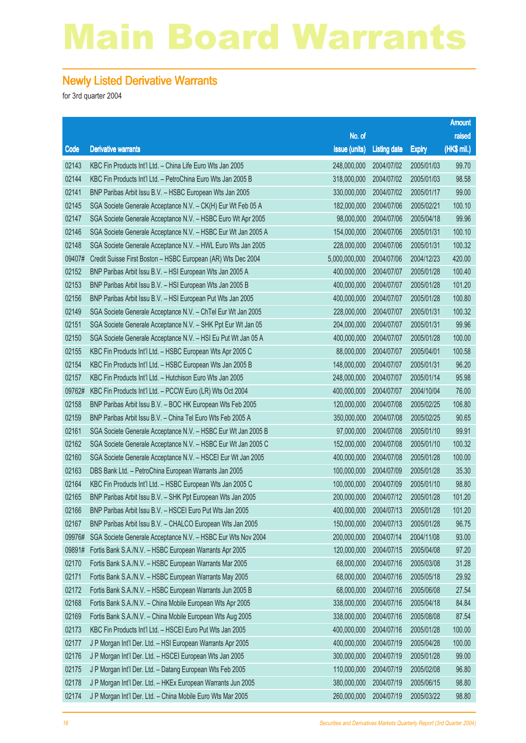# Main Board Warrants

## Newly Listed Derivative Warrants

for 3rd quarter 2004

| Code | Derivative warrants | No. of issue (units) | Listing date | Expiry | Amount raised (HK$ mil.) |
|---|---|---|---|---|---|
| 02143 | KBC Fin Products Int'l Ltd. – China Life Euro Wts Jan 2005 | 248,000,000 | 2004/07/02 | 2005/01/03 | 99.70 |
| 02144 | KBC Fin Products Int'l Ltd. – PetroChina Euro Wts Jan 2005 B | 318,000,000 | 2004/07/02 | 2005/01/03 | 98.58 |
| 02141 | BNP Paribas Arbit Issu B.V. – HSBC European Wts Jan 2005 | 330,000,000 | 2004/07/02 | 2005/01/17 | 99.00 |
| 02145 | SGA Societe Generale Acceptance N.V. – CK(H) Eur Wt Feb 05 A | 182,000,000 | 2004/07/06 | 2005/02/21 | 100.10 |
| 02147 | SGA Societe Generale Acceptance N.V. – HSBC Euro Wt Apr 2005 | 98,000,000 | 2004/07/06 | 2005/04/18 | 99.96 |
| 02146 | SGA Societe Generale Acceptance N.V. – HSBC Eur Wt Jan 2005 A | 154,000,000 | 2004/07/06 | 2005/01/31 | 100.10 |
| 02148 | SGA Societe Generale Acceptance N.V. – HWL Euro Wts Jan 2005 | 228,000,000 | 2004/07/06 | 2005/01/31 | 100.32 |
| 09407# | Credit Suisse First Boston – HSBC European (AR) Wts Dec 2004 | 5,000,000,000 | 2004/07/06 | 2004/12/23 | 420.00 |
| 02152 | BNP Paribas Arbit Issu B.V. – HSI European Wts Jan 2005 A | 400,000,000 | 2004/07/07 | 2005/01/28 | 100.40 |
| 02153 | BNP Paribas Arbit Issu B.V. – HSI European Wts Jan 2005 B | 400,000,000 | 2004/07/07 | 2005/01/28 | 101.20 |
| 02156 | BNP Paribas Arbit Issu B.V. – HSI European Put Wts Jan 2005 | 400,000,000 | 2004/07/07 | 2005/01/28 | 100.80 |
| 02149 | SGA Societe Generale Acceptance N.V. – ChTel Eur Wt Jan 2005 | 228,000,000 | 2004/07/07 | 2005/01/31 | 100.32 |
| 02151 | SGA Societe Generale Acceptance N.V. – SHK Ppt Eur Wt Jan 05 | 204,000,000 | 2004/07/07 | 2005/01/31 | 99.96 |
| 02150 | SGA Societe Generale Acceptance N.V. – HSI Eu Put Wt Jan 05 A | 400,000,000 | 2004/07/07 | 2005/01/28 | 100.00 |
| 02155 | KBC Fin Products Int'l Ltd. – HSBC European Wts Apr 2005 C | 88,000,000 | 2004/07/07 | 2005/04/01 | 100.58 |
| 02154 | KBC Fin Products Int'l Ltd. – HSBC European Wts Jan 2005 B | 148,000,000 | 2004/07/07 | 2005/01/31 | 96.20 |
| 02157 | KBC Fin Products Int'l Ltd. – Hutchison Euro Wts Jan 2005 | 248,000,000 | 2004/07/07 | 2005/01/14 | 95.98 |
| 09762# | KBC Fin Products Int'l Ltd. – PCCW Euro (LR) Wts Oct 2004 | 400,000,000 | 2004/07/07 | 2004/10/04 | 76.00 |
| 02158 | BNP Paribas Arbit Issu B.V. – BOC HK European Wts Feb 2005 | 120,000,000 | 2004/07/08 | 2005/02/25 | 106.80 |
| 02159 | BNP Paribas Arbit Issu B.V. – China Tel Euro Wts Feb 2005 A | 350,000,000 | 2004/07/08 | 2005/02/25 | 90.65 |
| 02161 | SGA Societe Generale Acceptance N.V. – HSBC Eur Wt Jan 2005 B | 97,000,000 | 2004/07/08 | 2005/01/10 | 99.91 |
| 02162 | SGA Societe Generale Acceptance N.V. – HSBC Eur Wt Jan 2005 C | 152,000,000 | 2004/07/08 | 2005/01/10 | 100.32 |
| 02160 | SGA Societe Generale Acceptance N.V. – HSCEI Eur Wt Jan 2005 | 400,000,000 | 2004/07/08 | 2005/01/28 | 100.00 |
| 02163 | DBS Bank Ltd. – PetroChina European Warrants Jan 2005 | 100,000,000 | 2004/07/09 | 2005/01/28 | 35.30 |
| 02164 | KBC Fin Products Int'l Ltd. – HSBC European Wts Jan 2005 C | 100,000,000 | 2004/07/09 | 2005/01/10 | 98.80 |
| 02165 | BNP Paribas Arbit Issu B.V. – SHK Ppt European Wts Jan 2005 | 200,000,000 | 2004/07/12 | 2005/01/28 | 101.20 |
| 02166 | BNP Paribas Arbit Issu B.V. – HSCEI Euro Put Wts Jan 2005 | 400,000,000 | 2004/07/13 | 2005/01/28 | 101.20 |
| 02167 | BNP Paribas Arbit Issu B.V. – CHALCO European Wts Jan 2005 | 150,000,000 | 2004/07/13 | 2005/01/28 | 96.75 |
| 09976# | SGA Societe Generale Acceptance N.V. – HSBC Eur Wts Nov 2004 | 200,000,000 | 2004/07/14 | 2004/11/08 | 93.00 |
| 09891# | Fortis Bank S.A./N.V. – HSBC European Warrants Apr 2005 | 120,000,000 | 2004/07/15 | 2005/04/08 | 97.20 |
| 02170 | Fortis Bank S.A./N.V. – HSBC European Warrants Mar 2005 | 68,000,000 | 2004/07/16 | 2005/03/08 | 31.28 |
| 02171 | Fortis Bank S.A./N.V. – HSBC European Warrants May 2005 | 68,000,000 | 2004/07/16 | 2005/05/18 | 29.92 |
| 02172 | Fortis Bank S.A./N.V. – HSBC European Warrants Jun 2005 B | 68,000,000 | 2004/07/16 | 2005/06/08 | 27.54 |
| 02168 | Fortis Bank S.A./N.V. – China Mobile European Wts Apr 2005 | 338,000,000 | 2004/07/16 | 2005/04/18 | 84.84 |
| 02169 | Fortis Bank S.A./N.V. – China Mobile European Wts Aug 2005 | 338,000,000 | 2004/07/16 | 2005/08/08 | 87.54 |
| 02173 | KBC Fin Products Int'l Ltd. – HSCEI Euro Put Wts Jan 2005 | 400,000,000 | 2004/07/16 | 2005/01/28 | 100.00 |
| 02177 | J P Morgan Int'l Der. Ltd. – HSI European Warrants Apr 2005 | 400,000,000 | 2004/07/19 | 2005/04/28 | 100.00 |
| 02176 | J P Morgan Int'l Der. Ltd. – HSCEI European Wts Jan 2005 | 300,000,000 | 2004/07/19 | 2005/01/28 | 99.00 |
| 02175 | J P Morgan Int'l Der. Ltd. – Datang European Wts Feb 2005 | 110,000,000 | 2004/07/19 | 2005/02/08 | 96.80 |
| 02178 | J P Morgan Int'l Der. Ltd. – HKEx European Warrants Jun 2005 | 380,000,000 | 2004/07/19 | 2005/06/15 | 98.80 |
| 02174 | J P Morgan Int'l Der. Ltd. – China Mobile Euro Wts Mar 2005 | 260,000,000 | 2004/07/19 | 2005/03/22 | 98.80 |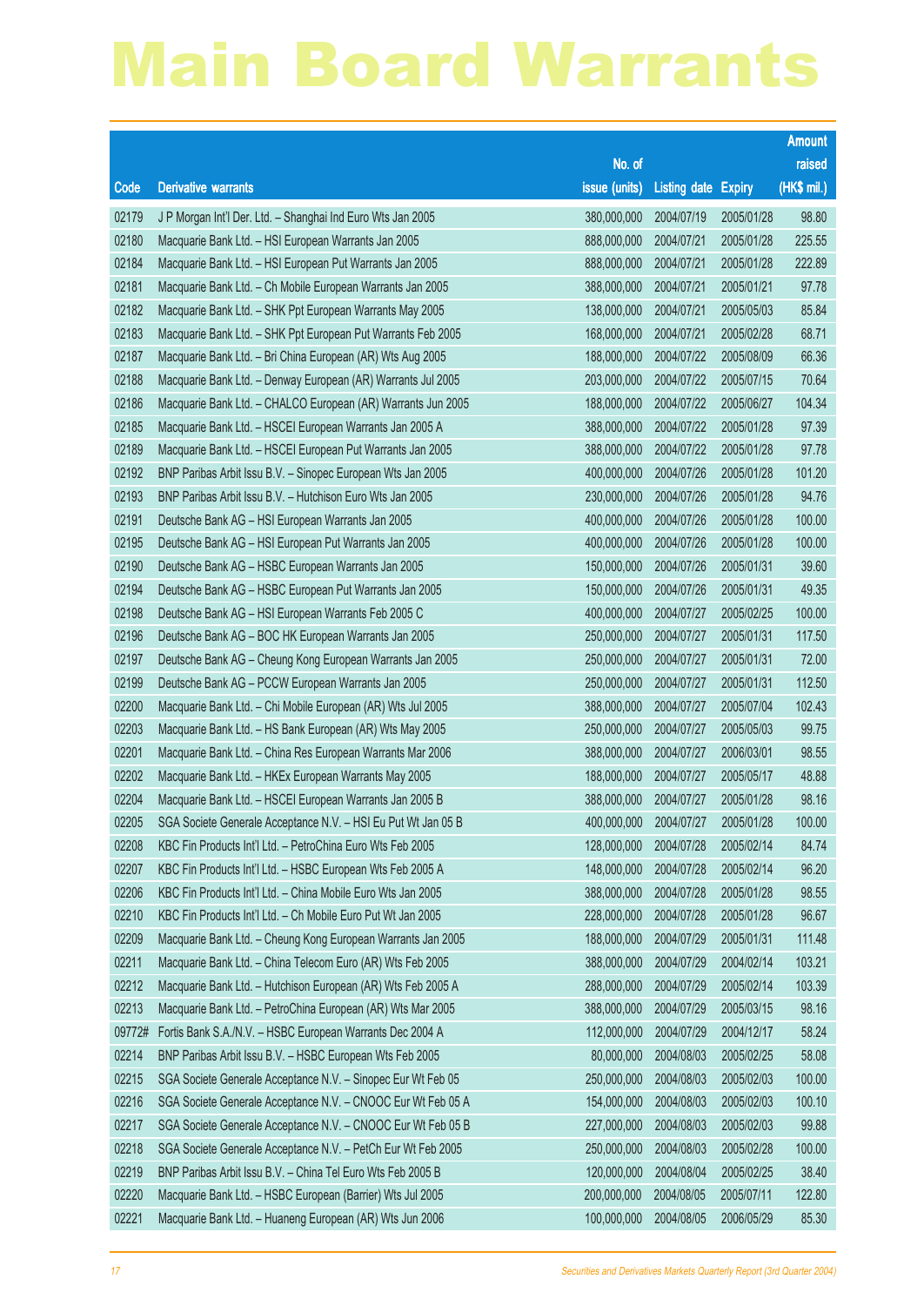# Main Board Warrants

| Code | Derivative warrants | No. of issue (units) | Listing date | Expiry | Amount raised (HK$ mil.) |
|---|---|---|---|---|---|
| 02179 | J P Morgan Int'l Der. Ltd. – Shanghai Ind Euro Wts Jan 2005 | 380,000,000 | 2004/07/19 | 2005/01/28 | 98.80 |
| 02180 | Macquarie Bank Ltd. – HSI European Warrants Jan 2005 | 888,000,000 | 2004/07/21 | 2005/01/28 | 225.55 |
| 02184 | Macquarie Bank Ltd. – HSI European Put Warrants Jan 2005 | 888,000,000 | 2004/07/21 | 2005/01/28 | 222.89 |
| 02181 | Macquarie Bank Ltd. – Ch Mobile European Warrants Jan 2005 | 388,000,000 | 2004/07/21 | 2005/01/21 | 97.78 |
| 02182 | Macquarie Bank Ltd. – SHK Ppt European Warrants May 2005 | 138,000,000 | 2004/07/21 | 2005/05/03 | 85.84 |
| 02183 | Macquarie Bank Ltd. – SHK Ppt European Put Warrants Feb 2005 | 168,000,000 | 2004/07/21 | 2005/02/28 | 68.71 |
| 02187 | Macquarie Bank Ltd. – Bri China European (AR) Wts Aug 2005 | 188,000,000 | 2004/07/22 | 2005/08/09 | 66.36 |
| 02188 | Macquarie Bank Ltd. – Denway European (AR) Warrants Jul 2005 | 203,000,000 | 2004/07/22 | 2005/07/15 | 70.64 |
| 02186 | Macquarie Bank Ltd. – CHALCO European (AR) Warrants Jun 2005 | 188,000,000 | 2004/07/22 | 2005/06/27 | 104.34 |
| 02185 | Macquarie Bank Ltd. – HSCEI European Warrants Jan 2005 A | 388,000,000 | 2004/07/22 | 2005/01/28 | 97.39 |
| 02189 | Macquarie Bank Ltd. – HSCEI European Put Warrants Jan 2005 | 388,000,000 | 2004/07/22 | 2005/01/28 | 97.78 |
| 02192 | BNP Paribas Arbit Issu B.V. – Sinopec European Wts Jan 2005 | 400,000,000 | 2004/07/26 | 2005/01/28 | 101.20 |
| 02193 | BNP Paribas Arbit Issu B.V. – Hutchison Euro Wts Jan 2005 | 230,000,000 | 2004/07/26 | 2005/01/28 | 94.76 |
| 02191 | Deutsche Bank AG – HSI European Warrants Jan 2005 | 400,000,000 | 2004/07/26 | 2005/01/28 | 100.00 |
| 02195 | Deutsche Bank AG – HSI European Put Warrants Jan 2005 | 400,000,000 | 2004/07/26 | 2005/01/28 | 100.00 |
| 02190 | Deutsche Bank AG – HSBC European Warrants Jan 2005 | 150,000,000 | 2004/07/26 | 2005/01/31 | 39.60 |
| 02194 | Deutsche Bank AG – HSBC European Put Warrants Jan 2005 | 150,000,000 | 2004/07/26 | 2005/01/31 | 49.35 |
| 02198 | Deutsche Bank AG – HSI European Warrants Feb 2005 C | 400,000,000 | 2004/07/27 | 2005/02/25 | 100.00 |
| 02196 | Deutsche Bank AG – BOC HK European Warrants Jan 2005 | 250,000,000 | 2004/07/27 | 2005/01/31 | 117.50 |
| 02197 | Deutsche Bank AG – Cheung Kong European Warrants Jan 2005 | 250,000,000 | 2004/07/27 | 2005/01/31 | 72.00 |
| 02199 | Deutsche Bank AG – PCCW European Warrants Jan 2005 | 250,000,000 | 2004/07/27 | 2005/01/31 | 112.50 |
| 02200 | Macquarie Bank Ltd. – Chi Mobile European (AR) Wts Jul 2005 | 388,000,000 | 2004/07/27 | 2005/07/04 | 102.43 |
| 02203 | Macquarie Bank Ltd. – HS Bank European (AR) Wts May 2005 | 250,000,000 | 2004/07/27 | 2005/05/03 | 99.75 |
| 02201 | Macquarie Bank Ltd. – China Res European Warrants Mar 2006 | 388,000,000 | 2004/07/27 | 2006/03/01 | 98.55 |
| 02202 | Macquarie Bank Ltd. – HKEx European Warrants May 2005 | 188,000,000 | 2004/07/27 | 2005/05/17 | 48.88 |
| 02204 | Macquarie Bank Ltd. – HSCEI European Warrants Jan 2005 B | 388,000,000 | 2004/07/27 | 2005/01/28 | 98.16 |
| 02205 | SGA Societe Generale Acceptance N.V. – HSI Eu Put Wt Jan 05 B | 400,000,000 | 2004/07/27 | 2005/01/28 | 100.00 |
| 02208 | KBC Fin Products Int'l Ltd. – PetroChina Euro Wts Feb 2005 | 128,000,000 | 2004/07/28 | 2005/02/14 | 84.74 |
| 02207 | KBC Fin Products Int'l Ltd. – HSBC European Wts Feb 2005 A | 148,000,000 | 2004/07/28 | 2005/02/14 | 96.20 |
| 02206 | KBC Fin Products Int'l Ltd. – China Mobile Euro Wts Jan 2005 | 388,000,000 | 2004/07/28 | 2005/01/28 | 98.55 |
| 02210 | KBC Fin Products Int'l Ltd. – Ch Mobile Euro Put Wt Jan 2005 | 228,000,000 | 2004/07/28 | 2005/01/28 | 96.67 |
| 02209 | Macquarie Bank Ltd. – Cheung Kong European Warrants Jan 2005 | 188,000,000 | 2004/07/29 | 2005/01/31 | 111.48 |
| 02211 | Macquarie Bank Ltd. – China Telecom Euro (AR) Wts Feb 2005 | 388,000,000 | 2004/07/29 | 2004/02/14 | 103.21 |
| 02212 | Macquarie Bank Ltd. – Hutchison European (AR) Wts Feb 2005 A | 288,000,000 | 2004/07/29 | 2005/02/14 | 103.39 |
| 02213 | Macquarie Bank Ltd. – PetroChina European (AR) Wts Mar 2005 | 388,000,000 | 2004/07/29 | 2005/03/15 | 98.16 |
| 09772# | Fortis Bank S.A./N.V. – HSBC European Warrants Dec 2004 A | 112,000,000 | 2004/07/29 | 2004/12/17 | 58.24 |
| 02214 | BNP Paribas Arbit Issu B.V. – HSBC European Wts Feb 2005 | 80,000,000 | 2004/08/03 | 2005/02/25 | 58.08 |
| 02215 | SGA Societe Generale Acceptance N.V. – Sinopec Eur Wt Feb 05 | 250,000,000 | 2004/08/03 | 2005/02/03 | 100.00 |
| 02216 | SGA Societe Generale Acceptance N.V. – CNOOC Eur Wt Feb 05 A | 154,000,000 | 2004/08/03 | 2005/02/03 | 100.10 |
| 02217 | SGA Societe Generale Acceptance N.V. – CNOOC Eur Wt Feb 05 B | 227,000,000 | 2004/08/03 | 2005/02/03 | 99.88 |
| 02218 | SGA Societe Generale Acceptance N.V. – PetCh Eur Wt Feb 2005 | 250,000,000 | 2004/08/03 | 2005/02/28 | 100.00 |
| 02219 | BNP Paribas Arbit Issu B.V. – China Tel Euro Wts Feb 2005 B | 120,000,000 | 2004/08/04 | 2005/02/25 | 38.40 |
| 02220 | Macquarie Bank Ltd. – HSBC European (Barrier) Wts Jul 2005 | 200,000,000 | 2004/08/05 | 2005/07/11 | 122.80 |
| 02221 | Macquarie Bank Ltd. – Huaneng European (AR) Wts Jun 2006 | 100,000,000 | 2004/08/05 | 2006/05/29 | 85.30 |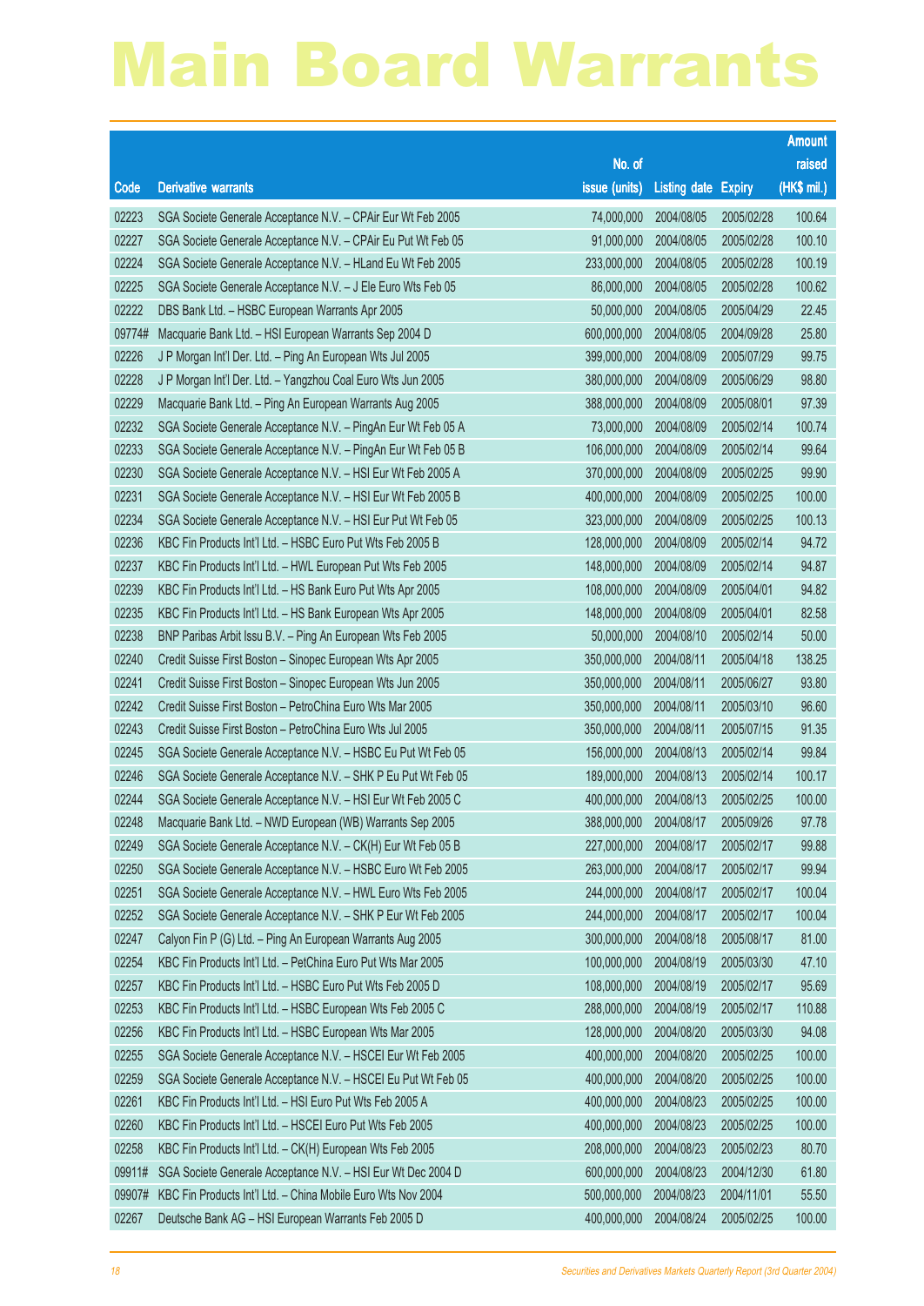# Main Board Warrants

| Code | Derivative warrants | No. of issue (units) | Listing date | Expiry | Amount raised (HK$ mil.) |
|---|---|---|---|---|---|
| 02223 | SGA Societe Generale Acceptance N.V. – CPAir Eur Wt Feb 2005 | 74,000,000 | 2004/08/05 | 2005/02/28 | 100.64 |
| 02227 | SGA Societe Generale Acceptance N.V. – CPAir Eu Put Wt Feb 05 | 91,000,000 | 2004/08/05 | 2005/02/28 | 100.10 |
| 02224 | SGA Societe Generale Acceptance N.V. – HLand Eu Wt Feb 2005 | 233,000,000 | 2004/08/05 | 2005/02/28 | 100.19 |
| 02225 | SGA Societe Generale Acceptance N.V. – J Ele Euro Wts Feb 05 | 86,000,000 | 2004/08/05 | 2005/02/28 | 100.62 |
| 02222 | DBS Bank Ltd. – HSBC European Warrants Apr 2005 | 50,000,000 | 2004/08/05 | 2005/04/29 | 22.45 |
| 09774# | Macquarie Bank Ltd. – HSI European Warrants Sep 2004 D | 600,000,000 | 2004/08/05 | 2004/09/28 | 25.80 |
| 02226 | J P Morgan Int'l Der. Ltd. – Ping An European Wts Jul 2005 | 399,000,000 | 2004/08/09 | 2005/07/29 | 99.75 |
| 02228 | J P Morgan Int'l Der. Ltd. – Yangzhou Coal Euro Wts Jun 2005 | 380,000,000 | 2004/08/09 | 2005/06/29 | 98.80 |
| 02229 | Macquarie Bank Ltd. – Ping An European Warrants Aug 2005 | 388,000,000 | 2004/08/09 | 2005/08/01 | 97.39 |
| 02232 | SGA Societe Generale Acceptance N.V. – PingAn Eur Wt Feb 05 A | 73,000,000 | 2004/08/09 | 2005/02/14 | 100.74 |
| 02233 | SGA Societe Generale Acceptance N.V. – PingAn Eur Wt Feb 05 B | 106,000,000 | 2004/08/09 | 2005/02/14 | 99.64 |
| 02230 | SGA Societe Generale Acceptance N.V. – HSI Eur Wt Feb 2005 A | 370,000,000 | 2004/08/09 | 2005/02/25 | 99.90 |
| 02231 | SGA Societe Generale Acceptance N.V. – HSI Eur Wt Feb 2005 B | 400,000,000 | 2004/08/09 | 2005/02/25 | 100.00 |
| 02234 | SGA Societe Generale Acceptance N.V. – HSI Eur Put Wt Feb 05 | 323,000,000 | 2004/08/09 | 2005/02/25 | 100.13 |
| 02236 | KBC Fin Products Int'l Ltd. – HSBC Euro Put Wts Feb 2005 B | 128,000,000 | 2004/08/09 | 2005/02/14 | 94.72 |
| 02237 | KBC Fin Products Int'l Ltd. – HWL European Put Wts Feb 2005 | 148,000,000 | 2004/08/09 | 2005/02/14 | 94.87 |
| 02239 | KBC Fin Products Int'l Ltd. – HS Bank Euro Put Wts Apr 2005 | 108,000,000 | 2004/08/09 | 2005/04/01 | 94.82 |
| 02235 | KBC Fin Products Int'l Ltd. – HS Bank European Wts Apr 2005 | 148,000,000 | 2004/08/09 | 2005/04/01 | 82.58 |
| 02238 | BNP Paribas Arbit Issu B.V. – Ping An European Wts Feb 2005 | 50,000,000 | 2004/08/10 | 2005/02/14 | 50.00 |
| 02240 | Credit Suisse First Boston – Sinopec European Wts Apr 2005 | 350,000,000 | 2004/08/11 | 2005/04/18 | 138.25 |
| 02241 | Credit Suisse First Boston – Sinopec European Wts Jun 2005 | 350,000,000 | 2004/08/11 | 2005/06/27 | 93.80 |
| 02242 | Credit Suisse First Boston – PetroChina Euro Wts Mar 2005 | 350,000,000 | 2004/08/11 | 2005/03/10 | 96.60 |
| 02243 | Credit Suisse First Boston – PetroChina Euro Wts Jul 2005 | 350,000,000 | 2004/08/11 | 2005/07/15 | 91.35 |
| 02245 | SGA Societe Generale Acceptance N.V. – HSBC Eu Put Wt Feb 05 | 156,000,000 | 2004/08/13 | 2005/02/14 | 99.84 |
| 02246 | SGA Societe Generale Acceptance N.V. – SHK P Eu Put Wt Feb 05 | 189,000,000 | 2004/08/13 | 2005/02/14 | 100.17 |
| 02244 | SGA Societe Generale Acceptance N.V. – HSI Eur Wt Feb 2005 C | 400,000,000 | 2004/08/13 | 2005/02/25 | 100.00 |
| 02248 | Macquarie Bank Ltd. – NWD European (WB) Warrants Sep 2005 | 388,000,000 | 2004/08/17 | 2005/09/26 | 97.78 |
| 02249 | SGA Societe Generale Acceptance N.V. – CK(H) Eur Wt Feb 05 B | 227,000,000 | 2004/08/17 | 2005/02/17 | 99.88 |
| 02250 | SGA Societe Generale Acceptance N.V. – HSBC Euro Wt Feb 2005 | 263,000,000 | 2004/08/17 | 2005/02/17 | 99.94 |
| 02251 | SGA Societe Generale Acceptance N.V. – HWL Euro Wts Feb 2005 | 244,000,000 | 2004/08/17 | 2005/02/17 | 100.04 |
| 02252 | SGA Societe Generale Acceptance N.V. – SHK P Eur Wt Feb 2005 | 244,000,000 | 2004/08/17 | 2005/02/17 | 100.04 |
| 02247 | Calyon Fin P (G) Ltd. – Ping An European Warrants Aug 2005 | 300,000,000 | 2004/08/18 | 2005/08/17 | 81.00 |
| 02254 | KBC Fin Products Int'l Ltd. – PetChina Euro Put Wts Mar 2005 | 100,000,000 | 2004/08/19 | 2005/03/30 | 47.10 |
| 02257 | KBC Fin Products Int'l Ltd. – HSBC Euro Put Wts Feb 2005 D | 108,000,000 | 2004/08/19 | 2005/02/17 | 95.69 |
| 02253 | KBC Fin Products Int'l Ltd. – HSBC European Wts Feb 2005 C | 288,000,000 | 2004/08/19 | 2005/02/17 | 110.88 |
| 02256 | KBC Fin Products Int'l Ltd. – HSBC European Wts Mar 2005 | 128,000,000 | 2004/08/20 | 2005/03/30 | 94.08 |
| 02255 | SGA Societe Generale Acceptance N.V. – HSCEI Eur Wt Feb 2005 | 400,000,000 | 2004/08/20 | 2005/02/25 | 100.00 |
| 02259 | SGA Societe Generale Acceptance N.V. – HSCEI Eu Put Wt Feb 05 | 400,000,000 | 2004/08/20 | 2005/02/25 | 100.00 |
| 02261 | KBC Fin Products Int'l Ltd. – HSI Euro Put Wts Feb 2005 A | 400,000,000 | 2004/08/23 | 2005/02/25 | 100.00 |
| 02260 | KBC Fin Products Int'l Ltd. – HSCEI Euro Put Wts Feb 2005 | 400,000,000 | 2004/08/23 | 2005/02/25 | 100.00 |
| 02258 | KBC Fin Products Int'l Ltd. – CK(H) European Wts Feb 2005 | 208,000,000 | 2004/08/23 | 2005/02/23 | 80.70 |
| 09911# | SGA Societe Generale Acceptance N.V. – HSI Eur Wt Dec 2004 D | 600,000,000 | 2004/08/23 | 2004/12/30 | 61.80 |
| 09907# | KBC Fin Products Int'l Ltd. – China Mobile Euro Wts Nov 2004 | 500,000,000 | 2004/08/23 | 2004/11/01 | 55.50 |
| 02267 | Deutsche Bank AG – HSI European Warrants Feb 2005 D | 400,000,000 | 2004/08/24 | 2005/02/25 | 100.00 |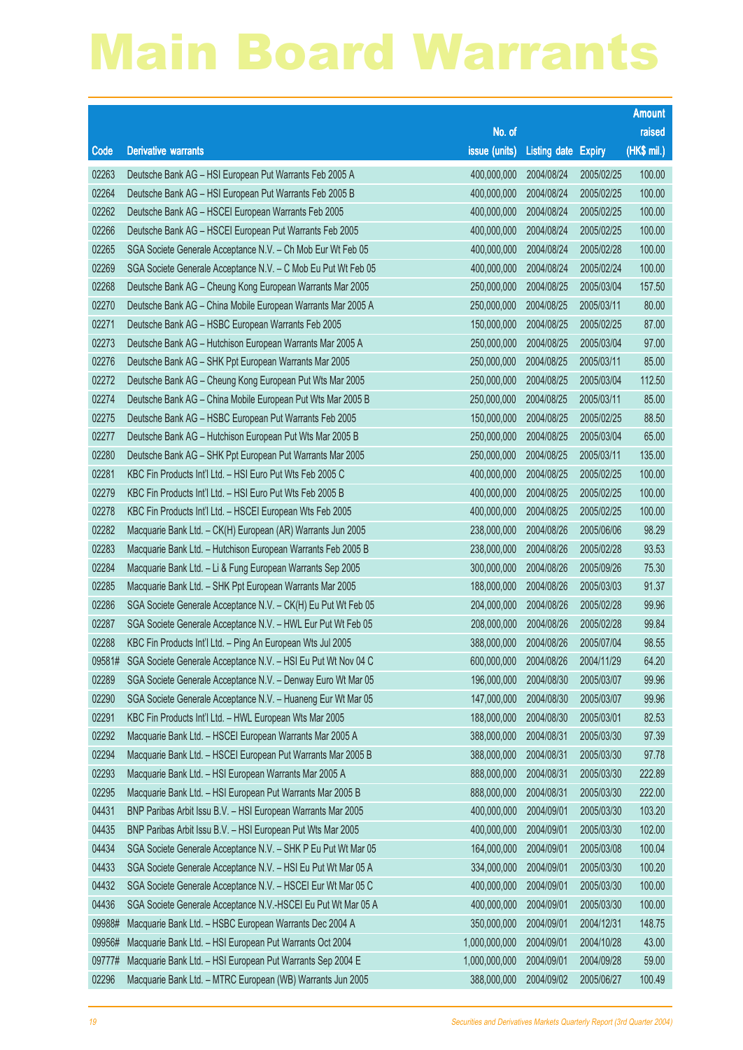# Main Board Warrants

| Code | Derivative warrants | No. of issue (units) | Listing date | Expiry | Amount raised (HK$ mil.) |
|---|---|---|---|---|---|
| 02263 | Deutsche Bank AG – HSI European Put Warrants Feb 2005 A | 400,000,000 | 2004/08/24 | 2005/02/25 | 100.00 |
| 02264 | Deutsche Bank AG – HSI European Put Warrants Feb 2005 B | 400,000,000 | 2004/08/24 | 2005/02/25 | 100.00 |
| 02262 | Deutsche Bank AG – HSCEI European Warrants Feb 2005 | 400,000,000 | 2004/08/24 | 2005/02/25 | 100.00 |
| 02266 | Deutsche Bank AG – HSCEI European Put Warrants Feb 2005 | 400,000,000 | 2004/08/24 | 2005/02/25 | 100.00 |
| 02265 | SGA Societe Generale Acceptance N.V. – Ch Mob Eur Wt Feb 05 | 400,000,000 | 2004/08/24 | 2005/02/28 | 100.00 |
| 02269 | SGA Societe Generale Acceptance N.V. – C Mob Eu Put Wt Feb 05 | 400,000,000 | 2004/08/24 | 2005/02/24 | 100.00 |
| 02268 | Deutsche Bank AG – Cheung Kong European Warrants Mar 2005 | 250,000,000 | 2004/08/25 | 2005/03/04 | 157.50 |
| 02270 | Deutsche Bank AG – China Mobile European Warrants Mar 2005 A | 250,000,000 | 2004/08/25 | 2005/03/11 | 80.00 |
| 02271 | Deutsche Bank AG – HSBC European Warrants Feb 2005 | 150,000,000 | 2004/08/25 | 2005/02/25 | 87.00 |
| 02273 | Deutsche Bank AG – Hutchison European Warrants Mar 2005 A | 250,000,000 | 2004/08/25 | 2005/03/04 | 97.00 |
| 02276 | Deutsche Bank AG – SHK Ppt European Warrants Mar 2005 | 250,000,000 | 2004/08/25 | 2005/03/11 | 85.00 |
| 02272 | Deutsche Bank AG – Cheung Kong European Put Wts Mar 2005 | 250,000,000 | 2004/08/25 | 2005/03/04 | 112.50 |
| 02274 | Deutsche Bank AG – China Mobile European Put Wts Mar 2005 B | 250,000,000 | 2004/08/25 | 2005/03/11 | 85.00 |
| 02275 | Deutsche Bank AG – HSBC European Put Warrants Feb 2005 | 150,000,000 | 2004/08/25 | 2005/02/25 | 88.50 |
| 02277 | Deutsche Bank AG – Hutchison European Put Wts Mar 2005 B | 250,000,000 | 2004/08/25 | 2005/03/04 | 65.00 |
| 02280 | Deutsche Bank AG – SHK Ppt European Put Warrants Mar 2005 | 250,000,000 | 2004/08/25 | 2005/03/11 | 135.00 |
| 02281 | KBC Fin Products Int'l Ltd. – HSI Euro Put Wts Feb 2005 C | 400,000,000 | 2004/08/25 | 2005/02/25 | 100.00 |
| 02279 | KBC Fin Products Int'l Ltd. – HSI Euro Put Wts Feb 2005 B | 400,000,000 | 2004/08/25 | 2005/02/25 | 100.00 |
| 02278 | KBC Fin Products Int'l Ltd. – HSCEI European Wts Feb 2005 | 400,000,000 | 2004/08/25 | 2005/02/25 | 100.00 |
| 02282 | Macquarie Bank Ltd. – CK(H) European (AR) Warrants Jun 2005 | 238,000,000 | 2004/08/26 | 2005/06/06 | 98.29 |
| 02283 | Macquarie Bank Ltd. – Hutchison European Warrants Feb 2005 B | 238,000,000 | 2004/08/26 | 2005/02/28 | 93.53 |
| 02284 | Macquarie Bank Ltd. – Li & Fung European Warrants Sep 2005 | 300,000,000 | 2004/08/26 | 2005/09/26 | 75.30 |
| 02285 | Macquarie Bank Ltd. – SHK Ppt European Warrants Mar 2005 | 188,000,000 | 2004/08/26 | 2005/03/03 | 91.37 |
| 02286 | SGA Societe Generale Acceptance N.V. – CK(H) Eu Put Wt Feb 05 | 204,000,000 | 2004/08/26 | 2005/02/28 | 99.96 |
| 02287 | SGA Societe Generale Acceptance N.V. – HWL Eur Put Wt Feb 05 | 208,000,000 | 2004/08/26 | 2005/02/28 | 99.84 |
| 02288 | KBC Fin Products Int'l Ltd. – Ping An European Wts Jul 2005 | 388,000,000 | 2004/08/26 | 2005/07/04 | 98.55 |
| 09581# | SGA Societe Generale Acceptance N.V. – HSI Eu Put Wt Nov 04 C | 600,000,000 | 2004/08/26 | 2004/11/29 | 64.20 |
| 02289 | SGA Societe Generale Acceptance N.V. – Denway Euro Wt Mar 05 | 196,000,000 | 2004/08/30 | 2005/03/07 | 99.96 |
| 02290 | SGA Societe Generale Acceptance N.V. – Huaneng Eur Wt Mar 05 | 147,000,000 | 2004/08/30 | 2005/03/07 | 99.96 |
| 02291 | KBC Fin Products Int'l Ltd. – HWL European Wts Mar 2005 | 188,000,000 | 2004/08/30 | 2005/03/01 | 82.53 |
| 02292 | Macquarie Bank Ltd. – HSCEI European Warrants Mar 2005 A | 388,000,000 | 2004/08/31 | 2005/03/30 | 97.39 |
| 02294 | Macquarie Bank Ltd. – HSCEI European Put Warrants Mar 2005 B | 388,000,000 | 2004/08/31 | 2005/03/30 | 97.78 |
| 02293 | Macquarie Bank Ltd. – HSI European Warrants Mar 2005 A | 888,000,000 | 2004/08/31 | 2005/03/30 | 222.89 |
| 02295 | Macquarie Bank Ltd. – HSI European Put Warrants Mar 2005 B | 888,000,000 | 2004/08/31 | 2005/03/30 | 222.00 |
| 04431 | BNP Paribas Arbit Issu B.V. – HSI European Warrants Mar 2005 | 400,000,000 | 2004/09/01 | 2005/03/30 | 103.20 |
| 04435 | BNP Paribas Arbit Issu B.V. – HSI European Put Wts Mar 2005 | 400,000,000 | 2004/09/01 | 2005/03/30 | 102.00 |
| 04434 | SGA Societe Generale Acceptance N.V. – SHK P Eu Put Wt Mar 05 | 164,000,000 | 2004/09/01 | 2005/03/08 | 100.04 |
| 04433 | SGA Societe Generale Acceptance N.V. – HSI Eu Put Wt Mar 05 A | 334,000,000 | 2004/09/01 | 2005/03/30 | 100.20 |
| 04432 | SGA Societe Generale Acceptance N.V. – HSCEI Eur Wt Mar 05 C | 400,000,000 | 2004/09/01 | 2005/03/30 | 100.00 |
| 04436 | SGA Societe Generale Acceptance N.V.-HSCEI Eu Put Wt Mar 05 A | 400,000,000 | 2004/09/01 | 2005/03/30 | 100.00 |
| 09988# | Macquarie Bank Ltd. – HSBC European Warrants Dec 2004 A | 350,000,000 | 2004/09/01 | 2004/12/31 | 148.75 |
| 09956# | Macquarie Bank Ltd. – HSI European Put Warrants Oct 2004 | 1,000,000,000 | 2004/09/01 | 2004/10/28 | 43.00 |
| 09777# | Macquarie Bank Ltd. – HSI European Put Warrants Sep 2004 E | 1,000,000,000 | 2004/09/01 | 2004/09/28 | 59.00 |
| 02296 | Macquarie Bank Ltd. – MTRC European (WB) Warrants Jun 2005 | 388,000,000 | 2004/09/02 | 2005/06/27 | 100.49 |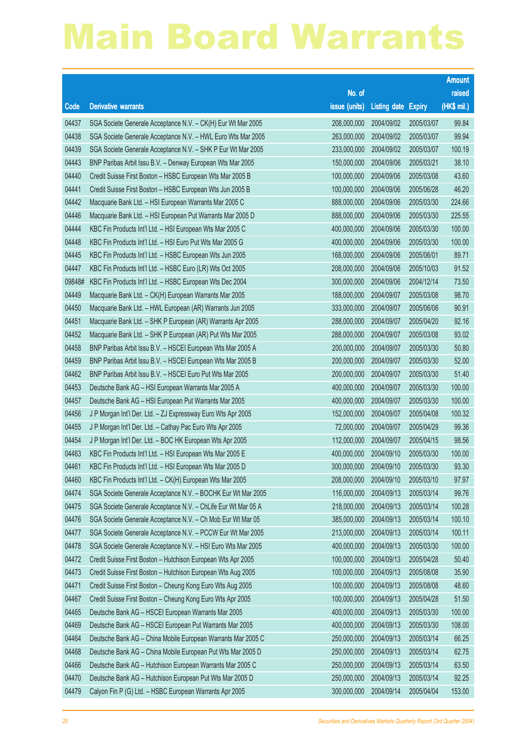# Main Board Warrants

| Code | Derivative warrants | No. of issue (units) | Listing date | Expiry | Amount raised (HK$ mil.) |
|---|---|---|---|---|---|
| 04437 | SGA Societe Generale Acceptance N.V. – CK(H) Eur Wt Mar 2005 | 208,000,000 | 2004/09/02 | 2005/03/07 | 99.84 |
| 04438 | SGA Societe Generale Acceptance N.V. – HWL Euro Wts Mar 2005 | 263,000,000 | 2004/09/02 | 2005/03/07 | 99.94 |
| 04439 | SGA Societe Generale Acceptance N.V. – SHK P Eur Wt Mar 2005 | 233,000,000 | 2004/09/02 | 2005/03/07 | 100.19 |
| 04443 | BNP Paribas Arbit Issu B.V. – Denway European Wts Mar 2005 | 150,000,000 | 2004/09/06 | 2005/03/21 | 38.10 |
| 04440 | Credit Suisse First Boston – HSBC European Wts Mar 2005 B | 100,000,000 | 2004/09/06 | 2005/03/08 | 43.60 |
| 04441 | Credit Suisse First Boston – HSBC European Wts Jun 2005 B | 100,000,000 | 2004/09/06 | 2005/06/28 | 46.20 |
| 04442 | Macquarie Bank Ltd. – HSI European Warrants Mar 2005 C | 888,000,000 | 2004/09/06 | 2005/03/30 | 224.66 |
| 04446 | Macquarie Bank Ltd. – HSI European Put Warrants Mar 2005 D | 888,000,000 | 2004/09/06 | 2005/03/30 | 225.55 |
| 04444 | KBC Fin Products Int'l Ltd. – HSI European Wts Mar 2005 C | 400,000,000 | 2004/09/06 | 2005/03/30 | 100.00 |
| 04448 | KBC Fin Products Int'l Ltd. – HSI Euro Put Wts Mar 2005 G | 400,000,000 | 2004/09/06 | 2005/03/30 | 100.00 |
| 04445 | KBC Fin Products Int'l Ltd. – HSBC European Wts Jun 2005 | 168,000,000 | 2004/09/06 | 2005/06/01 | 89.71 |
| 04447 | KBC Fin Products Int'l Ltd. – HSBC Euro (LR) Wts Oct 2005 | 208,000,000 | 2004/09/06 | 2005/10/03 | 91.52 |
| 09848# | KBC Fin Products Int'l Ltd. – HSBC European Wts Dec 2004 | 300,000,000 | 2004/09/06 | 2004/12/14 | 73.50 |
| 04449 | Macquarie Bank Ltd. – CK(H) European Warrants Mar 2005 | 188,000,000 | 2004/09/07 | 2005/03/08 | 98.70 |
| 04450 | Macquarie Bank Ltd. – HWL European (AR) Warrants Jun 2005 | 333,000,000 | 2004/09/07 | 2005/06/06 | 90.91 |
| 04451 | Macquarie Bank Ltd. – SHK P European (AR) Warrants Apr 2005 | 288,000,000 | 2004/09/07 | 2005/04/20 | 92.16 |
| 04452 | Macquarie Bank Ltd. – SHK P European (AR) Put Wts Mar 2005 | 288,000,000 | 2004/09/07 | 2005/03/08 | 93.02 |
| 04458 | BNP Paribas Arbit Issu B.V. – HSCEI European Wts Mar 2005 A | 200,000,000 | 2004/09/07 | 2005/03/30 | 50.80 |
| 04459 | BNP Paribas Arbit Issu B.V. – HSCEI European Wts Mar 2005 B | 200,000,000 | 2004/09/07 | 2005/03/30 | 52.00 |
| 04462 | BNP Paribas Arbit Issu B.V. – HSCEI Euro Put Wts Mar 2005 | 200,000,000 | 2004/09/07 | 2005/03/30 | 51.40 |
| 04453 | Deutsche Bank AG – HSI European Warrants Mar 2005 A | 400,000,000 | 2004/09/07 | 2005/03/30 | 100.00 |
| 04457 | Deutsche Bank AG – HSI European Put Warrants Mar 2005 | 400,000,000 | 2004/09/07 | 2005/03/30 | 100.00 |
| 04456 | J P Morgan Int'l Der. Ltd. – ZJ Expressway Euro Wts Apr 2005 | 152,000,000 | 2004/09/07 | 2005/04/08 | 100.32 |
| 04455 | J P Morgan Int'l Der. Ltd. – Cathay Pac Euro Wts Apr 2005 | 72,000,000 | 2004/09/07 | 2005/04/29 | 99.36 |
| 04454 | J P Morgan Int'l Der. Ltd. – BOC HK European Wts Apr 2005 | 112,000,000 | 2004/09/07 | 2005/04/15 | 98.56 |
| 04463 | KBC Fin Products Int'l Ltd. – HSI European Wts Mar 2005 E | 400,000,000 | 2004/09/10 | 2005/03/30 | 100.00 |
| 04461 | KBC Fin Products Int'l Ltd. – HSI European Wts Mar 2005 D | 300,000,000 | 2004/09/10 | 2005/03/30 | 93.30 |
| 04460 | KBC Fin Products Int'l Ltd. – CK(H) European Wts Mar 2005 | 208,000,000 | 2004/09/10 | 2005/03/10 | 97.97 |
| 04474 | SGA Societe Generale Acceptance N.V. – BOCHK Eur Wt Mar 2005 | 116,000,000 | 2004/09/13 | 2005/03/14 | 99.76 |
| 04475 | SGA Societe Generale Acceptance N.V. – ChLife Eur Wt Mar 05 A | 218,000,000 | 2004/09/13 | 2005/03/14 | 100.28 |
| 04476 | SGA Societe Generale Acceptance N.V. – Ch Mob Eur Wt Mar 05 | 385,000,000 | 2004/09/13 | 2005/03/14 | 100.10 |
| 04477 | SGA Societe Generale Acceptance N.V. – PCCW Eur Wt Mar 2005 | 213,000,000 | 2004/09/13 | 2005/03/14 | 100.11 |
| 04478 | SGA Societe Generale Acceptance N.V. – HSI Euro Wts Mar 2005 | 400,000,000 | 2004/09/13 | 2005/03/30 | 100.00 |
| 04472 | Credit Suisse First Boston – Hutchison European Wts Apr 2005 | 100,000,000 | 2004/09/13 | 2005/04/28 | 50.40 |
| 04473 | Credit Suisse First Boston – Hutchison European Wts Aug 2005 | 100,000,000 | 2004/09/13 | 2005/08/08 | 35.90 |
| 04471 | Credit Suisse First Boston – Cheung Kong Euro Wts Aug 2005 | 100,000,000 | 2004/09/13 | 2005/08/08 | 48.60 |
| 04467 | Credit Suisse First Boston – Cheung Kong Euro Wts Apr 2005 | 100,000,000 | 2004/09/13 | 2005/04/28 | 51.50 |
| 04465 | Deutsche Bank AG – HSCEI European Warrants Mar 2005 | 400,000,000 | 2004/09/13 | 2005/03/30 | 100.00 |
| 04469 | Deutsche Bank AG – HSCEI European Put Warrants Mar 2005 | 400,000,000 | 2004/09/13 | 2005/03/30 | 108.00 |
| 04464 | Deutsche Bank AG – China Mobile European Warrants Mar 2005 C | 250,000,000 | 2004/09/13 | 2005/03/14 | 66.25 |
| 04468 | Deutsche Bank AG – China Mobile European Put Wts Mar 2005 D | 250,000,000 | 2004/09/13 | 2005/03/14 | 62.75 |
| 04466 | Deutsche Bank AG – Hutchison European Warrants Mar 2005 C | 250,000,000 | 2004/09/13 | 2005/03/14 | 63.50 |
| 04470 | Deutsche Bank AG – Hutchison European Put Wts Mar 2005 D | 250,000,000 | 2004/09/13 | 2005/03/14 | 92.25 |
| 04479 | Calyon Fin P (G) Ltd. – HSBC European Warrants Apr 2005 | 300,000,000 | 2004/09/14 | 2005/04/04 | 153.00 |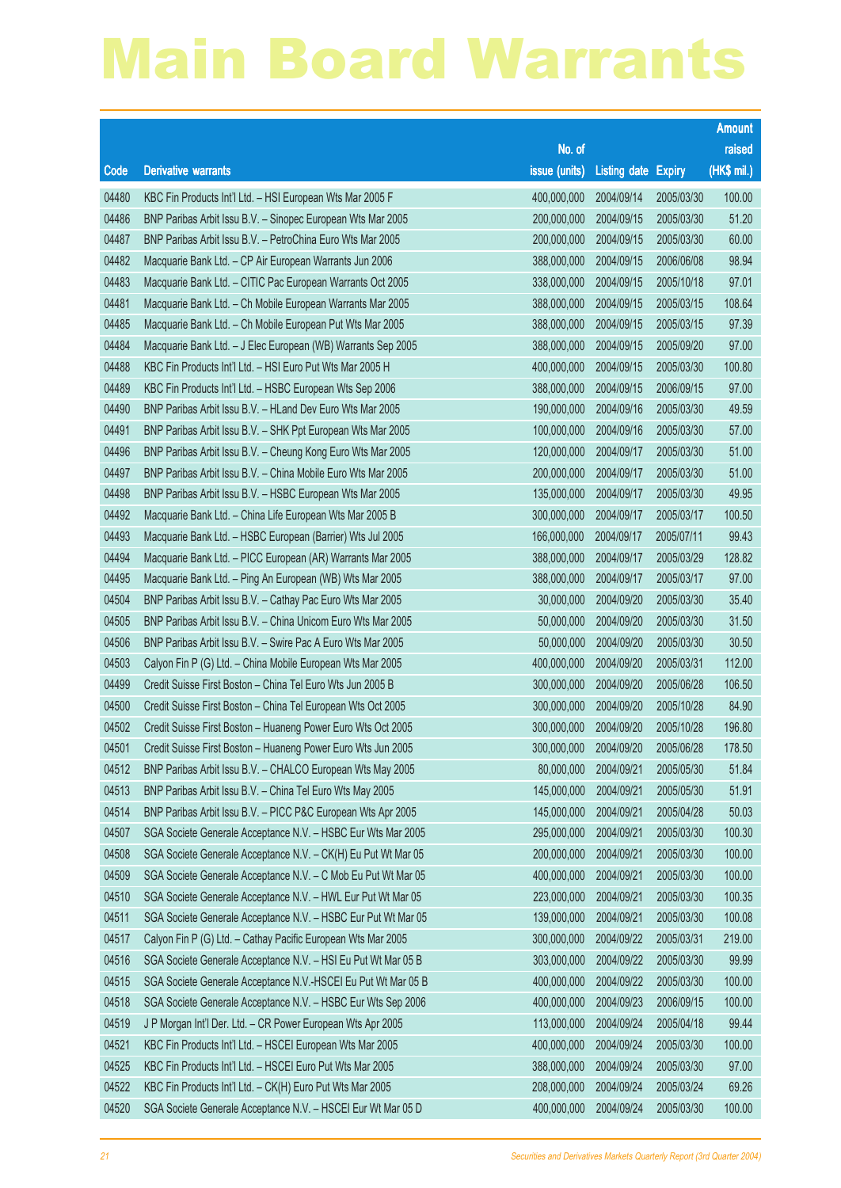# Main Board Warrants

| Code | Derivative warrants | No. of issue (units) | Listing date | Expiry | Amount raised (HK$ mil.) |
|---|---|---|---|---|---|
| 04480 | KBC Fin Products Int'l Ltd. – HSI European Wts Mar 2005 F | 400,000,000 | 2004/09/14 | 2005/03/30 | 100.00 |
| 04486 | BNP Paribas Arbit Issu B.V. – Sinopec European Wts Mar 2005 | 200,000,000 | 2004/09/15 | 2005/03/30 | 51.20 |
| 04487 | BNP Paribas Arbit Issu B.V. – PetroChina Euro Wts Mar 2005 | 200,000,000 | 2004/09/15 | 2005/03/30 | 60.00 |
| 04482 | Macquarie Bank Ltd. – CP Air European Warrants Jun 2006 | 388,000,000 | 2004/09/15 | 2006/06/08 | 98.94 |
| 04483 | Macquarie Bank Ltd. – CITIC Pac European Warrants Oct 2005 | 338,000,000 | 2004/09/15 | 2005/10/18 | 97.01 |
| 04481 | Macquarie Bank Ltd. – Ch Mobile European Warrants Mar 2005 | 388,000,000 | 2004/09/15 | 2005/03/15 | 108.64 |
| 04485 | Macquarie Bank Ltd. – Ch Mobile European Put Wts Mar 2005 | 388,000,000 | 2004/09/15 | 2005/03/15 | 97.39 |
| 04484 | Macquarie Bank Ltd. – J Elec European (WB) Warrants Sep 2005 | 388,000,000 | 2004/09/15 | 2005/09/20 | 97.00 |
| 04488 | KBC Fin Products Int'l Ltd. – HSI Euro Put Wts Mar 2005 H | 400,000,000 | 2004/09/15 | 2005/03/30 | 100.80 |
| 04489 | KBC Fin Products Int'l Ltd. – HSBC European Wts Sep 2006 | 388,000,000 | 2004/09/15 | 2006/09/15 | 97.00 |
| 04490 | BNP Paribas Arbit Issu B.V. – HLand Dev Euro Wts Mar 2005 | 190,000,000 | 2004/09/16 | 2005/03/30 | 49.59 |
| 04491 | BNP Paribas Arbit Issu B.V. – SHK Ppt European Wts Mar 2005 | 100,000,000 | 2004/09/16 | 2005/03/30 | 57.00 |
| 04496 | BNP Paribas Arbit Issu B.V. – Cheung Kong Euro Wts Mar 2005 | 120,000,000 | 2004/09/17 | 2005/03/30 | 51.00 |
| 04497 | BNP Paribas Arbit Issu B.V. – China Mobile Euro Wts Mar 2005 | 200,000,000 | 2004/09/17 | 2005/03/30 | 51.00 |
| 04498 | BNP Paribas Arbit Issu B.V. – HSBC European Wts Mar 2005 | 135,000,000 | 2004/09/17 | 2005/03/30 | 49.95 |
| 04492 | Macquarie Bank Ltd. – China Life European Wts Mar 2005 B | 300,000,000 | 2004/09/17 | 2005/03/17 | 100.50 |
| 04493 | Macquarie Bank Ltd. – HSBC European (Barrier) Wts Jul 2005 | 166,000,000 | 2004/09/17 | 2005/07/11 | 99.43 |
| 04494 | Macquarie Bank Ltd. – PICC European (AR) Warrants Mar 2005 | 388,000,000 | 2004/09/17 | 2005/03/29 | 128.82 |
| 04495 | Macquarie Bank Ltd. – Ping An European (WB) Wts Mar 2005 | 388,000,000 | 2004/09/17 | 2005/03/17 | 97.00 |
| 04504 | BNP Paribas Arbit Issu B.V. – Cathay Pac Euro Wts Mar 2005 | 30,000,000 | 2004/09/20 | 2005/03/30 | 35.40 |
| 04505 | BNP Paribas Arbit Issu B.V. – China Unicom Euro Wts Mar 2005 | 50,000,000 | 2004/09/20 | 2005/03/30 | 31.50 |
| 04506 | BNP Paribas Arbit Issu B.V. – Swire Pac A Euro Wts Mar 2005 | 50,000,000 | 2004/09/20 | 2005/03/30 | 30.50 |
| 04503 | Calyon Fin P (G) Ltd. – China Mobile European Wts Mar 2005 | 400,000,000 | 2004/09/20 | 2005/03/31 | 112.00 |
| 04499 | Credit Suisse First Boston – China Tel Euro Wts Jun 2005 B | 300,000,000 | 2004/09/20 | 2005/06/28 | 106.50 |
| 04500 | Credit Suisse First Boston – China Tel European Wts Oct 2005 | 300,000,000 | 2004/09/20 | 2005/10/28 | 84.90 |
| 04502 | Credit Suisse First Boston – Huaneng Power Euro Wts Oct 2005 | 300,000,000 | 2004/09/20 | 2005/10/28 | 196.80 |
| 04501 | Credit Suisse First Boston – Huaneng Power Euro Wts Jun 2005 | 300,000,000 | 2004/09/20 | 2005/06/28 | 178.50 |
| 04512 | BNP Paribas Arbit Issu B.V. – CHALCO European Wts May 2005 | 80,000,000 | 2004/09/21 | 2005/05/30 | 51.84 |
| 04513 | BNP Paribas Arbit Issu B.V. – China Tel Euro Wts May 2005 | 145,000,000 | 2004/09/21 | 2005/05/30 | 51.91 |
| 04514 | BNP Paribas Arbit Issu B.V. – PICC P&C European Wts Apr 2005 | 145,000,000 | 2004/09/21 | 2005/04/28 | 50.03 |
| 04507 | SGA Societe Generale Acceptance N.V. – HSBC Eur Wts Mar 2005 | 295,000,000 | 2004/09/21 | 2005/03/30 | 100.30 |
| 04508 | SGA Societe Generale Acceptance N.V. – CK(H) Eu Put Wt Mar 05 | 200,000,000 | 2004/09/21 | 2005/03/30 | 100.00 |
| 04509 | SGA Societe Generale Acceptance N.V. – C Mob Eu Put Wt Mar 05 | 400,000,000 | 2004/09/21 | 2005/03/30 | 100.00 |
| 04510 | SGA Societe Generale Acceptance N.V. – HWL Eur Put Wt Mar 05 | 223,000,000 | 2004/09/21 | 2005/03/30 | 100.35 |
| 04511 | SGA Societe Generale Acceptance N.V. – HSBC Eur Put Wt Mar 05 | 139,000,000 | 2004/09/21 | 2005/03/30 | 100.08 |
| 04517 | Calyon Fin P (G) Ltd. – Cathay Pacific European Wts Mar 2005 | 300,000,000 | 2004/09/22 | 2005/03/31 | 219.00 |
| 04516 | SGA Societe Generale Acceptance N.V. – HSI Eu Put Wt Mar 05 B | 303,000,000 | 2004/09/22 | 2005/03/30 | 99.99 |
| 04515 | SGA Societe Generale Acceptance N.V.-HSCEI Eu Put Wt Mar 05 B | 400,000,000 | 2004/09/22 | 2005/03/30 | 100.00 |
| 04518 | SGA Societe Generale Acceptance N.V. – HSBC Eur Wts Sep 2006 | 400,000,000 | 2004/09/23 | 2006/09/15 | 100.00 |
| 04519 | J P Morgan Int'l Der. Ltd. – CR Power European Wts Apr 2005 | 113,000,000 | 2004/09/24 | 2005/04/18 | 99.44 |
| 04521 | KBC Fin Products Int'l Ltd. – HSCEI European Wts Mar 2005 | 400,000,000 | 2004/09/24 | 2005/03/30 | 100.00 |
| 04525 | KBC Fin Products Int'l Ltd. – HSCEI Euro Put Wts Mar 2005 | 388,000,000 | 2004/09/24 | 2005/03/30 | 97.00 |
| 04522 | KBC Fin Products Int'l Ltd. – CK(H) Euro Put Wts Mar 2005 | 208,000,000 | 2004/09/24 | 2005/03/24 | 69.26 |
| 04520 | SGA Societe Generale Acceptance N.V. – HSCEI Eur Wt Mar 05 D | 400,000,000 | 2004/09/24 | 2005/03/30 | 100.00 |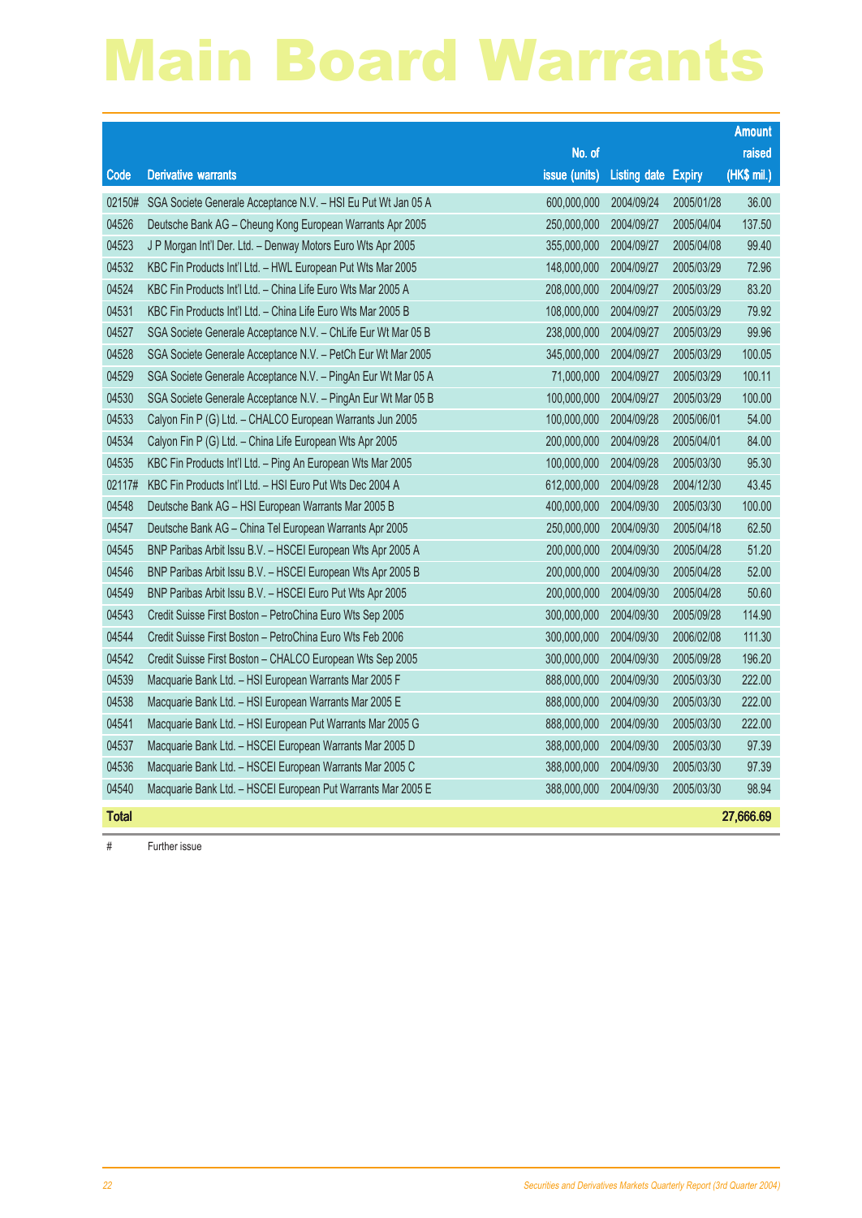# Main Board Warrants

| Code | Derivative warrants | No. of issue (units) | Listing date | Expiry | Amount raised (HK$ mil.) |
|---|---|---|---|---|---|
| 02150# | SGA Societe Generale Acceptance N.V. – HSI Eu Put Wt Jan 05 A | 600,000,000 | 2004/09/24 | 2005/01/28 | 36.00 |
| 04526 | Deutsche Bank AG – Cheung Kong European Warrants Apr 2005 | 250,000,000 | 2004/09/27 | 2005/04/04 | 137.50 |
| 04523 | J P Morgan Int'l Der. Ltd. – Denway Motors Euro Wts Apr 2005 | 355,000,000 | 2004/09/27 | 2005/04/08 | 99.40 |
| 04532 | KBC Fin Products Int'l Ltd. – HWL European Put Wts Mar 2005 | 148,000,000 | 2004/09/27 | 2005/03/29 | 72.96 |
| 04524 | KBC Fin Products Int'l Ltd. – China Life Euro Wts Mar 2005 A | 208,000,000 | 2004/09/27 | 2005/03/29 | 83.20 |
| 04531 | KBC Fin Products Int'l Ltd. – China Life Euro Wts Mar 2005 B | 108,000,000 | 2004/09/27 | 2005/03/29 | 79.92 |
| 04527 | SGA Societe Generale Acceptance N.V. – ChLife Eur Wt Mar 05 B | 238,000,000 | 2004/09/27 | 2005/03/29 | 99.96 |
| 04528 | SGA Societe Generale Acceptance N.V. – PetCh Eur Wt Mar 2005 | 345,000,000 | 2004/09/27 | 2005/03/29 | 100.05 |
| 04529 | SGA Societe Generale Acceptance N.V. – PingAn Eur Wt Mar 05 A | 71,000,000 | 2004/09/27 | 2005/03/29 | 100.11 |
| 04530 | SGA Societe Generale Acceptance N.V. – PingAn Eur Wt Mar 05 B | 100,000,000 | 2004/09/27 | 2005/03/29 | 100.00 |
| 04533 | Calyon Fin P (G) Ltd. – CHALCO European Warrants Jun 2005 | 100,000,000 | 2004/09/28 | 2005/06/01 | 54.00 |
| 04534 | Calyon Fin P (G) Ltd. – China Life European Wts Apr 2005 | 200,000,000 | 2004/09/28 | 2005/04/01 | 84.00 |
| 04535 | KBC Fin Products Int'l Ltd. – Ping An European Wts Mar 2005 | 100,000,000 | 2004/09/28 | 2005/03/30 | 95.30 |
| 02117# | KBC Fin Products Int'l Ltd. – HSI Euro Put Wts Dec 2004 A | 612,000,000 | 2004/09/28 | 2004/12/30 | 43.45 |
| 04548 | Deutsche Bank AG – HSI European Warrants Mar 2005 B | 400,000,000 | 2004/09/30 | 2005/03/30 | 100.00 |
| 04547 | Deutsche Bank AG – China Tel European Warrants Apr 2005 | 250,000,000 | 2004/09/30 | 2005/04/18 | 62.50 |
| 04545 | BNP Paribas Arbit Issu B.V. – HSCEI European Wts Apr 2005 A | 200,000,000 | 2004/09/30 | 2005/04/28 | 51.20 |
| 04546 | BNP Paribas Arbit Issu B.V. – HSCEI European Wts Apr 2005 B | 200,000,000 | 2004/09/30 | 2005/04/28 | 52.00 |
| 04549 | BNP Paribas Arbit Issu B.V. – HSCEI Euro Put Wts Apr 2005 | 200,000,000 | 2004/09/30 | 2005/04/28 | 50.60 |
| 04543 | Credit Suisse First Boston – PetroChina Euro Wts Sep 2005 | 300,000,000 | 2004/09/30 | 2005/09/28 | 114.90 |
| 04544 | Credit Suisse First Boston – PetroChina Euro Wts Feb 2006 | 300,000,000 | 2004/09/30 | 2006/02/08 | 111.30 |
| 04542 | Credit Suisse First Boston – CHALCO European Wts Sep 2005 | 300,000,000 | 2004/09/30 | 2005/09/28 | 196.20 |
| 04539 | Macquarie Bank Ltd. – HSI European Warrants Mar 2005 F | 888,000,000 | 2004/09/30 | 2005/03/30 | 222.00 |
| 04538 | Macquarie Bank Ltd. – HSI European Warrants Mar 2005 E | 888,000,000 | 2004/09/30 | 2005/03/30 | 222.00 |
| 04541 | Macquarie Bank Ltd. – HSI European Put Warrants Mar 2005 G | 888,000,000 | 2004/09/30 | 2005/03/30 | 222.00 |
| 04537 | Macquarie Bank Ltd. – HSCEI European Warrants Mar 2005 D | 388,000,000 | 2004/09/30 | 2005/03/30 | 97.39 |
| 04536 | Macquarie Bank Ltd. – HSCEI European Warrants Mar 2005 C | 388,000,000 | 2004/09/30 | 2005/03/30 | 97.39 |
| 04540 | Macquarie Bank Ltd. – HSCEI European Put Warrants Mar 2005 E | 388,000,000 | 2004/09/30 | 2005/03/30 | 98.94 |
| **Total** | | | | | **27,666.69** |

# Further issue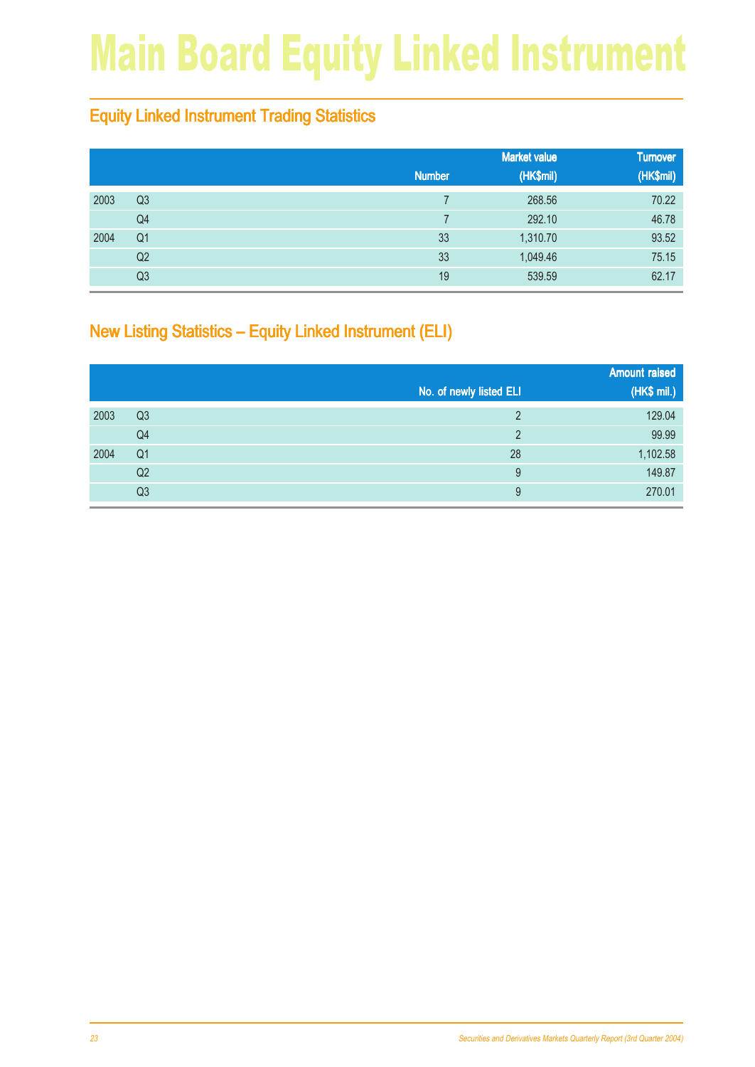# Main Board Equity Linked Instrument

## Equity Linked Instrument Trading Statistics

| | | Number | Market value (HK$mil) | Turnover (HK$mil) |
|---|---|---|---|---|
| 2003 | Q3 | 7 | 268.56 | 70.22 |
| | Q4 | 7 | 292.10 | 46.78 |
| 2004 | Q1 | 33 | 1,310.70 | 93.52 |
| | Q2 | 33 | 1,049.46 | 75.15 |
| | Q3 | 19 | 539.59 | 62.17 |

## New Listing Statistics – Equity Linked Instrument (ELI)

| | | No. of newly listed ELI | Amount raised (HK$ mil.) |
|---|---|---|---|
| 2003 | Q3 | 2 | 129.04 |
| | Q4 | 2 | 99.99 |
| 2004 | Q1 | 28 | 1,102.58 |
| | Q2 | 9 | 149.87 |
| | Q3 | 9 | 270.01 |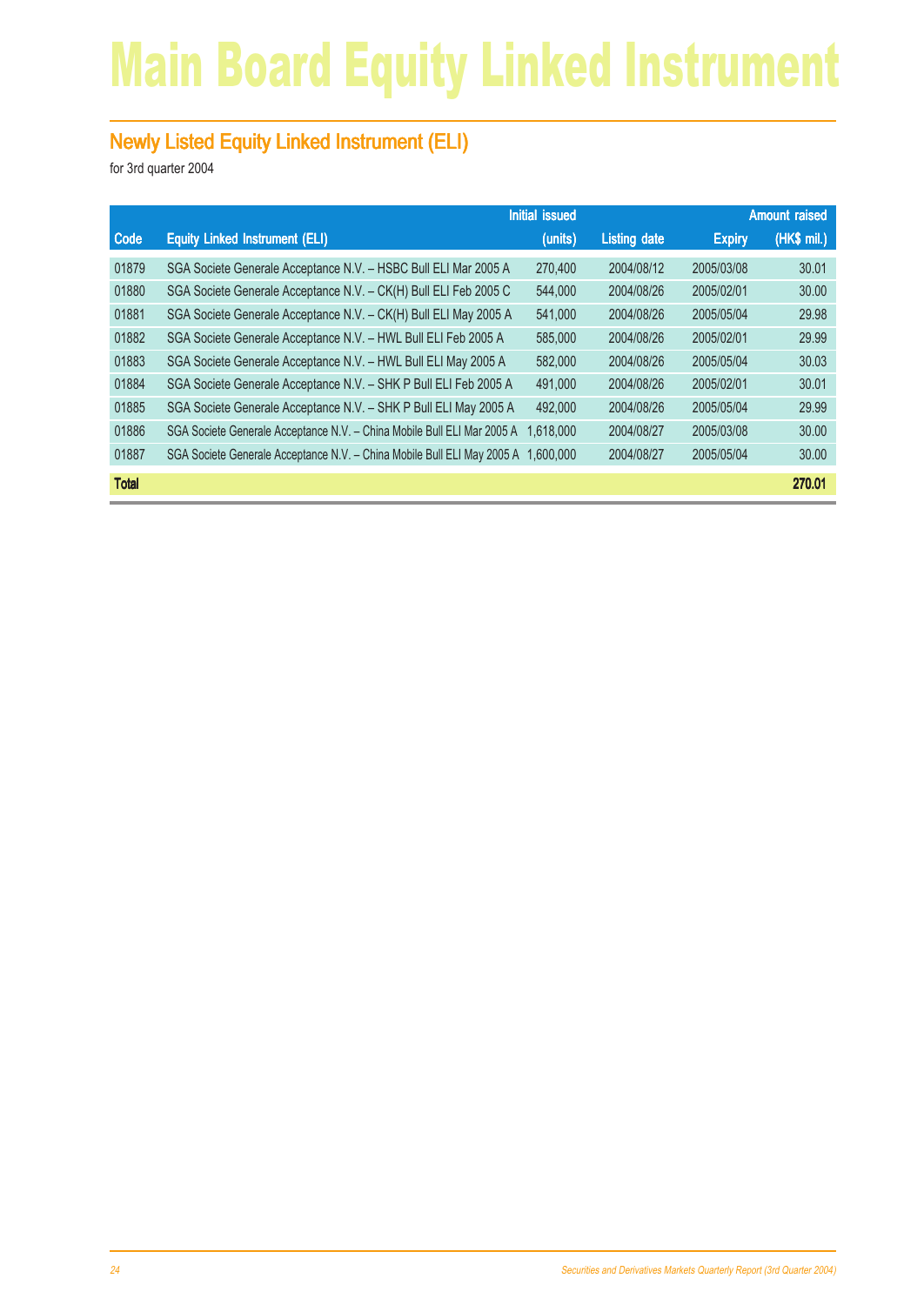# Main Board Equity Linked Instrument

## Newly Listed Equity Linked Instrument (ELI)

for 3rd quarter 2004

| Code | Equity Linked Instrument (ELI) | Initial issued (units) | Listing date | Expiry | Amount raised (HK$ mil.) |
|---|---|---|---|---|---|
| 01879 | SGA Societe Generale Acceptance N.V. – HSBC Bull ELI Mar 2005 A | 270,400 | 2004/08/12 | 2005/03/08 | 30.01 |
| 01880 | SGA Societe Generale Acceptance N.V. – CK(H) Bull ELI Feb 2005 C | 544,000 | 2004/08/26 | 2005/02/01 | 30.00 |
| 01881 | SGA Societe Generale Acceptance N.V. – CK(H) Bull ELI May 2005 A | 541,000 | 2004/08/26 | 2005/05/04 | 29.98 |
| 01882 | SGA Societe Generale Acceptance N.V. – HWL Bull ELI Feb 2005 A | 585,000 | 2004/08/26 | 2005/02/01 | 29.99 |
| 01883 | SGA Societe Generale Acceptance N.V. – HWL Bull ELI May 2005 A | 582,000 | 2004/08/26 | 2005/05/04 | 30.03 |
| 01884 | SGA Societe Generale Acceptance N.V. – SHK P Bull ELI Feb 2005 A | 491,000 | 2004/08/26 | 2005/02/01 | 30.01 |
| 01885 | SGA Societe Generale Acceptance N.V. – SHK P Bull ELI May 2005 A | 492,000 | 2004/08/26 | 2005/05/04 | 29.99 |
| 01886 | SGA Societe Generale Acceptance N.V. – China Mobile Bull ELI Mar 2005 A | 1,618,000 | 2004/08/27 | 2005/03/08 | 30.00 |
| 01887 | SGA Societe Generale Acceptance N.V. – China Mobile Bull ELI May 2005 A | 1,600,000 | 2004/08/27 | 2005/05/04 | 30.00 |
| **Total** | | | | | **270.01** |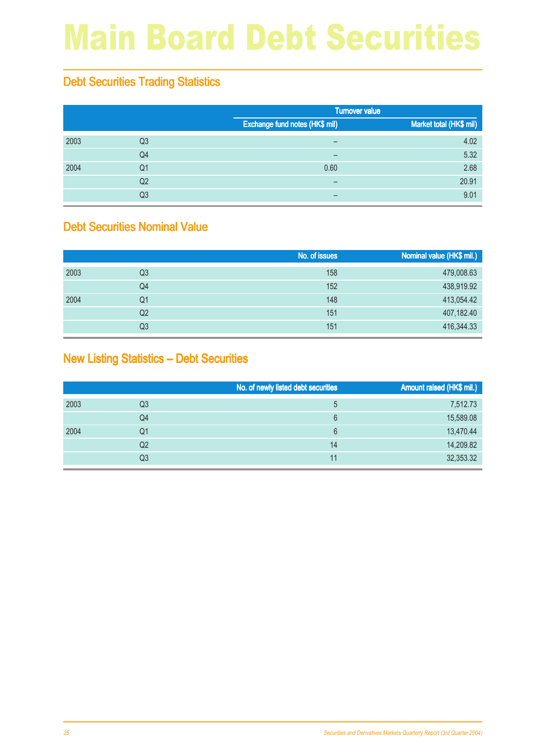# Main Board Debt Securities

## Debt Securities Trading Statistics

| | | Turnover value | |
|---|---|---|---|
| | | Exchange fund notes (HK$ mil) | Market total (HK$ mil) |
| 2003 | Q3 | – | 4.02 |
| | Q4 | – | 5.32 |
| 2004 | Q1 | 0.60 | 2.68 |
| | Q2 | – | 20.91 |
| | Q3 | – | 9.01 |

## Debt Securities Nominal Value

| | | No. of issues | Nominal value (HK$ mil.) |
|---|---|---|---|
| 2003 | Q3 | 158 | 479,008.63 |
| | Q4 | 152 | 438,919.92 |
| 2004 | Q1 | 148 | 413,054.42 |
| | Q2 | 151 | 407,182.40 |
| | Q3 | 151 | 416,344.33 |

## New Listing Statistics – Debt Securities

| | | No. of newly listed debt securities | Amount raised (HK$ mil.) |
|---|---|---|---|
| 2003 | Q3 | 5 | 7,512.73 |
| | Q4 | 6 | 15,589.08 |
| 2004 | Q1 | 6 | 13,470.44 |
| | Q2 | 14 | 14,209.82 |
| | Q3 | 11 | 32,353.32 |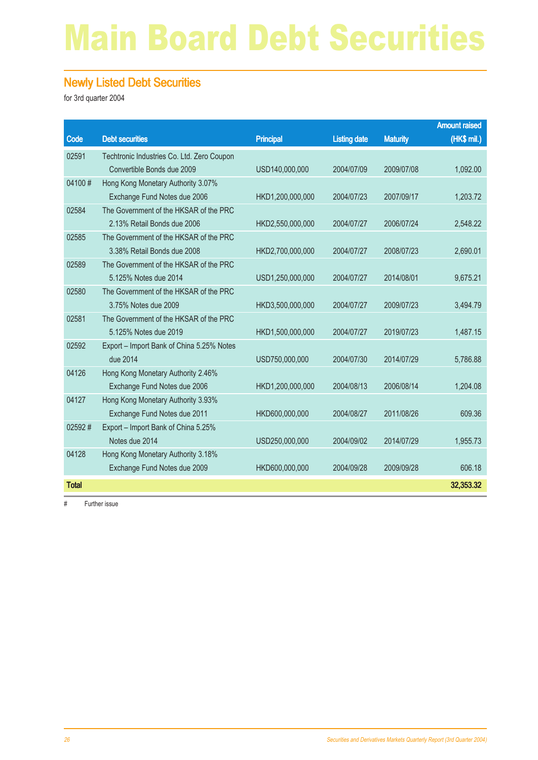# Main Board Debt Securities

## Newly Listed Debt Securities

for 3rd quarter 2004

| Code | Debt securities | Principal | Listing date | Maturity | Amount raised (HK$ mil.) |
|---|---|---|---|---|---|
| 02591 | Techtronic Industries Co. Ltd. Zero Coupon Convertible Bonds due 2009 | USD140,000,000 | 2004/07/09 | 2009/07/08 | 1,092.00 |
| 04100 # | Hong Kong Monetary Authority 3.07% Exchange Fund Notes due 2006 | HKD1,200,000,000 | 2004/07/23 | 2007/09/17 | 1,203.72 |
| 02584 | The Government of the HKSAR of the PRC 2.13% Retail Bonds due 2006 | HKD2,550,000,000 | 2004/07/27 | 2006/07/24 | 2,548.22 |
| 02585 | The Government of the HKSAR of the PRC 3.38% Retail Bonds due 2008 | HKD2,700,000,000 | 2004/07/27 | 2008/07/23 | 2,690.01 |
| 02589 | The Government of the HKSAR of the PRC 5.125% Notes due 2014 | USD1,250,000,000 | 2004/07/27 | 2014/08/01 | 9,675.21 |
| 02580 | The Government of the HKSAR of the PRC 3.75% Notes due 2009 | HKD3,500,000,000 | 2004/07/27 | 2009/07/23 | 3,494.79 |
| 02581 | The Government of the HKSAR of the PRC 5.125% Notes due 2019 | HKD1,500,000,000 | 2004/07/27 | 2019/07/23 | 1,487.15 |
| 02592 | Export – Import Bank of China 5.25% Notes due 2014 | USD750,000,000 | 2004/07/30 | 2014/07/29 | 5,786.88 |
| 04126 | Hong Kong Monetary Authority 2.46% Exchange Fund Notes due 2006 | HKD1,200,000,000 | 2004/08/13 | 2006/08/14 | 1,204.08 |
| 04127 | Hong Kong Monetary Authority 3.93% Exchange Fund Notes due 2011 | HKD600,000,000 | 2004/08/27 | 2011/08/26 | 609.36 |
| 02592 # | Export – Import Bank of China 5.25% Notes due 2014 | USD250,000,000 | 2004/09/02 | 2014/07/29 | 1,955.73 |
| 04128 | Hong Kong Monetary Authority 3.18% Exchange Fund Notes due 2009 | HKD600,000,000 | 2004/09/28 | 2009/09/28 | 606.18 |
| **Total** | | | | | **32,353.32** |

# Further issue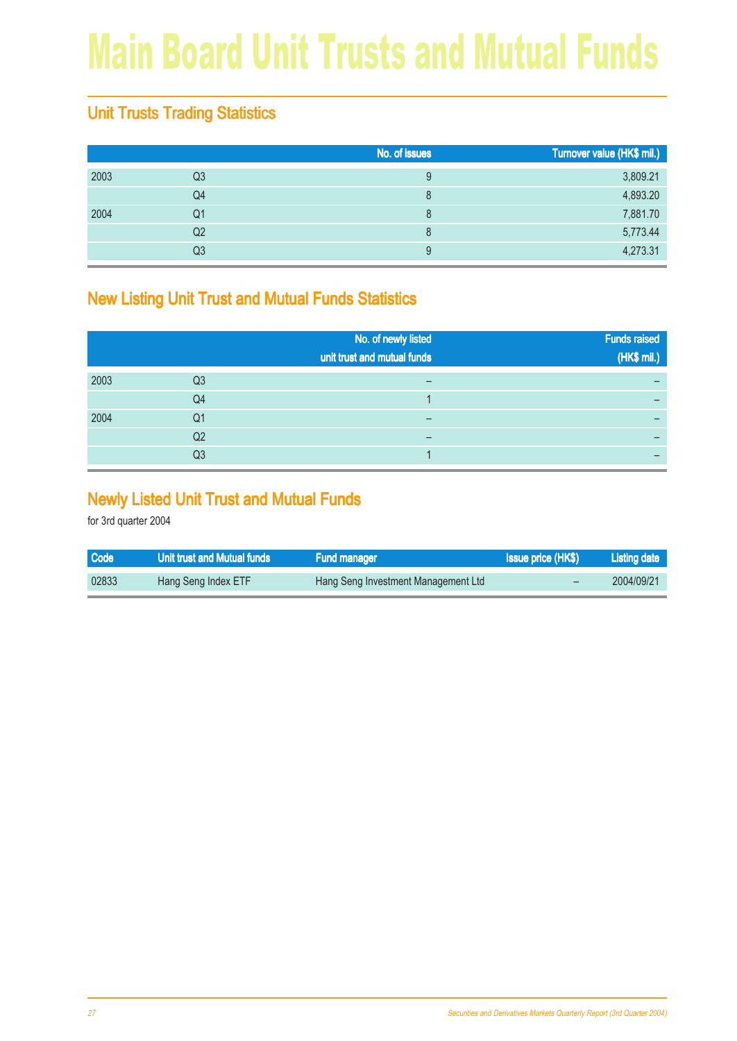# Main Board Unit Trusts and Mutual Funds

## Unit Trusts Trading Statistics

| | | No. of issues | Turnover value (HK$ mil.) |
|---|---|---|---|
| 2003 | Q3 | 9 | 3,809.21 |
| | Q4 | 8 | 4,893.20 |
| 2004 | Q1 | 8 | 7,881.70 |
| | Q2 | 8 | 5,773.44 |
| | Q3 | 9 | 4,273.31 |

## New Listing Unit Trust and Mutual Funds Statistics

| | | No. of newly listed unit trust and mutual funds | Funds raised (HK$ mil.) |
|---|---|---|---|
| 2003 | Q3 | – | – |
| | Q4 | 1 | – |
| 2004 | Q1 | – | – |
| | Q2 | – | – |
| | Q3 | 1 | – |

## Newly Listed Unit Trust and Mutual Funds

for 3rd quarter 2004

| Code | Unit trust and Mutual funds | Fund manager | Issue price (HK$) | Listing date |
|---|---|---|---|---|
| 02833 | Hang Seng Index ETF | Hang Seng Investment Management Ltd | – | 2004/09/21 |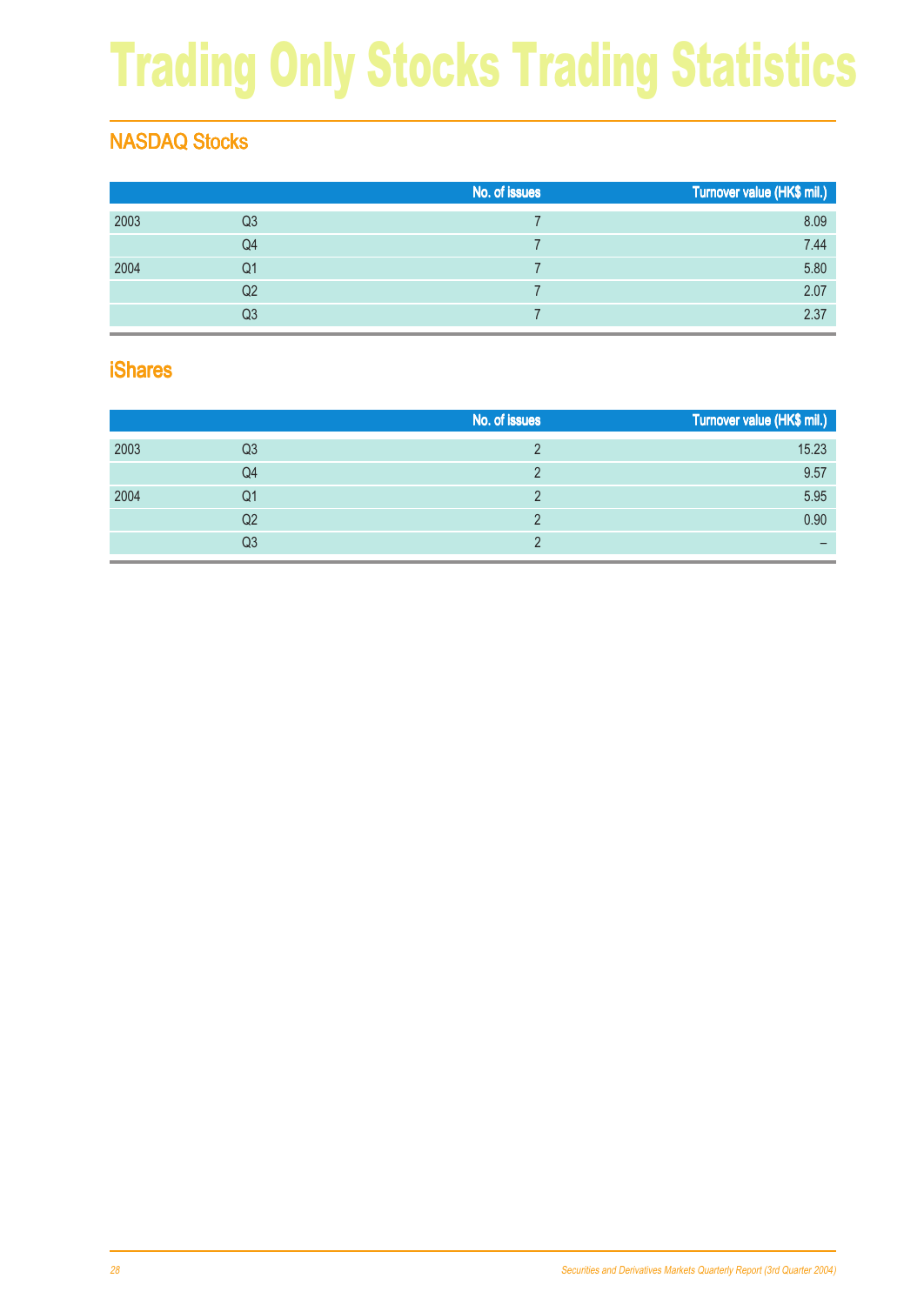# Trading Only Stocks Trading Statistics

## NASDAQ Stocks

| | | No. of issues | Turnover value (HK$ mil.) |
|---|---|---|---|
| 2003 | Q3 | 7 | 8.09 |
| | Q4 | 7 | 7.44 |
| 2004 | Q1 | 7 | 5.80 |
| | Q2 | 7 | 2.07 |
| | Q3 | 7 | 2.37 |

## iShares

| | | No. of issues | Turnover value (HK$ mil.) |
|---|---|---|---|
| 2003 | Q3 | 2 | 15.23 |
| | Q4 | 2 | 9.57 |
| 2004 | Q1 | 2 | 5.95 |
| | Q2 | 2 | 0.90 |
| | Q3 | 2 | – |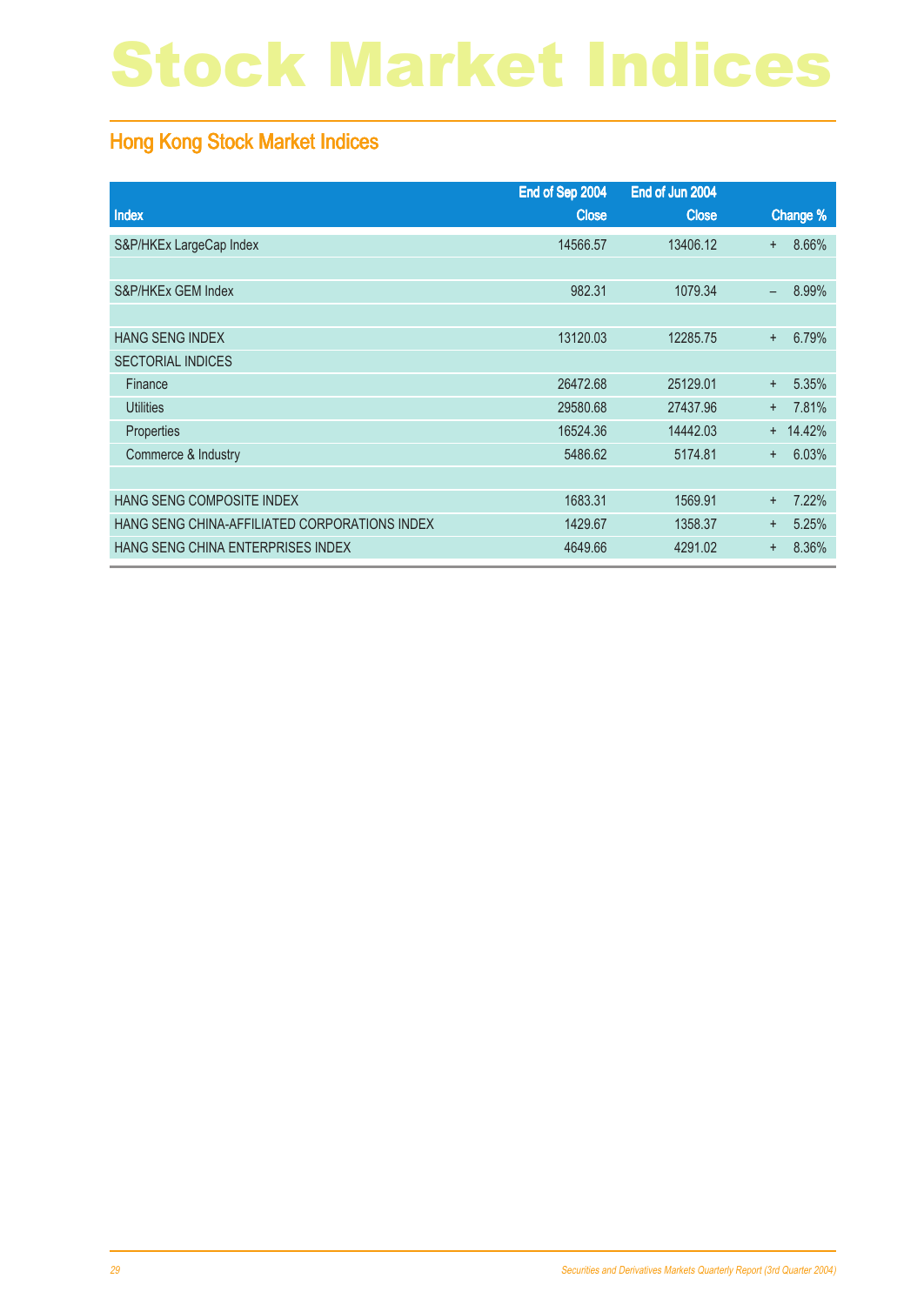# Stock Market Indices

## Hong Kong Stock Market Indices

| Index | End of Sep 2004 Close | End of Jun 2004 Close | Change % |
|---|---|---|---|
| S&P/HKEx LargeCap Index | 14566.57 | 13406.12 | + 8.66% |
| | | | |
| S&P/HKEx GEM Index | 982.31 | 1079.34 | – 8.99% |
| | | | |
| HANG SENG INDEX | 13120.03 | 12285.75 | + 6.79% |
| SECTORIAL INDICES | | | |
| Finance | 26472.68 | 25129.01 | + 5.35% |
| Utilities | 29580.68 | 27437.96 | + 7.81% |
| Properties | 16524.36 | 14442.03 | + 14.42% |
| Commerce & Industry | 5486.62 | 5174.81 | + 6.03% |
| | | | |
| HANG SENG COMPOSITE INDEX | 1683.31 | 1569.91 | + 7.22% |
| HANG SENG CHINA-AFFILIATED CORPORATIONS INDEX | 1429.67 | 1358.37 | + 5.25% |
| HANG SENG CHINA ENTERPRISES INDEX | 4649.66 | 4291.02 | + 8.36% |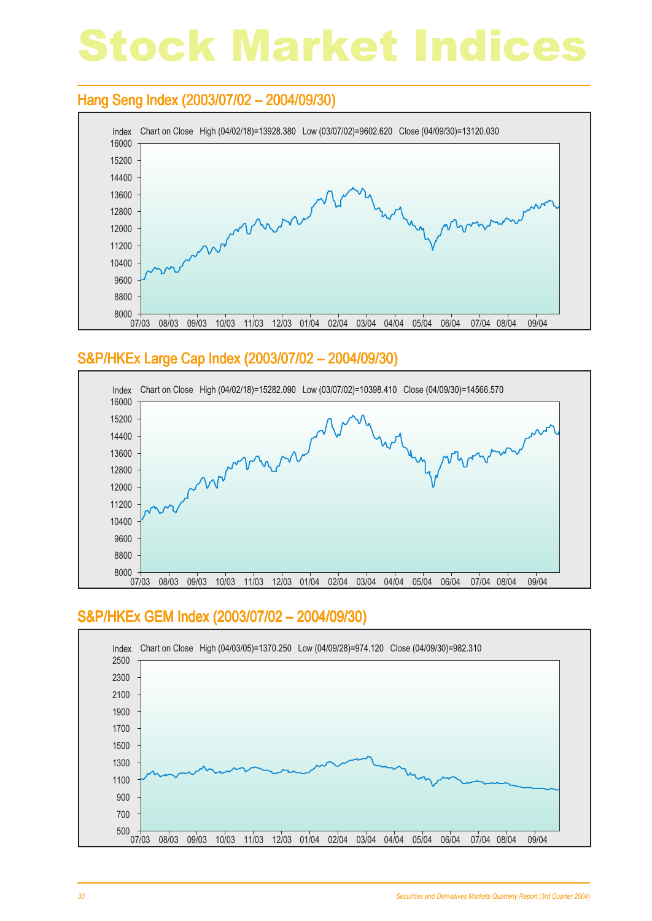# Stock Market Indices

## Hang Seng Index (2003/07/02 – 2004/09/30)

Index Chart on Close High (04/02/18)=13928.380 Low (03/07/02)=9602.620 Close (04/09/30)=13120.030

16000
15200
14400
13600
12800
12000
11200
10400
9600
8800
8000

07/03 08/03 09/03 10/03 11/03 12/03 01/04 02/04 03/04 04/04 05/04 06/04 07/04 08/04 09/04

## S&P/HKEx Large Cap Index (2003/07/02 – 2004/09/30)

Index Chart on Close High (04/02/18)=15282.090 Low (03/07/02)=10398.410 Close (04/09/30)=14566.570

16000
15200
14400
13600
12800
12000
11200
10400
9600
8800
8000

07/03 08/03 09/03 10/03 11/03 12/03 01/04 02/04 03/04 04/04 05/04 06/04 07/04 08/04 09/04

## S&P/HKEx GEM Index (2003/07/02 – 2004/09/30)

Index Chart on Close High (04/03/05)=1370.250 Low (04/09/28)=974.120 Close (04/09/30)=982.310

2500
2300
2100
1900
1700
1500
1300
1100
900
700
500

07/03 08/03 09/03 10/03 11/03 12/03 01/04 02/04 03/04 04/04 05/04 06/04 07/04 08/04 09/04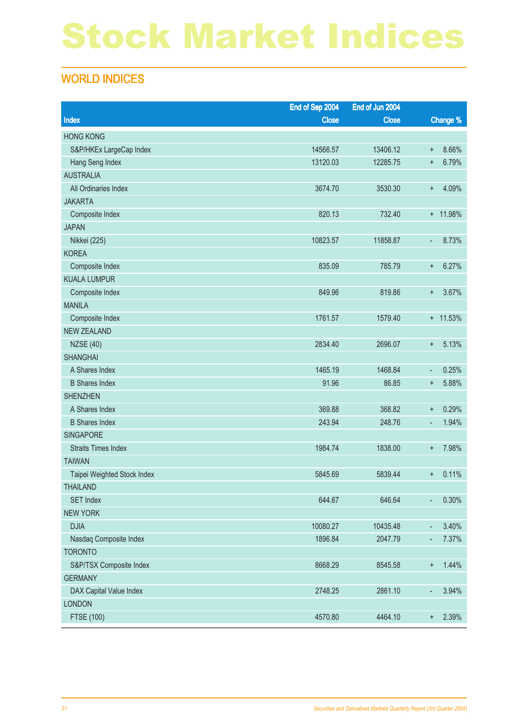# Stock Market Indices

## WORLD INDICES

| Index | End of Sep 2004 Close | End of Jun 2004 Close | Change % |
|---|---|---|---|
| HONG KONG | | | |
| S&P/HKEx LargeCap Index | 14566.57 | 13406.12 | + 8.66% |
| Hang Seng Index | 13120.03 | 12285.75 | + 6.79% |
| AUSTRALIA | | | |
| All Ordinaries Index | 3674.70 | 3530.30 | + 4.09% |
| JAKARTA | | | |
| Composite Index | 820.13 | 732.40 | + 11.98% |
| JAPAN | | | |
| Nikkei (225) | 10823.57 | 11858.87 | - 8.73% |
| KOREA | | | |
| Composite Index | 835.09 | 785.79 | + 6.27% |
| KUALA LUMPUR | | | |
| Composite Index | 849.96 | 819.86 | + 3.67% |
| MANILA | | | |
| Composite Index | 1761.57 | 1579.40 | + 11.53% |
| NEW ZEALAND | | | |
| NZSE (40) | 2834.40 | 2696.07 | + 5.13% |
| SHANGHAI | | | |
| A Shares Index | 1465.19 | 1468.84 | - 0.25% |
| B Shares Index | 91.96 | 86.85 | + 5.88% |
| SHENZHEN | | | |
| A Shares Index | 369.88 | 368.82 | + 0.29% |
| B Shares Index | 243.94 | 248.76 | - 1.94% |
| SINGAPORE | | | |
| Straits Times Index | 1984.74 | 1838.00 | + 7.98% |
| TAIWAN | | | |
| Taipei Weighted Stock Index | 5845.69 | 5839.44 | + 0.11% |
| THAILAND | | | |
| SET Index | 644.67 | 646.64 | - 0.30% |
| NEW YORK | | | |
| DJIA | 10080.27 | 10435.48 | - 3.40% |
| Nasdaq Composite Index | 1896.84 | 2047.79 | - 7.37% |
| TORONTO | | | |
| S&P/TSX Composite Index | 8668.29 | 8545.58 | + 1.44% |
| GERMANY | | | |
| DAX Capital Value Index | 2748.25 | 2861.10 | - 3.94% |
| LONDON | | | |
| FTSE (100) | 4570.80 | 4464.10 | + 2.39% |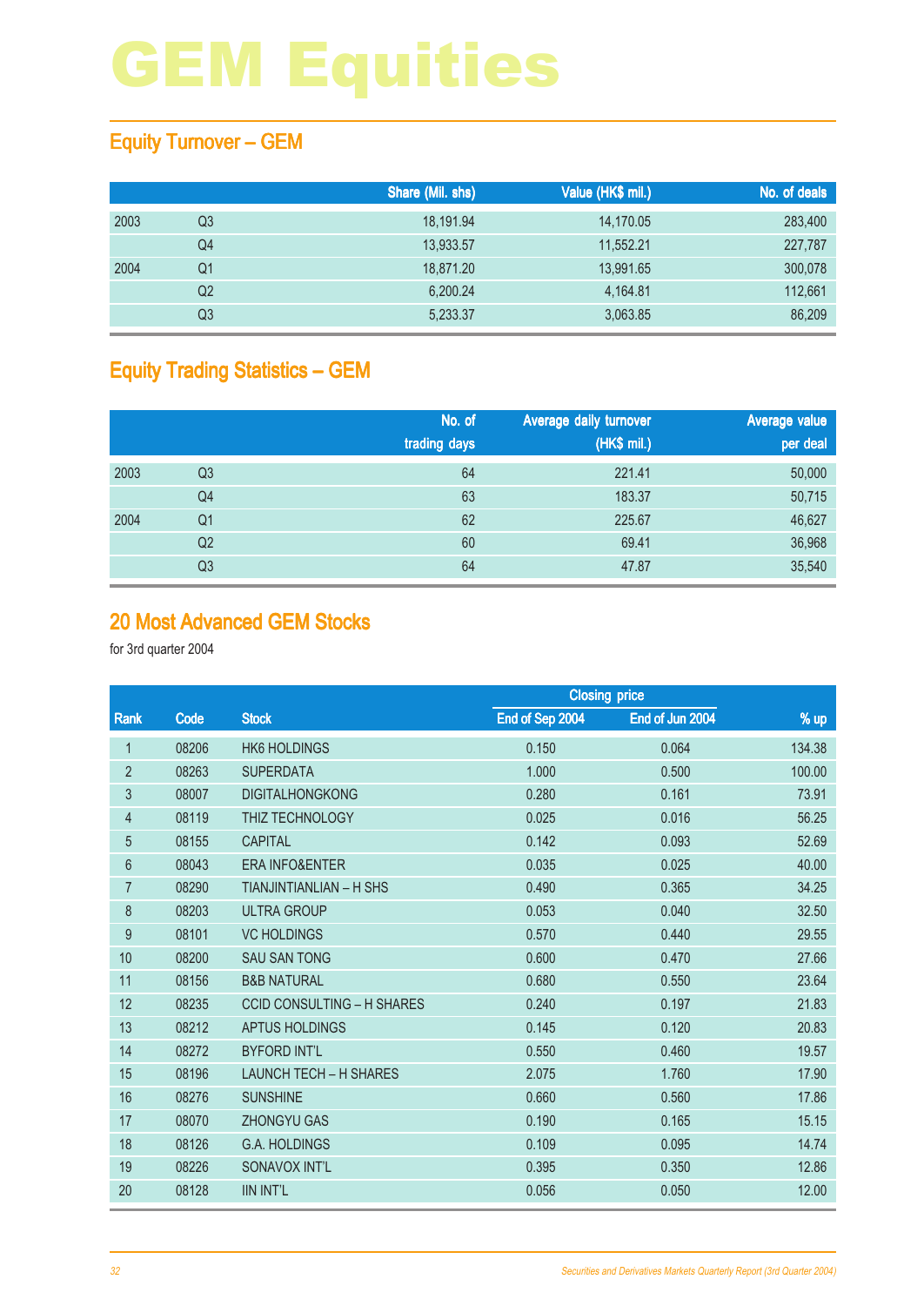# GEM Equities

## Equity Turnover – GEM

| | | Share (Mil. shs) | Value (HK$ mil.) | No. of deals |
|---|---|---|---|---|
| 2003 | Q3 | 18,191.94 | 14,170.05 | 283,400 |
| | Q4 | 13,933.57 | 11,552.21 | 227,787 |
| 2004 | Q1 | 18,871.20 | 13,991.65 | 300,078 |
| | Q2 | 6,200.24 | 4,164.81 | 112,661 |
| | Q3 | 5,233.37 | 3,063.85 | 86,209 |

## Equity Trading Statistics – GEM

| | | No. of trading days | Average daily turnover (HK$ mil.) | Average value per deal |
|---|---|---|---|---|
| 2003 | Q3 | 64 | 221.41 | 50,000 |
| | Q4 | 63 | 183.37 | 50,715 |
| 2004 | Q1 | 62 | 225.67 | 46,627 |
| | Q2 | 60 | 69.41 | 36,968 |
| | Q3 | 64 | 47.87 | 35,540 |

## 20 Most Advanced GEM Stocks

for 3rd quarter 2004

| | | | Closing price | | |
|---|---|---|---|---|---|
| Rank | Code | Stock | End of Sep 2004 | End of Jun 2004 | % up |
| 1 | 08206 | HK6 HOLDINGS | 0.150 | 0.064 | 134.38 |
| 2 | 08263 | SUPERDATA | 1.000 | 0.500 | 100.00 |
| 3 | 08007 | DIGITALHONGKONG | 0.280 | 0.161 | 73.91 |
| 4 | 08119 | THIZ TECHNOLOGY | 0.025 | 0.016 | 56.25 |
| 5 | 08155 | CAPITAL | 0.142 | 0.093 | 52.69 |
| 6 | 08043 | ERA INFO&ENTER | 0.035 | 0.025 | 40.00 |
| 7 | 08290 | TIANJINTIANLIAN – H SHS | 0.490 | 0.365 | 34.25 |
| 8 | 08203 | ULTRA GROUP | 0.053 | 0.040 | 32.50 |
| 9 | 08101 | VC HOLDINGS | 0.570 | 0.440 | 29.55 |
| 10 | 08200 | SAU SAN TONG | 0.600 | 0.470 | 27.66 |
| 11 | 08156 | B&B NATURAL | 0.680 | 0.550 | 23.64 |
| 12 | 08235 | CCID CONSULTING – H SHARES | 0.240 | 0.197 | 21.83 |
| 13 | 08212 | APTUS HOLDINGS | 0.145 | 0.120 | 20.83 |
| 14 | 08272 | BYFORD INT'L | 0.550 | 0.460 | 19.57 |
| 15 | 08196 | LAUNCH TECH – H SHARES | 2.075 | 1.760 | 17.90 |
| 16 | 08276 | SUNSHINE | 0.660 | 0.560 | 17.86 |
| 17 | 08070 | ZHONGYU GAS | 0.190 | 0.165 | 15.15 |
| 18 | 08126 | G.A. HOLDINGS | 0.109 | 0.095 | 14.74 |
| 19 | 08226 | SONAVOX INT'L | 0.395 | 0.350 | 12.86 |
| 20 | 08128 | IIN INT'L | 0.056 | 0.050 | 12.00 |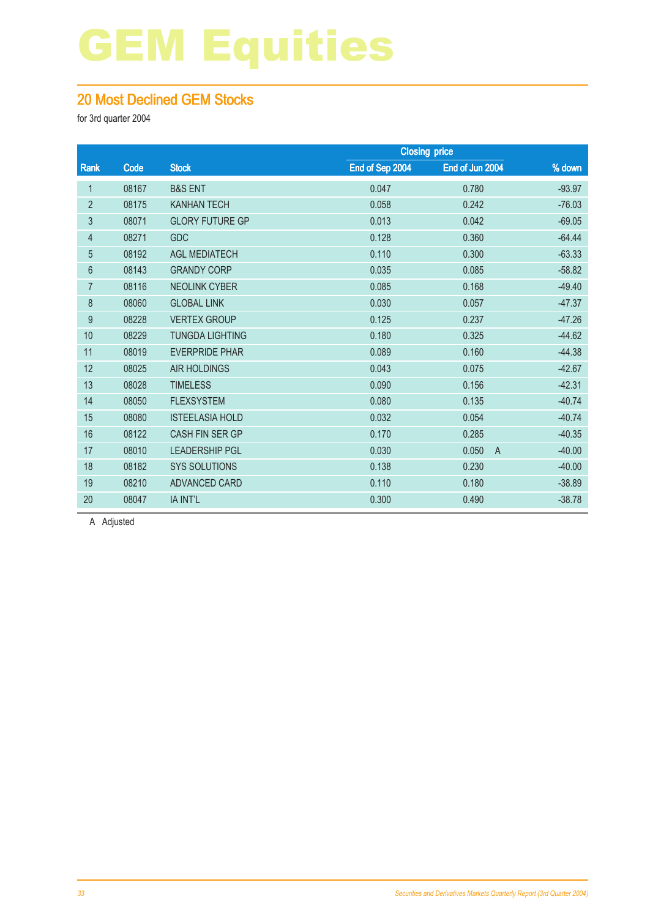# GEM Equities

## 20 Most Declined GEM Stocks

for 3rd quarter 2004

| Rank | Code | Stock | Closing price | | | % down |
|---|---|---|---|---|---|---|
| | | | End of Sep 2004 | End of Jun 2004 | | |
| 1 | 08167 | B&S ENT | 0.047 | 0.780 | | -93.97 |
| 2 | 08175 | KANHAN TECH | 0.058 | 0.242 | | -76.03 |
| 3 | 08071 | GLORY FUTURE GP | 0.013 | 0.042 | | -69.05 |
| 4 | 08271 | GDC | 0.128 | 0.360 | | -64.44 |
| 5 | 08192 | AGL MEDIATECH | 0.110 | 0.300 | | -63.33 |
| 6 | 08143 | GRANDY CORP | 0.035 | 0.085 | | -58.82 |
| 7 | 08116 | NEOLINK CYBER | 0.085 | 0.168 | | -49.40 |
| 8 | 08060 | GLOBAL LINK | 0.030 | 0.057 | | -47.37 |
| 9 | 08228 | VERTEX GROUP | 0.125 | 0.237 | | -47.26 |
| 10 | 08229 | TUNGDA LIGHTING | 0.180 | 0.325 | | -44.62 |
| 11 | 08019 | EVERPRIDE PHAR | 0.089 | 0.160 | | -44.38 |
| 12 | 08025 | AIR HOLDINGS | 0.043 | 0.075 | | -42.67 |
| 13 | 08028 | TIMELESS | 0.090 | 0.156 | | -42.31 |
| 14 | 08050 | FLEXSYSTEM | 0.080 | 0.135 | | -40.74 |
| 15 | 08080 | ISTEELASIA HOLD | 0.032 | 0.054 | | -40.74 |
| 16 | 08122 | CASH FIN SER GP | 0.170 | 0.285 | | -40.35 |
| 17 | 08010 | LEADERSHIP PGL | 0.030 | 0.050 | A | -40.00 |
| 18 | 08182 | SYS SOLUTIONS | 0.138 | 0.230 | | -40.00 |
| 19 | 08210 | ADVANCED CARD | 0.110 | 0.180 | | -38.89 |
| 20 | 08047 | IA INT'L | 0.300 | 0.490 | | -38.78 |

A Adjusted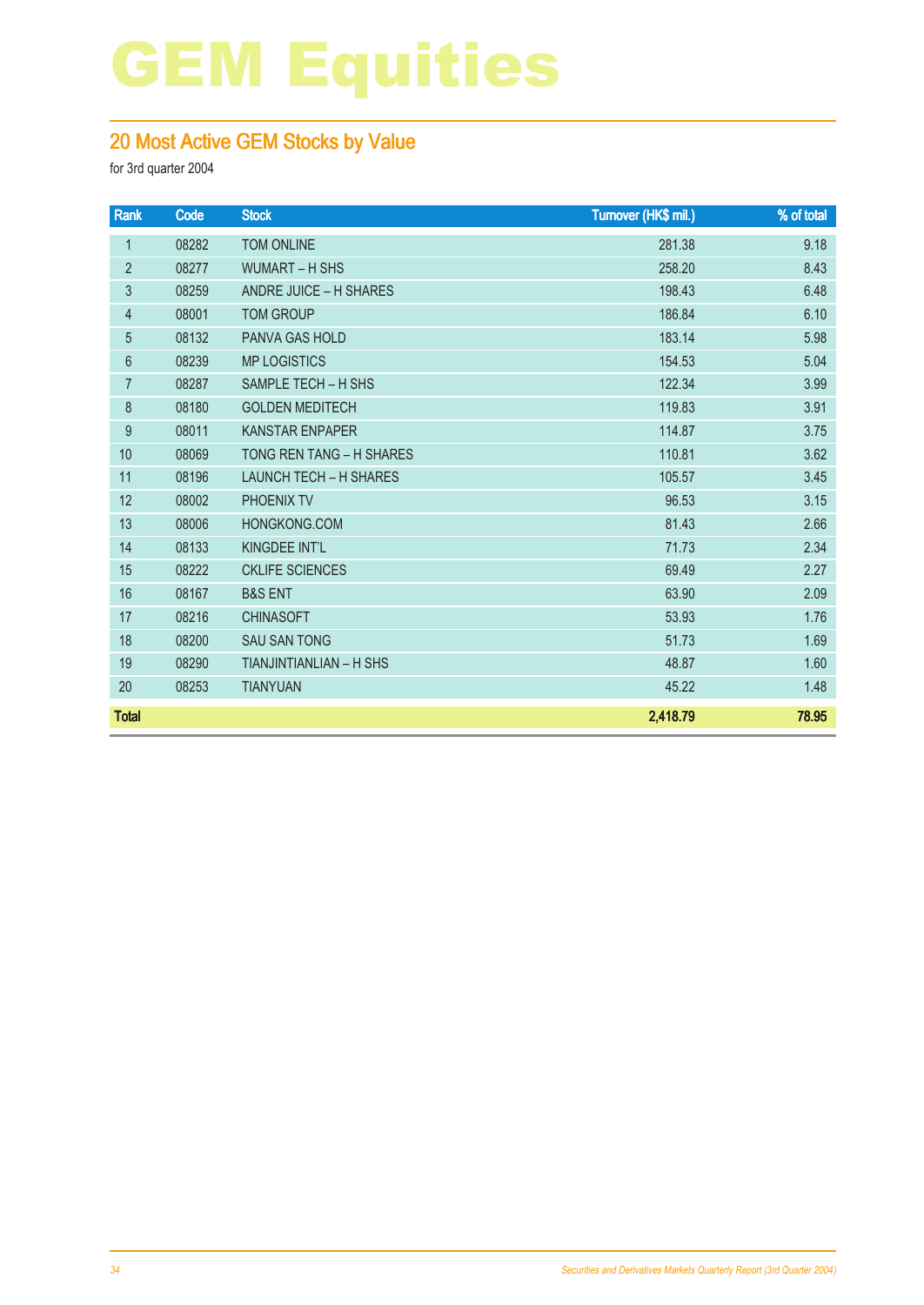# GEM Equities

## 20 Most Active GEM Stocks by Value

for 3rd quarter 2004

| Rank | Code | Stock | Turnover (HK$ mil.) | % of total |
|---|---|---|---|---|
| 1 | 08282 | TOM ONLINE | 281.38 | 9.18 |
| 2 | 08277 | WUMART – H SHS | 258.20 | 8.43 |
| 3 | 08259 | ANDRE JUICE – H SHARES | 198.43 | 6.48 |
| 4 | 08001 | TOM GROUP | 186.84 | 6.10 |
| 5 | 08132 | PANVA GAS HOLD | 183.14 | 5.98 |
| 6 | 08239 | MP LOGISTICS | 154.53 | 5.04 |
| 7 | 08287 | SAMPLE TECH – H SHS | 122.34 | 3.99 |
| 8 | 08180 | GOLDEN MEDITECH | 119.83 | 3.91 |
| 9 | 08011 | KANSTAR ENPAPER | 114.87 | 3.75 |
| 10 | 08069 | TONG REN TANG – H SHARES | 110.81 | 3.62 |
| 11 | 08196 | LAUNCH TECH – H SHARES | 105.57 | 3.45 |
| 12 | 08002 | PHOENIX TV | 96.53 | 3.15 |
| 13 | 08006 | HONGKONG.COM | 81.43 | 2.66 |
| 14 | 08133 | KINGDEE INT'L | 71.73 | 2.34 |
| 15 | 08222 | CKLIFE SCIENCES | 69.49 | 2.27 |
| 16 | 08167 | B&S ENT | 63.90 | 2.09 |
| 17 | 08216 | CHINASOFT | 53.93 | 1.76 |
| 18 | 08200 | SAU SAN TONG | 51.73 | 1.69 |
| 19 | 08290 | TIANJINTIANLIAN – H SHS | 48.87 | 1.60 |
| 20 | 08253 | TIANYUAN | 45.22 | 1.48 |
| **Total** | | | **2,418.79** | **78.95** |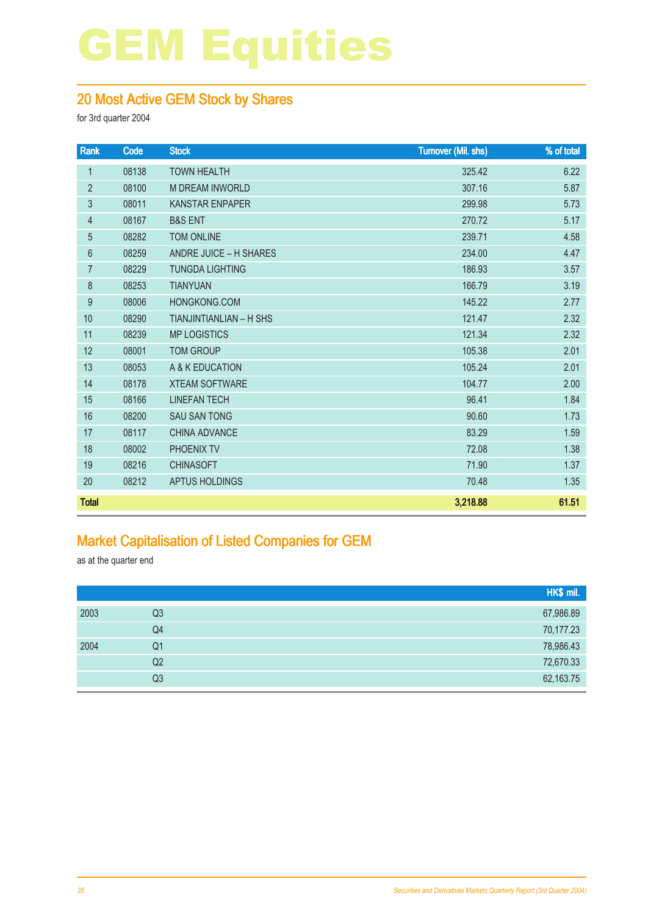# GEM Equities

## 20 Most Active GEM Stock by Shares

for 3rd quarter 2004

| Rank | Code | Stock | Turnover (Mil. shs) | % of total |
|---|---|---|---|---|
| 1 | 08138 | TOWN HEALTH | 325.42 | 6.22 |
| 2 | 08100 | M DREAM INWORLD | 307.16 | 5.87 |
| 3 | 08011 | KANSTAR ENPAPER | 299.98 | 5.73 |
| 4 | 08167 | B&S ENT | 270.72 | 5.17 |
| 5 | 08282 | TOM ONLINE | 239.71 | 4.58 |
| 6 | 08259 | ANDRE JUICE – H SHARES | 234.00 | 4.47 |
| 7 | 08229 | TUNGDA LIGHTING | 186.93 | 3.57 |
| 8 | 08253 | TIANYUAN | 166.79 | 3.19 |
| 9 | 08006 | HONGKONG.COM | 145.22 | 2.77 |
| 10 | 08290 | TIANJINTIANLIAN – H SHS | 121.47 | 2.32 |
| 11 | 08239 | MP LOGISTICS | 121.34 | 2.32 |
| 12 | 08001 | TOM GROUP | 105.38 | 2.01 |
| 13 | 08053 | A & K EDUCATION | 105.24 | 2.01 |
| 14 | 08178 | XTEAM SOFTWARE | 104.77 | 2.00 |
| 15 | 08166 | LINEFAN TECH | 96.41 | 1.84 |
| 16 | 08200 | SAU SAN TONG | 90.60 | 1.73 |
| 17 | 08117 | CHINA ADVANCE | 83.29 | 1.59 |
| 18 | 08002 | PHOENIX TV | 72.08 | 1.38 |
| 19 | 08216 | CHINASOFT | 71.90 | 1.37 |
| 20 | 08212 | APTUS HOLDINGS | 70.48 | 1.35 |
| **Total** | | | **3,218.88** | **61.51** |

## Market Capitalisation of Listed Companies for GEM

as at the quarter end

| | | HK$ mil. |
|---|---|---|
| 2003 | Q3 | 67,986.89 |
| | Q4 | 70,177.23 |
| 2004 | Q1 | 78,986.43 |
| | Q2 | 72,670.33 |
| | Q3 | 62,163.75 |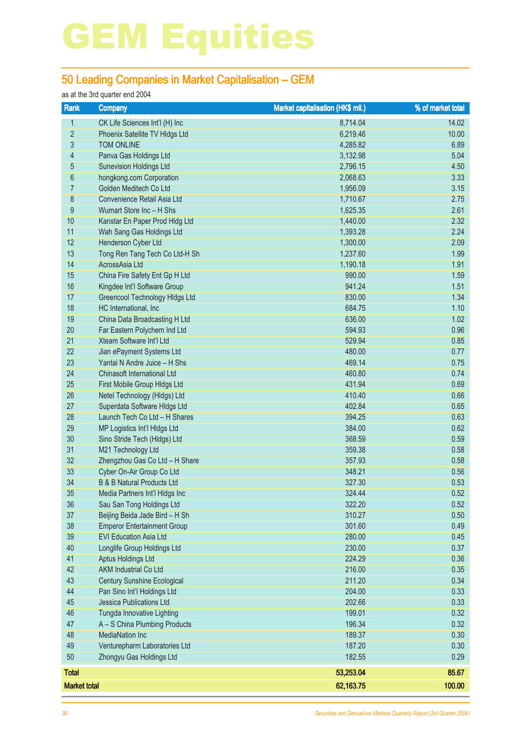# GEM Equities

## 50 Leading Companies in Market Capitalisation – GEM

as at the 3rd quarter end 2004

| Rank | Company | Market capitalisation (HK$ mil.) | % of market total |
|---|---|---|---|
| 1 | CK Life Sciences Int'l (H) Inc | 8,714.04 | 14.02 |
| 2 | Phoenix Satellite TV Hldgs Ltd | 6,219.46 | 10.00 |
| 3 | TOM ONLINE | 4,285.82 | 6.89 |
| 4 | Panva Gas Holdings Ltd | 3,132.98 | 5.04 |
| 5 | Sunevision Holdings Ltd | 2,796.15 | 4.50 |
| 6 | hongkong.com Corporation | 2,068.63 | 3.33 |
| 7 | Golden Meditech Co Ltd | 1,956.09 | 3.15 |
| 8 | Convenience Retail Asia Ltd | 1,710.67 | 2.75 |
| 9 | Wumart Store Inc – H Shs | 1,625.35 | 2.61 |
| 10 | Kanstar En Paper Prod Hldg Ltd | 1,440.00 | 2.32 |
| 11 | Wah Sang Gas Holdings Ltd | 1,393.28 | 2.24 |
| 12 | Henderson Cyber Ltd | 1,300.00 | 2.09 |
| 13 | Tong Ren Tang Tech Co Ltd-H Sh | 1,237.60 | 1.99 |
| 14 | AcrossAsia Ltd | 1,190.18 | 1.91 |
| 15 | China Fire Safety Ent Gp H Ltd | 990.00 | 1.59 |
| 16 | Kingdee Int'l Software Group | 941.24 | 1.51 |
| 17 | Greencool Technology Hldgs Ltd | 830.00 | 1.34 |
| 18 | HC International, Inc | 684.75 | 1.10 |
| 19 | China Data Broadcasting H Ltd | 636.00 | 1.02 |
| 20 | Far Eastern Polychem Ind Ltd | 594.93 | 0.96 |
| 21 | Xteam Software Int'l Ltd | 529.94 | 0.85 |
| 22 | Jian ePayment Systems Ltd | 480.00 | 0.77 |
| 23 | Yantai N Andre Juice – H Shs | 469.14 | 0.75 |
| 24 | Chinasoft International Ltd | 460.80 | 0.74 |
| 25 | First Mobile Group Hldgs Ltd | 431.94 | 0.69 |
| 26 | Netel Technology (Hldgs) Ltd | 410.40 | 0.66 |
| 27 | Superdata Software Hldgs Ltd | 402.84 | 0.65 |
| 28 | Launch Tech Co Ltd – H Shares | 394.25 | 0.63 |
| 29 | MP Logistics Int'l Hldgs Ltd | 384.00 | 0.62 |
| 30 | Sino Stride Tech (Hldgs) Ltd | 368.59 | 0.59 |
| 31 | M21 Technology Ltd | 359.38 | 0.58 |
| 32 | Zhengzhou Gas Co Ltd – H Share | 357.93 | 0.58 |
| 33 | Cyber On-Air Group Co Ltd | 348.21 | 0.56 |
| 34 | B & B Natural Products Ltd | 327.30 | 0.53 |
| 35 | Media Partners Int'l Hldgs Inc | 324.44 | 0.52 |
| 36 | Sau San Tong Holdings Ltd | 322.20 | 0.52 |
| 37 | Beijing Beida Jade Bird – H Sh | 310.27 | 0.50 |
| 38 | Emperor Entertainment Group | 301.60 | 0.49 |
| 39 | EVI Education Asia Ltd | 280.00 | 0.45 |
| 40 | Longlife Group Holdings Ltd | 230.00 | 0.37 |
| 41 | Aptus Holdings Ltd | 224.29 | 0.36 |
| 42 | AKM Industrial Co Ltd | 216.00 | 0.35 |
| 43 | Century Sunshine Ecological | 211.20 | 0.34 |
| 44 | Pan Sino Int'l Holdings Ltd | 204.00 | 0.33 |
| 45 | Jessica Publications Ltd | 202.66 | 0.33 |
| 46 | Tungda Innovative Lighting | 199.01 | 0.32 |
| 47 | A – S China Plumbing Products | 196.34 | 0.32 |
| 48 | MediaNation Inc | 189.37 | 0.30 |
| 49 | Venturepharm Laboratories Ltd | 187.20 | 0.30 |
| 50 | Zhongyu Gas Holdings Ltd | 182.55 | 0.29 |
| **Total** | | **53,253.04** | **85.67** |
| **Market total** | | **62,163.75** | **100.00** |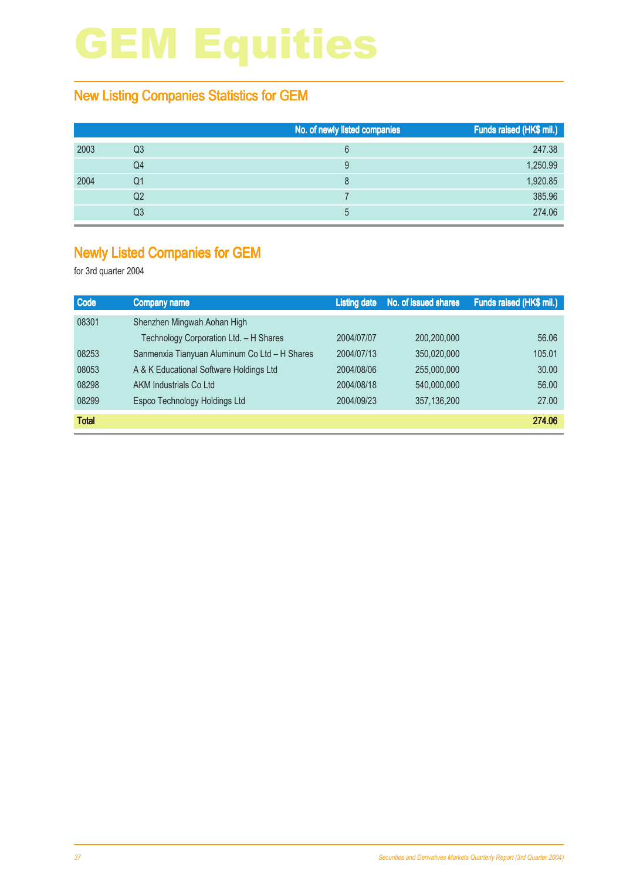# GEM Equities

## New Listing Companies Statistics for GEM

| | | No. of newly listed companies | Funds raised (HK$ mil.) |
|---|---|---|---|
| 2003 | Q3 | 6 | 247.38 |
| | Q4 | 9 | 1,250.99 |
| 2004 | Q1 | 8 | 1,920.85 |
| | Q2 | 7 | 385.96 |
| | Q3 | 5 | 274.06 |

## Newly Listed Companies for GEM

for 3rd quarter 2004

| Code | Company name | Listing date | No. of issued shares | Funds raised (HK$ mil.) |
|---|---|---|---|---|
| 08301 | Shenzhen Mingwah Aohan High Technology Corporation Ltd. – H Shares | 2004/07/07 | 200,200,000 | 56.06 |
| 08253 | Sanmenxia Tianyuan Aluminum Co Ltd – H Shares | 2004/07/13 | 350,020,000 | 105.01 |
| 08053 | A & K Educational Software Holdings Ltd | 2004/08/06 | 255,000,000 | 30.00 |
| 08298 | AKM Industrials Co Ltd | 2004/08/18 | 540,000,000 | 56.00 |
| 08299 | Espco Technology Holdings Ltd | 2004/09/23 | 357,136,200 | 27.00 |
| **Total** | | | | **274.06** |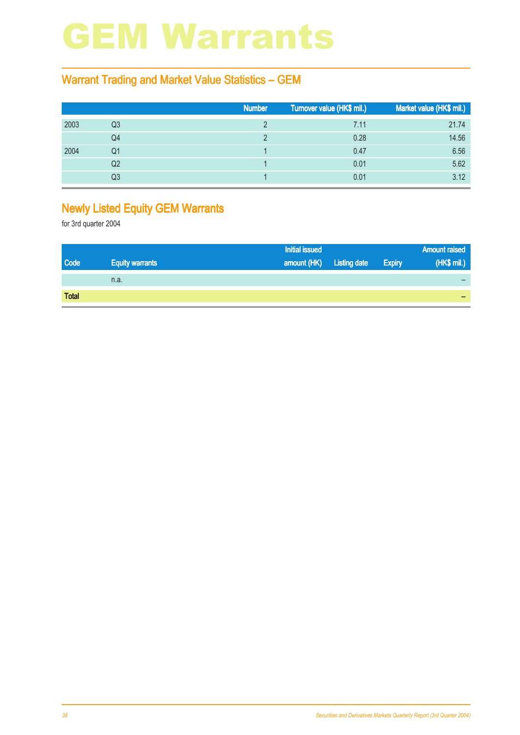# GEM Warrants

## Warrant Trading and Market Value Statistics – GEM

| | | Number | Turnover value (HK$ mil.) | Market value (HK$ mil.) |
|---|---|---|---|---|
| 2003 | Q3 | 2 | 7.11 | 21.74 |
| | Q4 | 2 | 0.28 | 14.56 |
| 2004 | Q1 | 1 | 0.47 | 6.56 |
| | Q2 | 1 | 0.01 | 5.62 |
| | Q3 | 1 | 0.01 | 3.12 |

## Newly Listed Equity GEM Warrants

for 3rd quarter 2004

| Code | Equity warrants | Initial issued amount (HK) | Listing date | Expiry | Amount raised (HK$ mil.) |
|---|---|---|---|---|---|
| | n.a. | | | | – |
| **Total** | | | | | – |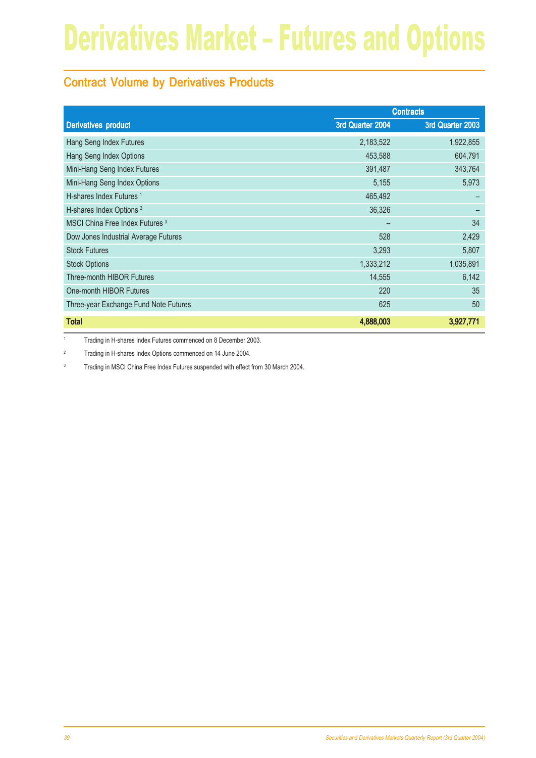# Derivatives Market – Futures and Options

## Contract Volume by Derivatives Products

| Derivatives product | Contracts | |
|---|---|---|
| | 3rd Quarter 2004 | 3rd Quarter 2003 |
| Hang Seng Index Futures | 2,183,522 | 1,922,855 |
| Hang Seng Index Options | 453,588 | 604,791 |
| Mini-Hang Seng Index Futures | 391,487 | 343,764 |
| Mini-Hang Seng Index Options | 5,155 | 5,973 |
| H-shares Index Futures [1] | 465,492 | – |
| H-shares Index Options [2] | 36,326 | – |
| MSCI China Free Index Futures [3] | – | 34 |
| Dow Jones Industrial Average Futures | 528 | 2,429 |
| Stock Futures | 3,293 | 5,807 |
| Stock Options | 1,333,212 | 1,035,891 |
| Three-month HIBOR Futures | 14,555 | 6,142 |
| One-month HIBOR Futures | 220 | 35 |
| Three-year Exchange Fund Note Futures | 625 | 50 |
| **Total** | **4,888,003** | **3,927,771** |

[1] Trading in H-shares Index Futures commenced on 8 December 2003.

[2] Trading in H-shares Index Options commenced on 14 June 2004.

[3] Trading in MSCI China Free Index Futures suspended with effect from 30 March 2004.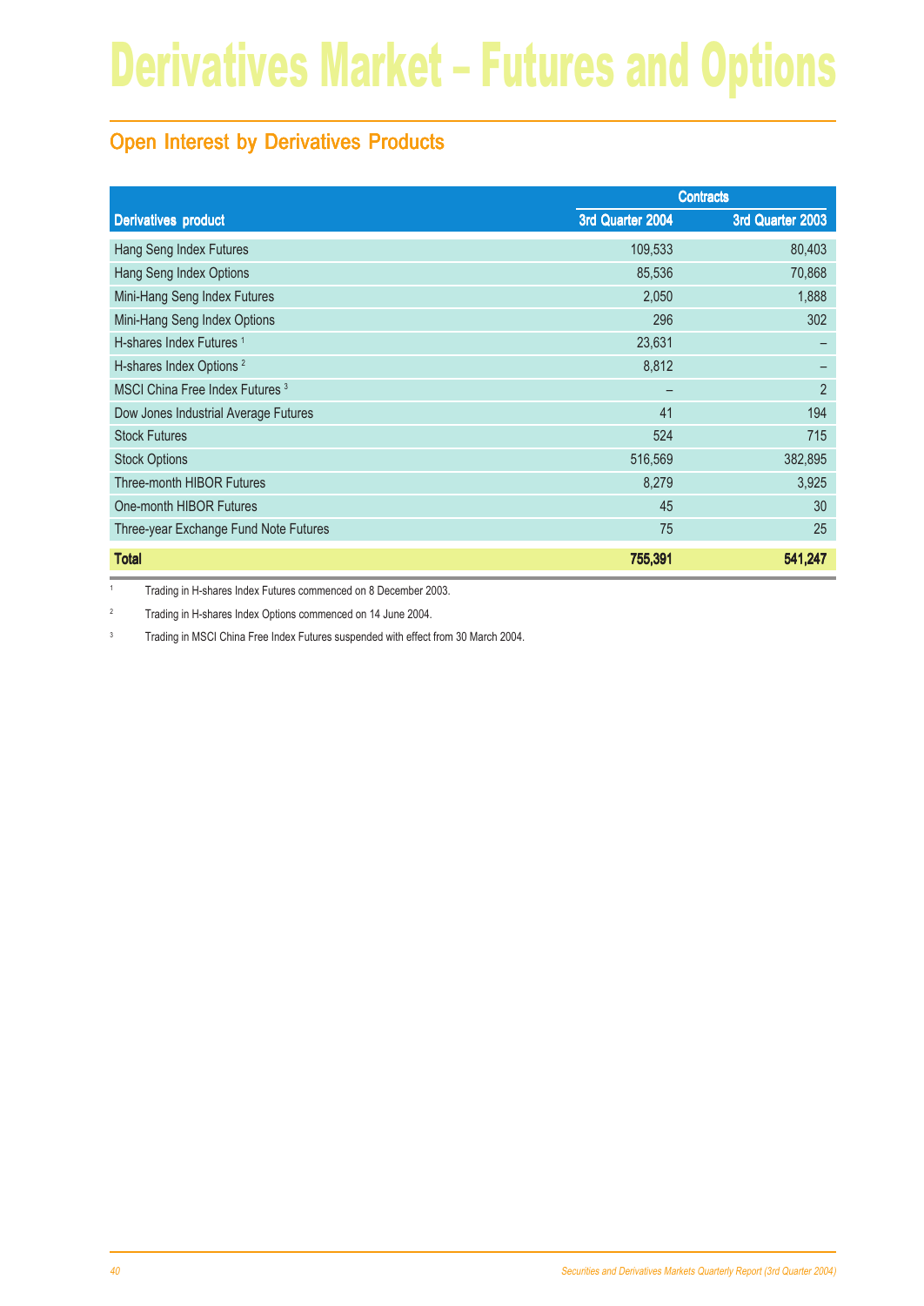# Derivatives Market – Futures and Options

## Open Interest by Derivatives Products

| | Contracts | |
|---|---|---|
| **Derivatives product** | **3rd Quarter 2004** | **3rd Quarter 2003** |
| Hang Seng Index Futures | 109,533 | 80,403 |
| Hang Seng Index Options | 85,536 | 70,868 |
| Mini-Hang Seng Index Futures | 2,050 | 1,888 |
| Mini-Hang Seng Index Options | 296 | 302 |
| H-shares Index Futures [1] | 23,631 | – |
| H-shares Index Options [2] | 8,812 | – |
| MSCI China Free Index Futures [3] | – | 2 |
| Dow Jones Industrial Average Futures | 41 | 194 |
| Stock Futures | 524 | 715 |
| Stock Options | 516,569 | 382,895 |
| Three-month HIBOR Futures | 8,279 | 3,925 |
| One-month HIBOR Futures | 45 | 30 |
| Three-year Exchange Fund Note Futures | 75 | 25 |
| **Total** | **755,391** | **541,247** |

[1] Trading in H-shares Index Futures commenced on 8 December 2003.

[2] Trading in H-shares Index Options commenced on 14 June 2004.

[3] Trading in MSCI China Free Index Futures suspended with effect from 30 March 2004.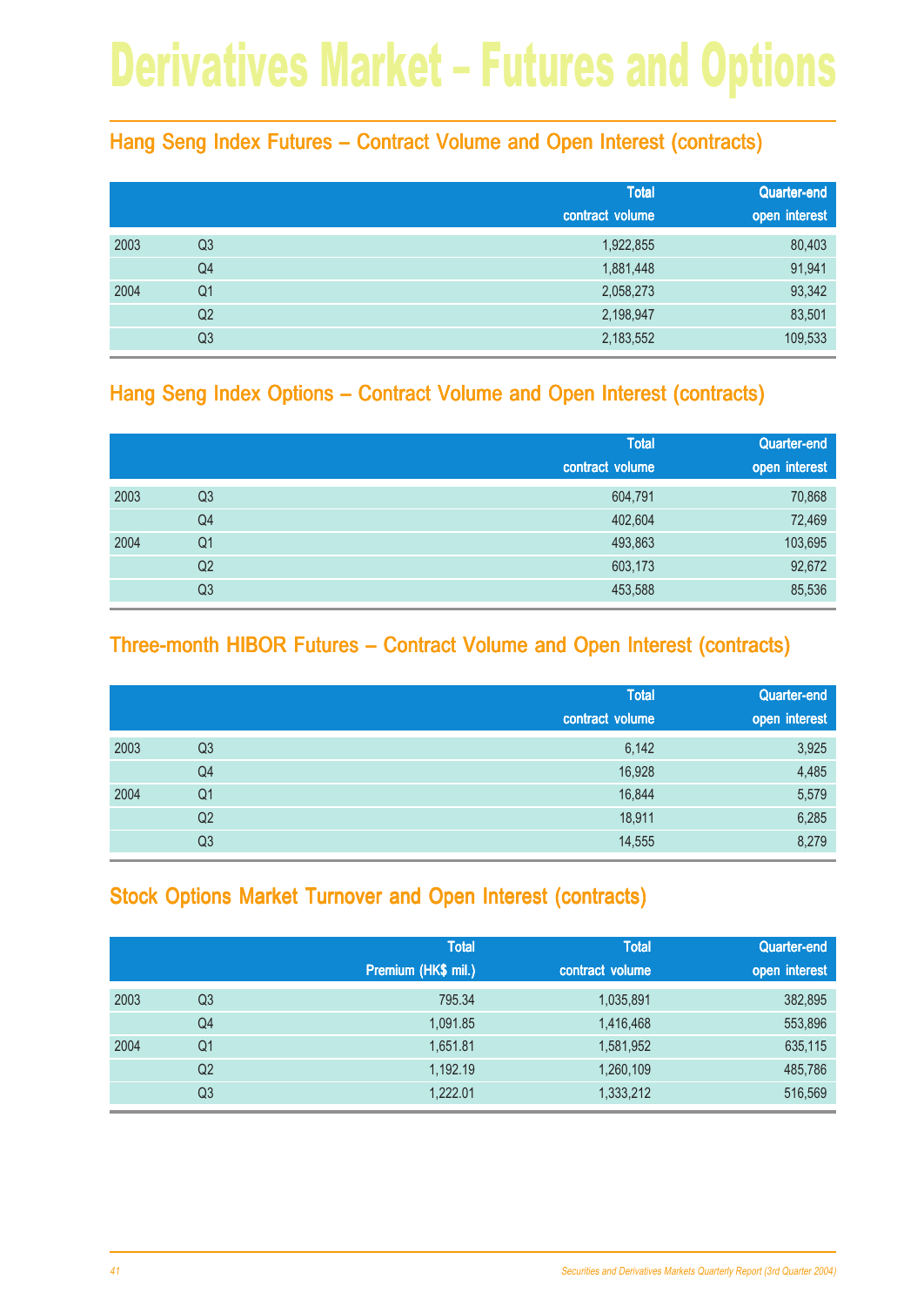# Derivatives Market – Futures and Options

## Hang Seng Index Futures – Contract Volume and Open Interest (contracts)

| | | Total contract volume | Quarter-end open interest |
|---|---|---|---|
| 2003 | Q3 | 1,922,855 | 80,403 |
| | Q4 | 1,881,448 | 91,941 |
| 2004 | Q1 | 2,058,273 | 93,342 |
| | Q2 | 2,198,947 | 83,501 |
| | Q3 | 2,183,552 | 109,533 |

## Hang Seng Index Options – Contract Volume and Open Interest (contracts)

| | | Total contract volume | Quarter-end open interest |
|---|---|---|---|
| 2003 | Q3 | 604,791 | 70,868 |
| | Q4 | 402,604 | 72,469 |
| 2004 | Q1 | 493,863 | 103,695 |
| | Q2 | 603,173 | 92,672 |
| | Q3 | 453,588 | 85,536 |

## Three-month HIBOR Futures – Contract Volume and Open Interest (contracts)

| | | Total contract volume | Quarter-end open interest |
|---|---|---|---|
| 2003 | Q3 | 6,142 | 3,925 |
| | Q4 | 16,928 | 4,485 |
| 2004 | Q1 | 16,844 | 5,579 |
| | Q2 | 18,911 | 6,285 |
| | Q3 | 14,555 | 8,279 |

## Stock Options Market Turnover and Open Interest (contracts)

| | | Total Premium (HK$ mil.) | Total contract volume | Quarter-end open interest |
|---|---|---|---|---|
| 2003 | Q3 | 795.34 | 1,035,891 | 382,895 |
| | Q4 | 1,091.85 | 1,416,468 | 553,896 |
| 2004 | Q1 | 1,651.81 | 1,581,952 | 635,115 |
| | Q2 | 1,192.19 | 1,260,109 | 485,786 |
| | Q3 | 1,222.01 | 1,333,212 | 516,569 |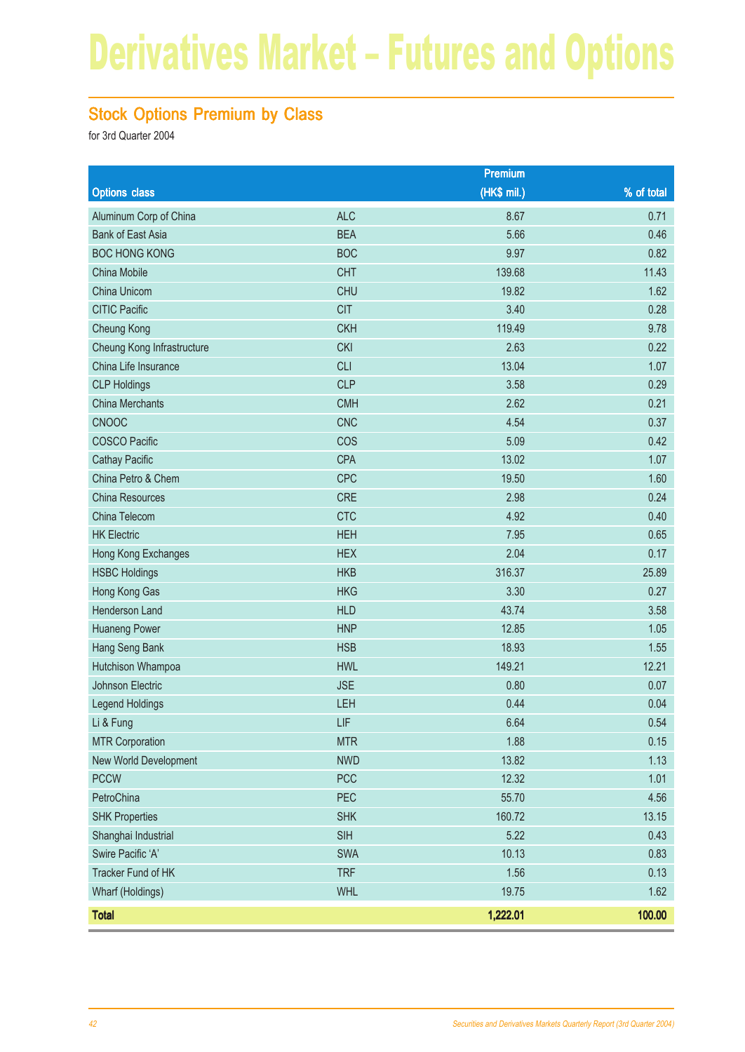# Derivatives Market – Futures and Options

## Stock Options Premium by Class

for 3rd Quarter 2004

| Options class | | Premium (HK$ mil.) | % of total |
|---|---|---|---|
| Aluminum Corp of China | ALC | 8.67 | 0.71 |
| Bank of East Asia | BEA | 5.66 | 0.46 |
| BOC HONG KONG | BOC | 9.97 | 0.82 |
| China Mobile | CHT | 139.68 | 11.43 |
| China Unicom | CHU | 19.82 | 1.62 |
| CITIC Pacific | CIT | 3.40 | 0.28 |
| Cheung Kong | CKH | 119.49 | 9.78 |
| Cheung Kong Infrastructure | CKI | 2.63 | 0.22 |
| China Life Insurance | CLI | 13.04 | 1.07 |
| CLP Holdings | CLP | 3.58 | 0.29 |
| China Merchants | CMH | 2.62 | 0.21 |
| CNOOC | CNC | 4.54 | 0.37 |
| COSCO Pacific | COS | 5.09 | 0.42 |
| Cathay Pacific | CPA | 13.02 | 1.07 |
| China Petro & Chem | CPC | 19.50 | 1.60 |
| China Resources | CRE | 2.98 | 0.24 |
| China Telecom | CTC | 4.92 | 0.40 |
| HK Electric | HEH | 7.95 | 0.65 |
| Hong Kong Exchanges | HEX | 2.04 | 0.17 |
| HSBC Holdings | HKB | 316.37 | 25.89 |
| Hong Kong Gas | HKG | 3.30 | 0.27 |
| Henderson Land | HLD | 43.74 | 3.58 |
| Huaneng Power | HNP | 12.85 | 1.05 |
| Hang Seng Bank | HSB | 18.93 | 1.55 |
| Hutchison Whampoa | HWL | 149.21 | 12.21 |
| Johnson Electric | JSE | 0.80 | 0.07 |
| Legend Holdings | LEH | 0.44 | 0.04 |
| Li & Fung | LIF | 6.64 | 0.54 |
| MTR Corporation | MTR | 1.88 | 0.15 |
| New World Development | NWD | 13.82 | 1.13 |
| PCCW | PCC | 12.32 | 1.01 |
| PetroChina | PEC | 55.70 | 4.56 |
| SHK Properties | SHK | 160.72 | 13.15 |
| Shanghai Industrial | SIH | 5.22 | 0.43 |
| Swire Pacific 'A' | SWA | 10.13 | 0.83 |
| Tracker Fund of HK | TRF | 1.56 | 0.13 |
| Wharf (Holdings) | WHL | 19.75 | 1.62 |
| **Total** | | **1,222.01** | **100.00** |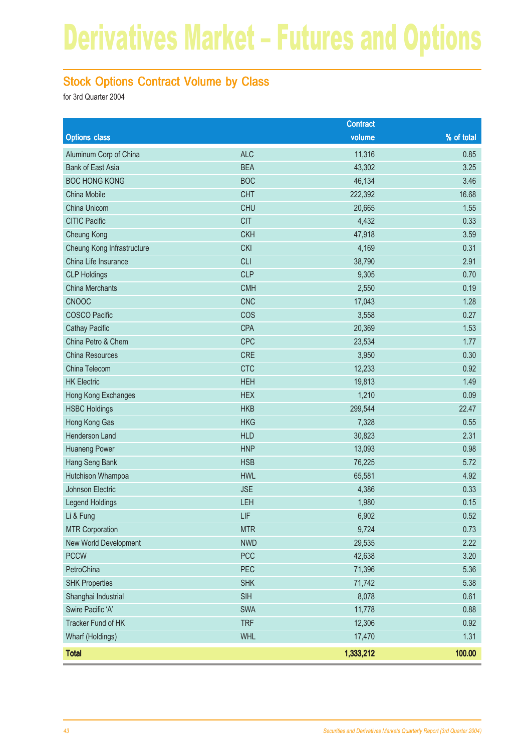# Derivatives Market – Futures and Options

## Stock Options Contract Volume by Class

for 3rd Quarter 2004

| Options class | | Contract volume | % of total |
|---|---|---|---|
| Aluminum Corp of China | ALC | 11,316 | 0.85 |
| Bank of East Asia | BEA | 43,302 | 3.25 |
| BOC HONG KONG | BOC | 46,134 | 3.46 |
| China Mobile | CHT | 222,392 | 16.68 |
| China Unicom | CHU | 20,665 | 1.55 |
| CITIC Pacific | CIT | 4,432 | 0.33 |
| Cheung Kong | CKH | 47,918 | 3.59 |
| Cheung Kong Infrastructure | CKI | 4,169 | 0.31 |
| China Life Insurance | CLI | 38,790 | 2.91 |
| CLP Holdings | CLP | 9,305 | 0.70 |
| China Merchants | CMH | 2,550 | 0.19 |
| CNOOC | CNC | 17,043 | 1.28 |
| COSCO Pacific | COS | 3,558 | 0.27 |
| Cathay Pacific | CPA | 20,369 | 1.53 |
| China Petro & Chem | CPC | 23,534 | 1.77 |
| China Resources | CRE | 3,950 | 0.30 |
| China Telecom | CTC | 12,233 | 0.92 |
| HK Electric | HEH | 19,813 | 1.49 |
| Hong Kong Exchanges | HEX | 1,210 | 0.09 |
| HSBC Holdings | HKB | 299,544 | 22.47 |
| Hong Kong Gas | HKG | 7,328 | 0.55 |
| Henderson Land | HLD | 30,823 | 2.31 |
| Huaneng Power | HNP | 13,093 | 0.98 |
| Hang Seng Bank | HSB | 76,225 | 5.72 |
| Hutchison Whampoa | HWL | 65,581 | 4.92 |
| Johnson Electric | JSE | 4,386 | 0.33 |
| Legend Holdings | LEH | 1,980 | 0.15 |
| Li & Fung | LIF | 6,902 | 0.52 |
| MTR Corporation | MTR | 9,724 | 0.73 |
| New World Development | NWD | 29,535 | 2.22 |
| PCCW | PCC | 42,638 | 3.20 |
| PetroChina | PEC | 71,396 | 5.36 |
| SHK Properties | SHK | 71,742 | 5.38 |
| Shanghai Industrial | SIH | 8,078 | 0.61 |
| Swire Pacific 'A' | SWA | 11,778 | 0.88 |
| Tracker Fund of HK | TRF | 12,306 | 0.92 |
| Wharf (Holdings) | WHL | 17,470 | 1.31 |
| **Total** | | **1,333,212** | **100.00** |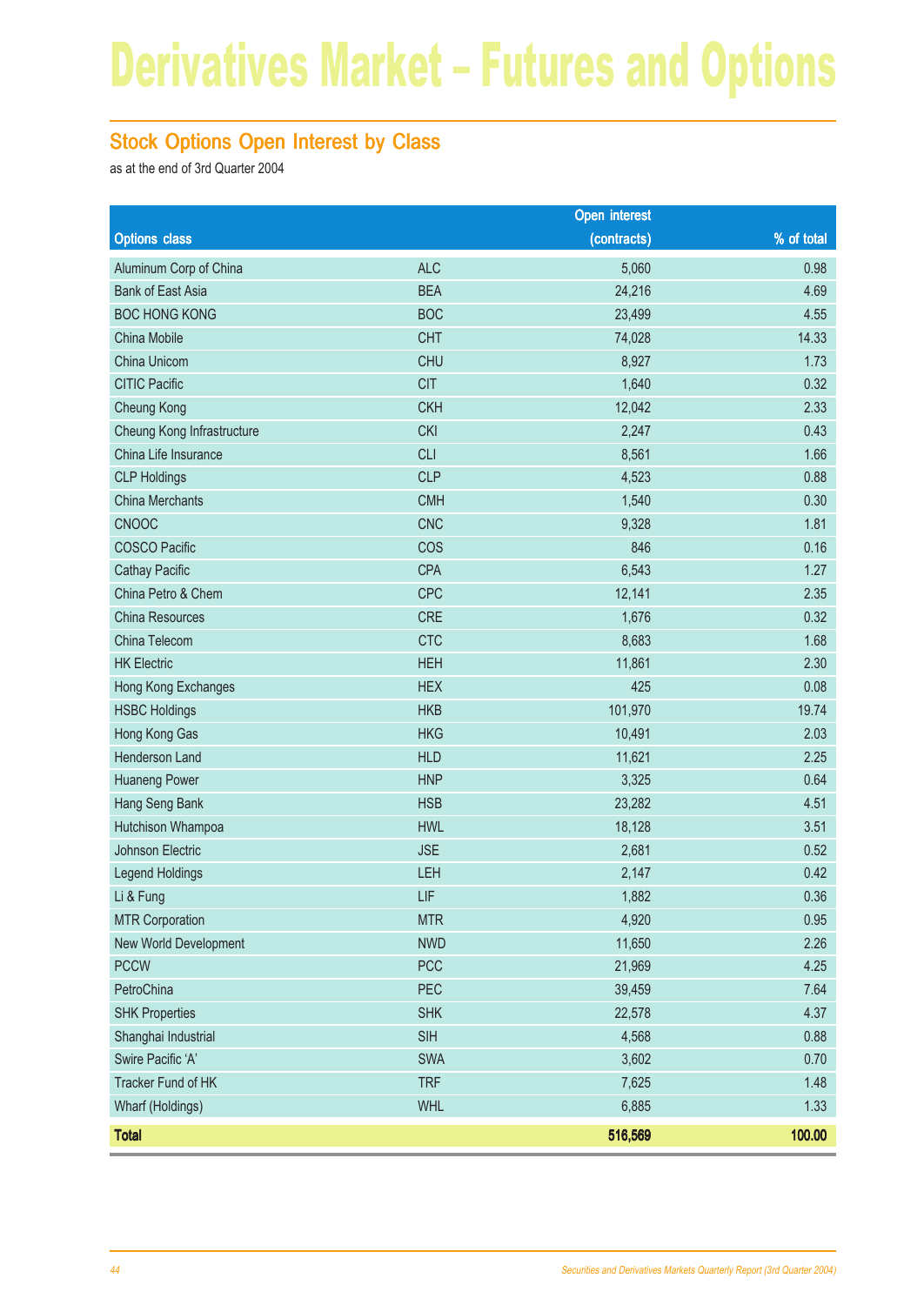# Derivatives Market – Futures and Options

## Stock Options Open Interest by Class

as at the end of 3rd Quarter 2004

| Options class | | Open interest (contracts) | % of total |
|---|---|---|---|
| Aluminum Corp of China | ALC | 5,060 | 0.98 |
| Bank of East Asia | BEA | 24,216 | 4.69 |
| BOC HONG KONG | BOC | 23,499 | 4.55 |
| China Mobile | CHT | 74,028 | 14.33 |
| China Unicom | CHU | 8,927 | 1.73 |
| CITIC Pacific | CIT | 1,640 | 0.32 |
| Cheung Kong | CKH | 12,042 | 2.33 |
| Cheung Kong Infrastructure | CKI | 2,247 | 0.43 |
| China Life Insurance | CLI | 8,561 | 1.66 |
| CLP Holdings | CLP | 4,523 | 0.88 |
| China Merchants | CMH | 1,540 | 0.30 |
| CNOOC | CNC | 9,328 | 1.81 |
| COSCO Pacific | COS | 846 | 0.16 |
| Cathay Pacific | CPA | 6,543 | 1.27 |
| China Petro & Chem | CPC | 12,141 | 2.35 |
| China Resources | CRE | 1,676 | 0.32 |
| China Telecom | CTC | 8,683 | 1.68 |
| HK Electric | HEH | 11,861 | 2.30 |
| Hong Kong Exchanges | HEX | 425 | 0.08 |
| HSBC Holdings | HKB | 101,970 | 19.74 |
| Hong Kong Gas | HKG | 10,491 | 2.03 |
| Henderson Land | HLD | 11,621 | 2.25 |
| Huaneng Power | HNP | 3,325 | 0.64 |
| Hang Seng Bank | HSB | 23,282 | 4.51 |
| Hutchison Whampoa | HWL | 18,128 | 3.51 |
| Johnson Electric | JSE | 2,681 | 0.52 |
| Legend Holdings | LEH | 2,147 | 0.42 |
| Li & Fung | LIF | 1,882 | 0.36 |
| MTR Corporation | MTR | 4,920 | 0.95 |
| New World Development | NWD | 11,650 | 2.26 |
| PCCW | PCC | 21,969 | 4.25 |
| PetroChina | PEC | 39,459 | 7.64 |
| SHK Properties | SHK | 22,578 | 4.37 |
| Shanghai Industrial | SIH | 4,568 | 0.88 |
| Swire Pacific 'A' | SWA | 3,602 | 0.70 |
| Tracker Fund of HK | TRF | 7,625 | 1.48 |
| Wharf (Holdings) | WHL | 6,885 | 1.33 |
| **Total** | | **516,569** | **100.00** |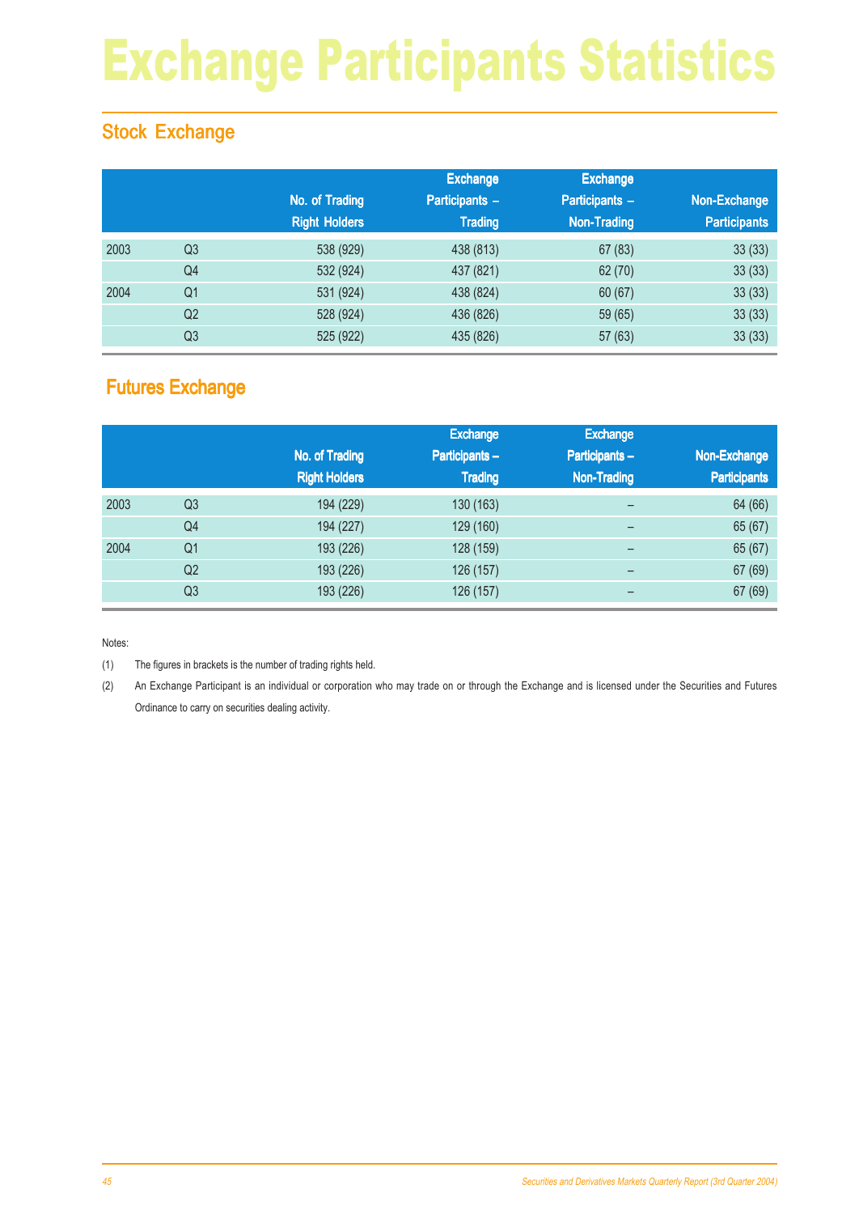# Exchange Participants Statistics

## Stock Exchange

| | | No. of Trading Right Holders | Exchange Participants – Trading | Exchange Participants – Non-Trading | Non-Exchange Participants |
|---|---|---|---|---|---|
| 2003 | Q3 | 538 (929) | 438 (813) | 67 (83) | 33 (33) |
| | Q4 | 532 (924) | 437 (821) | 62 (70) | 33 (33) |
| 2004 | Q1 | 531 (924) | 438 (824) | 60 (67) | 33 (33) |
| | Q2 | 528 (924) | 436 (826) | 59 (65) | 33 (33) |
| | Q3 | 525 (922) | 435 (826) | 57 (63) | 33 (33) |

## Futures Exchange

| | | No. of Trading Right Holders | Exchange Participants – Trading | Exchange Participants – Non-Trading | Non-Exchange Participants |
|---|---|---|---|---|---|
| 2003 | Q3 | 194 (229) | 130 (163) | – | 64 (66) |
| | Q4 | 194 (227) | 129 (160) | – | 65 (67) |
| 2004 | Q1 | 193 (226) | 128 (159) | – | 65 (67) |
| | Q2 | 193 (226) | 126 (157) | – | 67 (69) |
| | Q3 | 193 (226) | 126 (157) | – | 67 (69) |

Notes:

(1) The figures in brackets is the number of trading rights held.

(2) An Exchange Participant is an individual or corporation who may trade on or through the Exchange and is licensed under the Securities and Futures Ordinance to carry on securities dealing activity.